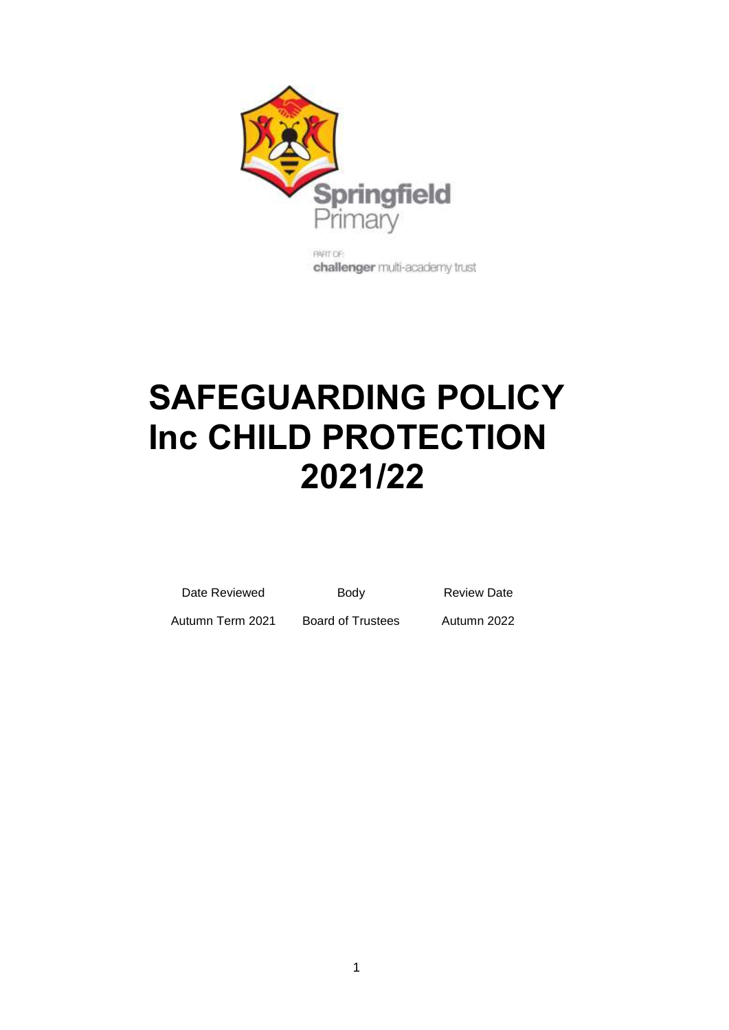Springfield Primary

PART OF

**challenger** multi-academy trust

# SAFEGUARDING POLICY Inc CHILD PROTECTION 2021/22

| Date Reviewed | Body | Review Date |
|---|---|---|
| Autumn Term 2021 | Board of Trustees | Autumn 2022 |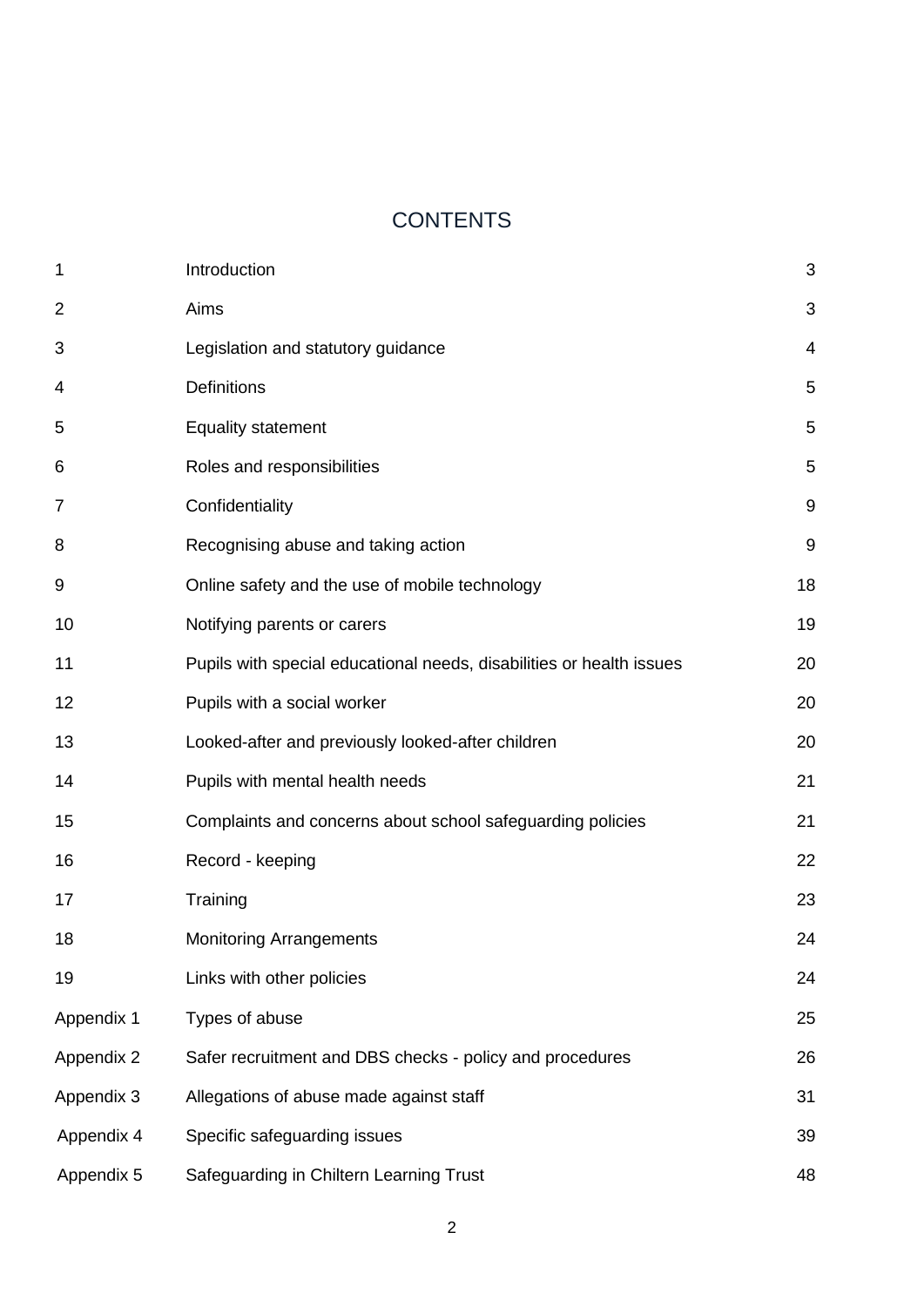# CONTENTS

| | | |
|---|---|---|
| 1 | Introduction | 3 |
| 2 | Aims | 3 |
| 3 | Legislation and statutory guidance | 4 |
| 4 | Definitions | 5 |
| 5 | Equality statement | 5 |
| 6 | Roles and responsibilities | 5 |
| 7 | Confidentiality | 9 |
| 8 | Recognising abuse and taking action | 9 |
| 9 | Online safety and the use of mobile technology | 18 |
| 10 | Notifying parents or carers | 19 |
| 11 | Pupils with special educational needs, disabilities or health issues | 20 |
| 12 | Pupils with a social worker | 20 |
| 13 | Looked-after and previously looked-after children | 20 |
| 14 | Pupils with mental health needs | 21 |
| 15 | Complaints and concerns about school safeguarding policies | 21 |
| 16 | Record - keeping | 22 |
| 17 | Training | 23 |
| 18 | Monitoring Arrangements | 24 |
| 19 | Links with other policies | 24 |
| Appendix 1 | Types of abuse | 25 |
| Appendix 2 | Safer recruitment and DBS checks - policy and procedures | 26 |
| Appendix 3 | Allegations of abuse made against staff | 31 |
| Appendix 4 | Specific safeguarding issues | 39 |
| Appendix 5 | Safeguarding in Chiltern Learning Trust | 48 |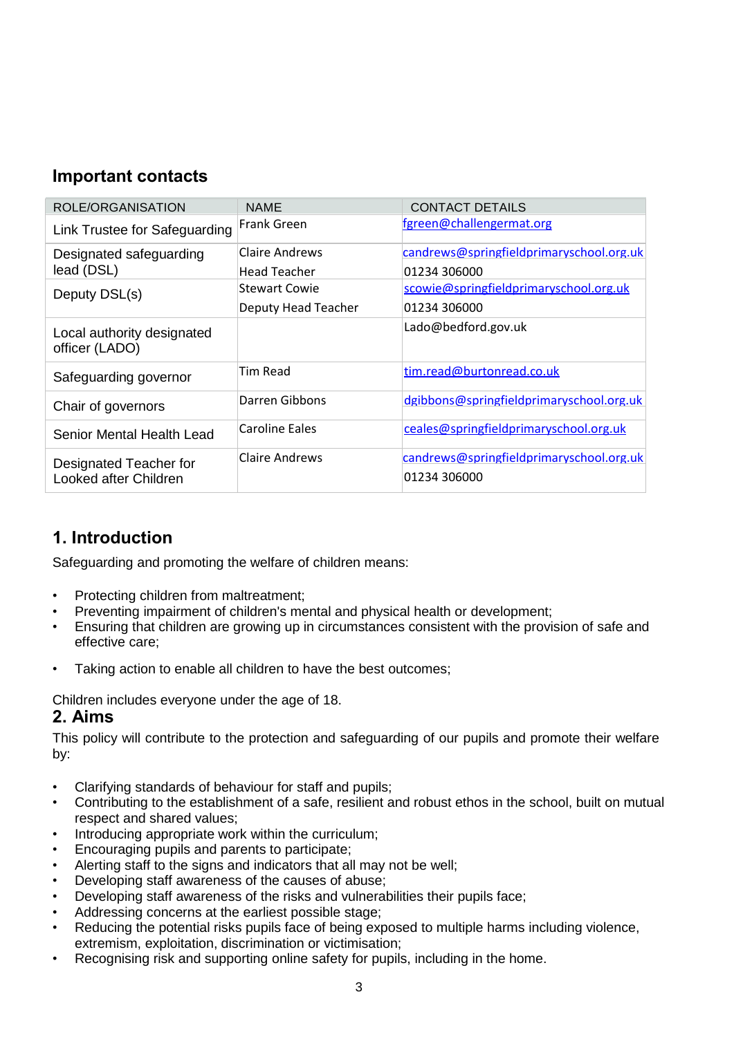## Important contacts

| ROLE/ORGANISATION | NAME | CONTACT DETAILS |
|---|---|---|
| Link Trustee for Safeguarding | Frank Green | fgreen@challengermat.org |
| Designated safeguarding lead (DSL) | Claire Andrews<br>Head Teacher | candrews@springfieldprimaryschool.org.uk<br>01234 306000 |
| Deputy DSL(s) | Stewart Cowie<br>Deputy Head Teacher | scowie@springfieldprimaryschool.org.uk<br>01234 306000 |
| Local authority designated officer (LADO) | | Lado@bedford.gov.uk |
| Safeguarding governor | Tim Read | tim.read@burtonread.co.uk |
| Chair of governors | Darren Gibbons | dgibbons@springfieldprimaryschool.org.uk |
| Senior Mental Health Lead | Caroline Eales | ceales@springfieldprimaryschool.org.uk |
| Designated Teacher for Looked after Children | Claire Andrews | candrews@springfieldprimaryschool.org.uk<br>01234 306000 |

## 1. Introduction

Safeguarding and promoting the welfare of children means:

- Protecting children from maltreatment;
- Preventing impairment of children's mental and physical health or development;
- Ensuring that children are growing up in circumstances consistent with the provision of safe and effective care;
- Taking action to enable all children to have the best outcomes;

Children includes everyone under the age of 18.

## 2. Aims

This policy will contribute to the protection and safeguarding of our pupils and promote their welfare by:

- Clarifying standards of behaviour for staff and pupils;
- Contributing to the establishment of a safe, resilient and robust ethos in the school, built on mutual respect and shared values;
- Introducing appropriate work within the curriculum;
- Encouraging pupils and parents to participate;
- Alerting staff to the signs and indicators that all may not be well;
- Developing staff awareness of the causes of abuse;
- Developing staff awareness of the risks and vulnerabilities their pupils face;
- Addressing concerns at the earliest possible stage;
- Reducing the potential risks pupils face of being exposed to multiple harms including violence, extremism, exploitation, discrimination or victimisation;
- Recognising risk and supporting online safety for pupils, including in the home.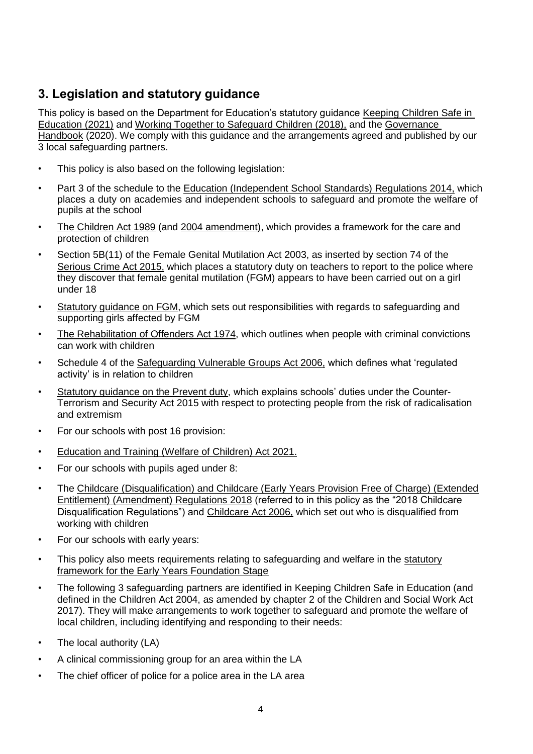## 3. Legislation and statutory guidance

This policy is based on the Department for Education's statutory guidance Keeping Children Safe in Education (2021) and Working Together to Safeguard Children (2018), and the Governance Handbook (2020). We comply with this guidance and the arrangements agreed and published by our 3 local safeguarding partners.

- This policy is also based on the following legislation:
- Part 3 of the schedule to the Education (Independent School Standards) Regulations 2014, which places a duty on academies and independent schools to safeguard and promote the welfare of pupils at the school
- The Children Act 1989 (and 2004 amendment), which provides a framework for the care and protection of children
- Section 5B(11) of the Female Genital Mutilation Act 2003, as inserted by section 74 of the Serious Crime Act 2015, which places a statutory duty on teachers to report to the police where they discover that female genital mutilation (FGM) appears to have been carried out on a girl under 18
- Statutory guidance on FGM, which sets out responsibilities with regards to safeguarding and supporting girls affected by FGM
- The Rehabilitation of Offenders Act 1974, which outlines when people with criminal convictions can work with children
- Schedule 4 of the Safeguarding Vulnerable Groups Act 2006, which defines what 'regulated activity' is in relation to children
- Statutory guidance on the Prevent duty, which explains schools' duties under the Counter-Terrorism and Security Act 2015 with respect to protecting people from the risk of radicalisation and extremism
- For our schools with post 16 provision:
- Education and Training (Welfare of Children) Act 2021.
- For our schools with pupils aged under 8:
- The Childcare (Disqualification) and Childcare (Early Years Provision Free of Charge) (Extended Entitlement) (Amendment) Regulations 2018 (referred to in this policy as the "2018 Childcare Disqualification Regulations") and Childcare Act 2006, which set out who is disqualified from working with children
- For our schools with early years:
- This policy also meets requirements relating to safeguarding and welfare in the statutory framework for the Early Years Foundation Stage
- The following 3 safeguarding partners are identified in Keeping Children Safe in Education (and defined in the Children Act 2004, as amended by chapter 2 of the Children and Social Work Act 2017). They will make arrangements to work together to safeguard and promote the welfare of local children, including identifying and responding to their needs:
- The local authority (LA)
- A clinical commissioning group for an area within the LA
- The chief officer of police for a police area in the LA area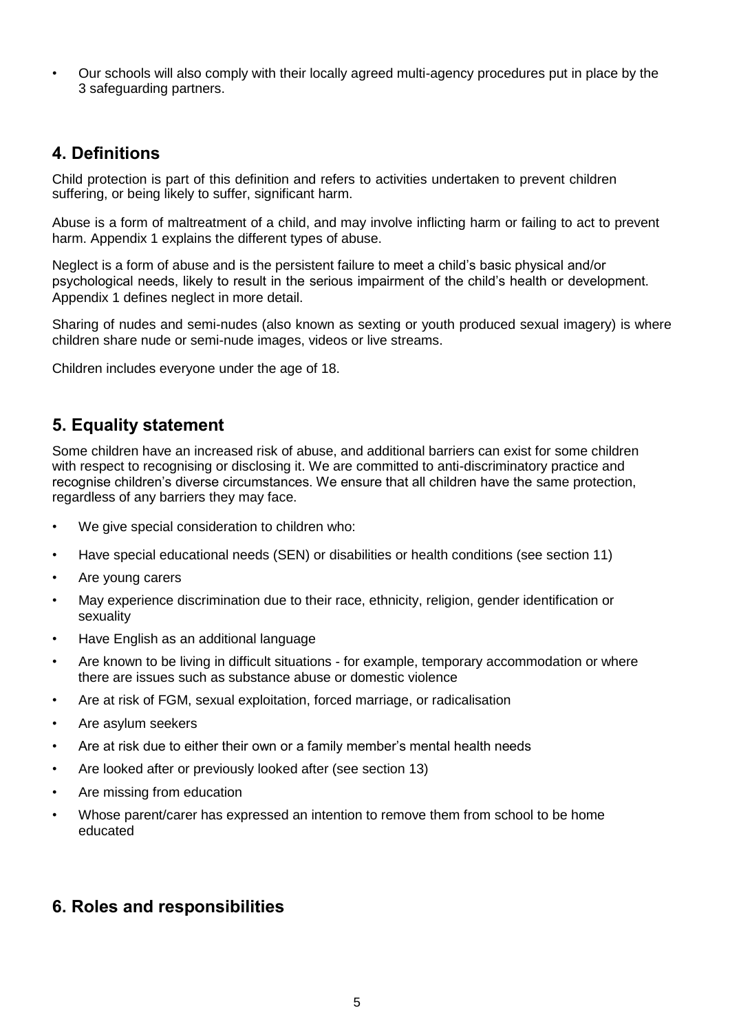- Our schools will also comply with their locally agreed multi-agency procedures put in place by the 3 safeguarding partners.

## 4. Definitions

Child protection is part of this definition and refers to activities undertaken to prevent children suffering, or being likely to suffer, significant harm.

Abuse is a form of maltreatment of a child, and may involve inflicting harm or failing to act to prevent harm. Appendix 1 explains the different types of abuse.

Neglect is a form of abuse and is the persistent failure to meet a child's basic physical and/or psychological needs, likely to result in the serious impairment of the child's health or development. Appendix 1 defines neglect in more detail.

Sharing of nudes and semi-nudes (also known as sexting or youth produced sexual imagery) is where children share nude or semi-nude images, videos or live streams.

Children includes everyone under the age of 18.

## 5. Equality statement

Some children have an increased risk of abuse, and additional barriers can exist for some children with respect to recognising or disclosing it. We are committed to anti-discriminatory practice and recognise children's diverse circumstances. We ensure that all children have the same protection, regardless of any barriers they may face.

- We give special consideration to children who:
- Have special educational needs (SEN) or disabilities or health conditions (see section 11)
- Are young carers
- May experience discrimination due to their race, ethnicity, religion, gender identification or sexuality
- Have English as an additional language
- Are known to be living in difficult situations - for example, temporary accommodation or where there are issues such as substance abuse or domestic violence
- Are at risk of FGM, sexual exploitation, forced marriage, or radicalisation
- Are asylum seekers
- Are at risk due to either their own or a family member's mental health needs
- Are looked after or previously looked after (see section 13)
- Are missing from education
- Whose parent/carer has expressed an intention to remove them from school to be home educated

## 6. Roles and responsibilities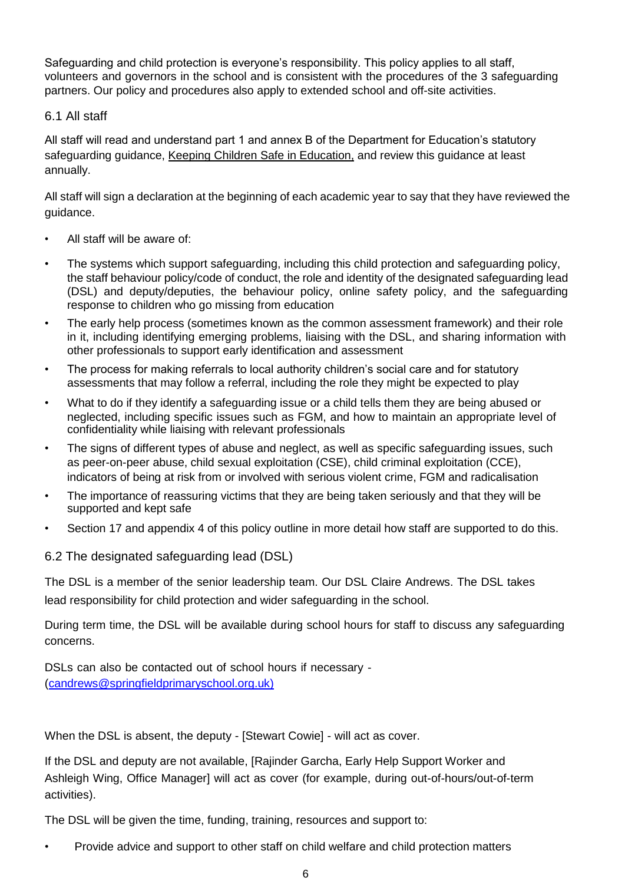Safeguarding and child protection is everyone's responsibility. This policy applies to all staff, volunteers and governors in the school and is consistent with the procedures of the 3 safeguarding partners. Our policy and procedures also apply to extended school and off-site activities.

### 6.1 All staff

All staff will read and understand part 1 and annex B of the Department for Education's statutory safeguarding guidance, Keeping Children Safe in Education, and review this guidance at least annually.

All staff will sign a declaration at the beginning of each academic year to say that they have reviewed the guidance.

- All staff will be aware of:
- The systems which support safeguarding, including this child protection and safeguarding policy, the staff behaviour policy/code of conduct, the role and identity of the designated safeguarding lead (DSL) and deputy/deputies, the behaviour policy, online safety policy, and the safeguarding response to children who go missing from education
- The early help process (sometimes known as the common assessment framework) and their role in it, including identifying emerging problems, liaising with the DSL, and sharing information with other professionals to support early identification and assessment
- The process for making referrals to local authority children's social care and for statutory assessments that may follow a referral, including the role they might be expected to play
- What to do if they identify a safeguarding issue or a child tells them they are being abused or neglected, including specific issues such as FGM, and how to maintain an appropriate level of confidentiality while liaising with relevant professionals
- The signs of different types of abuse and neglect, as well as specific safeguarding issues, such as peer-on-peer abuse, child sexual exploitation (CSE), child criminal exploitation (CCE), indicators of being at risk from or involved with serious violent crime, FGM and radicalisation
- The importance of reassuring victims that they are being taken seriously and that they will be supported and kept safe
- Section 17 and appendix 4 of this policy outline in more detail how staff are supported to do this.

### 6.2 The designated safeguarding lead (DSL)

The DSL is a member of the senior leadership team. Our DSL Claire Andrews. The DSL takes lead responsibility for child protection and wider safeguarding in the school.

During term time, the DSL will be available during school hours for staff to discuss any safeguarding concerns.

DSLs can also be contacted out of school hours if necessary - (candrews@springfieldprimaryschool.org.uk)

When the DSL is absent, the deputy - [Stewart Cowie] - will act as cover.

If the DSL and deputy are not available, [Rajinder Garcha, Early Help Support Worker and Ashleigh Wing, Office Manager] will act as cover (for example, during out-of-hours/out-of-term activities).

The DSL will be given the time, funding, training, resources and support to:

- Provide advice and support to other staff on child welfare and child protection matters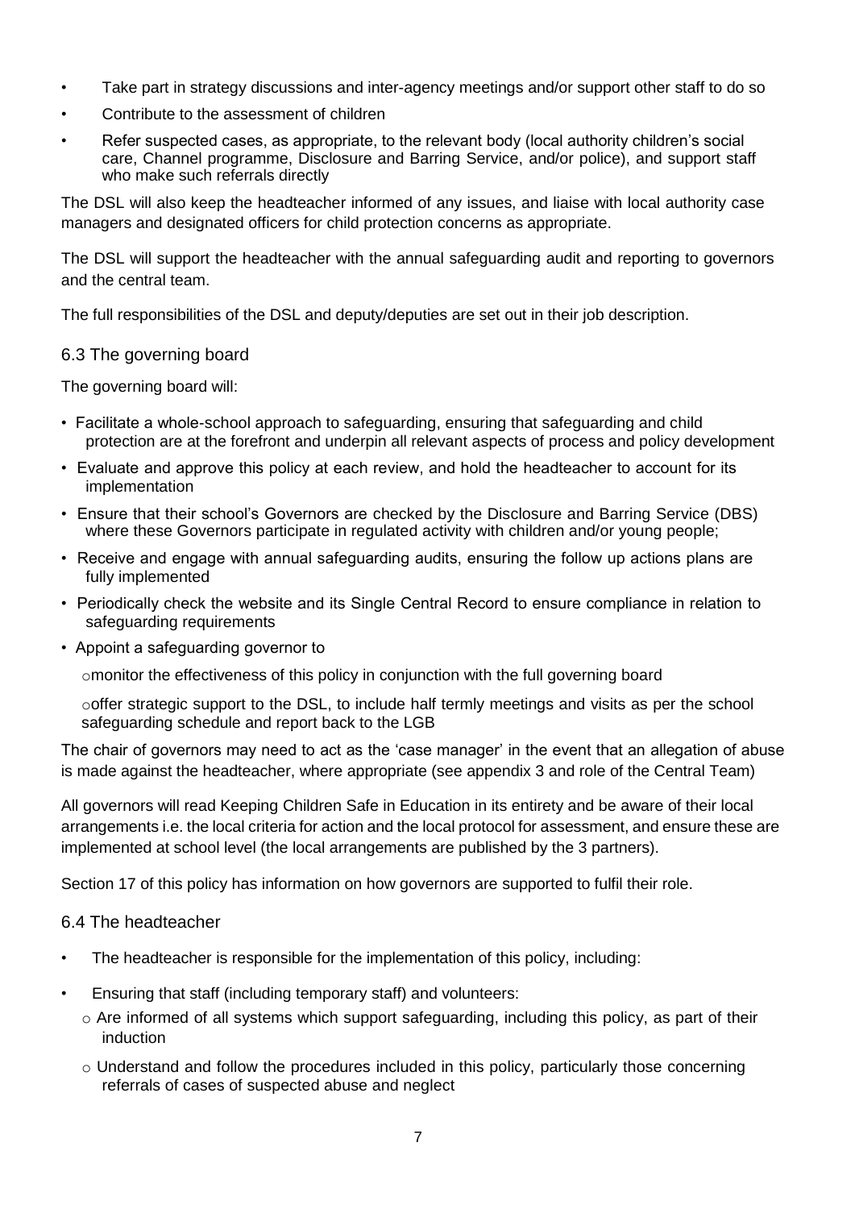- Take part in strategy discussions and inter-agency meetings and/or support other staff to do so
- Contribute to the assessment of children
- Refer suspected cases, as appropriate, to the relevant body (local authority children's social care, Channel programme, Disclosure and Barring Service, and/or police), and support staff who make such referrals directly

The DSL will also keep the headteacher informed of any issues, and liaise with local authority case managers and designated officers for child protection concerns as appropriate.

The DSL will support the headteacher with the annual safeguarding audit and reporting to governors and the central team.

The full responsibilities of the DSL and deputy/deputies are set out in their job description.

### 6.3 The governing board

The governing board will:

- Facilitate a whole-school approach to safeguarding, ensuring that safeguarding and child protection are at the forefront and underpin all relevant aspects of process and policy development
- Evaluate and approve this policy at each review, and hold the headteacher to account for its implementation
- Ensure that their school's Governors are checked by the Disclosure and Barring Service (DBS) where these Governors participate in regulated activity with children and/or young people;
- Receive and engage with annual safeguarding audits, ensuring the follow up actions plans are fully implemented
- Periodically check the website and its Single Central Record to ensure compliance in relation to safeguarding requirements
- Appoint a safeguarding governor to
  - monitor the effectiveness of this policy in conjunction with the full governing board
  - offer strategic support to the DSL, to include half termly meetings and visits as per the school safeguarding schedule and report back to the LGB

The chair of governors may need to act as the 'case manager' in the event that an allegation of abuse is made against the headteacher, where appropriate (see appendix 3 and role of the Central Team)

All governors will read Keeping Children Safe in Education in its entirety and be aware of their local arrangements i.e. the local criteria for action and the local protocol for assessment, and ensure these are implemented at school level (the local arrangements are published by the 3 partners).

Section 17 of this policy has information on how governors are supported to fulfil their role.

### 6.4 The headteacher

- The headteacher is responsible for the implementation of this policy, including:
- Ensuring that staff (including temporary staff) and volunteers:
  - Are informed of all systems which support safeguarding, including this policy, as part of their induction
  - Understand and follow the procedures included in this policy, particularly those concerning referrals of cases of suspected abuse and neglect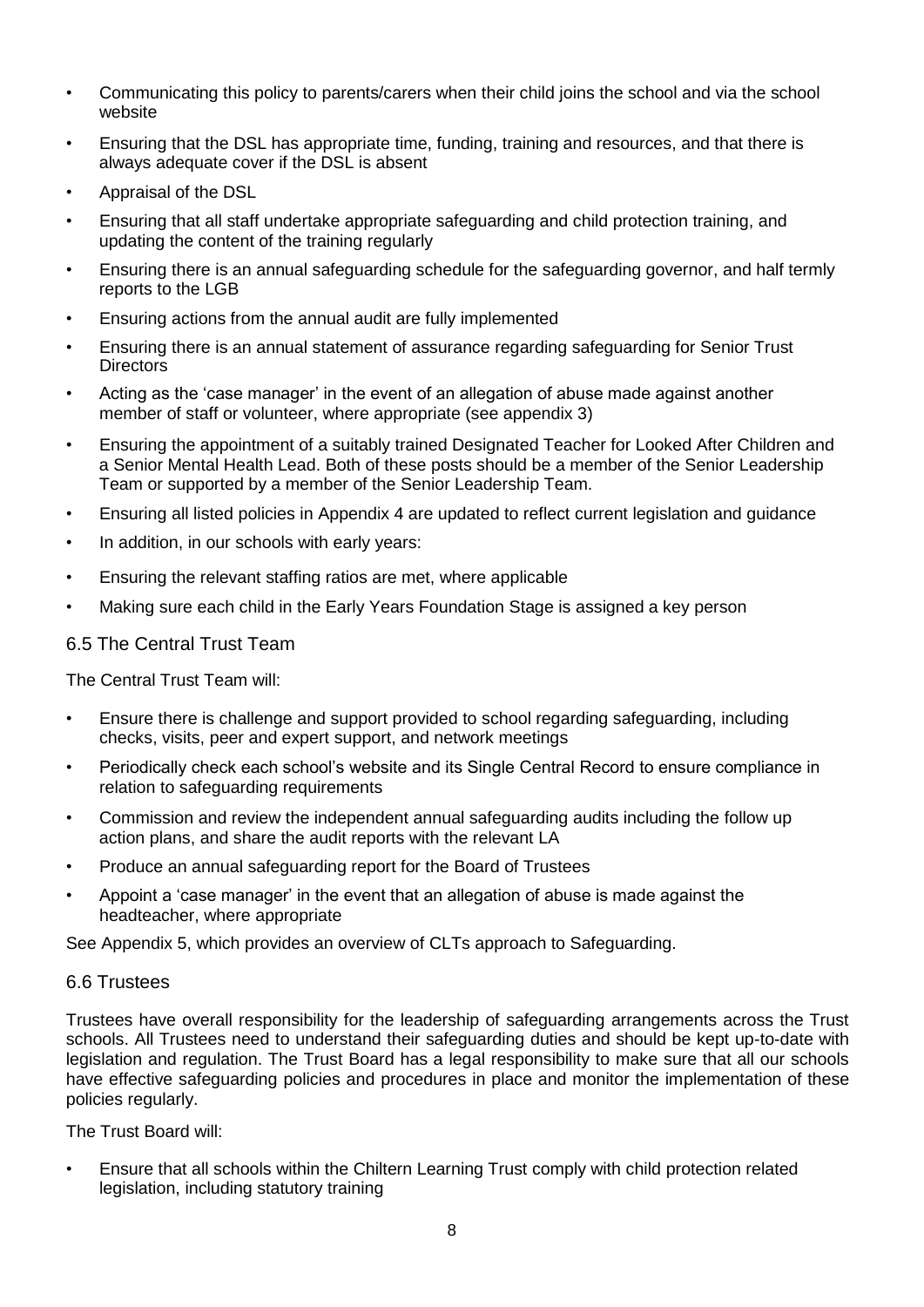- Communicating this policy to parents/carers when their child joins the school and via the school website
- Ensuring that the DSL has appropriate time, funding, training and resources, and that there is always adequate cover if the DSL is absent
- Appraisal of the DSL
- Ensuring that all staff undertake appropriate safeguarding and child protection training, and updating the content of the training regularly
- Ensuring there is an annual safeguarding schedule for the safeguarding governor, and half termly reports to the LGB
- Ensuring actions from the annual audit are fully implemented
- Ensuring there is an annual statement of assurance regarding safeguarding for Senior Trust Directors
- Acting as the 'case manager' in the event of an allegation of abuse made against another member of staff or volunteer, where appropriate (see appendix 3)
- Ensuring the appointment of a suitably trained Designated Teacher for Looked After Children and a Senior Mental Health Lead. Both of these posts should be a member of the Senior Leadership Team or supported by a member of the Senior Leadership Team.
- Ensuring all listed policies in Appendix 4 are updated to reflect current legislation and guidance
- In addition, in our schools with early years:
- Ensuring the relevant staffing ratios are met, where applicable
- Making sure each child in the Early Years Foundation Stage is assigned a key person

## 6.5 The Central Trust Team

The Central Trust Team will:

- Ensure there is challenge and support provided to school regarding safeguarding, including checks, visits, peer and expert support, and network meetings
- Periodically check each school's website and its Single Central Record to ensure compliance in relation to safeguarding requirements
- Commission and review the independent annual safeguarding audits including the follow up action plans, and share the audit reports with the relevant LA
- Produce an annual safeguarding report for the Board of Trustees
- Appoint a 'case manager' in the event that an allegation of abuse is made against the headteacher, where appropriate

See Appendix 5, which provides an overview of CLTs approach to Safeguarding.

## 6.6 Trustees

Trustees have overall responsibility for the leadership of safeguarding arrangements across the Trust schools. All Trustees need to understand their safeguarding duties and should be kept up-to-date with legislation and regulation. The Trust Board has a legal responsibility to make sure that all our schools have effective safeguarding policies and procedures in place and monitor the implementation of these policies regularly.

The Trust Board will:

- Ensure that all schools within the Chiltern Learning Trust comply with child protection related legislation, including statutory training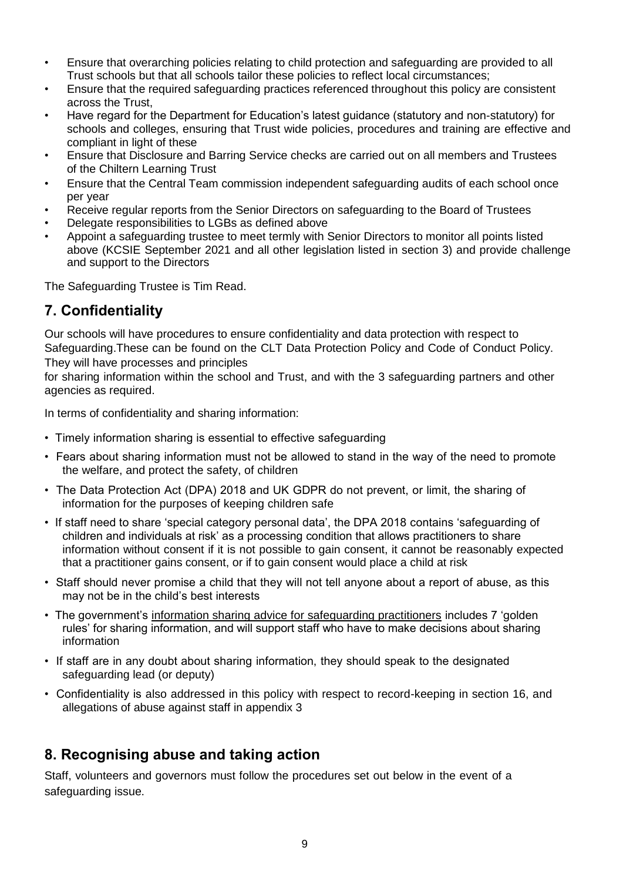- Ensure that overarching policies relating to child protection and safeguarding are provided to all Trust schools but that all schools tailor these policies to reflect local circumstances;
- Ensure that the required safeguarding practices referenced throughout this policy are consistent across the Trust,
- Have regard for the Department for Education's latest guidance (statutory and non-statutory) for schools and colleges, ensuring that Trust wide policies, procedures and training are effective and compliant in light of these
- Ensure that Disclosure and Barring Service checks are carried out on all members and Trustees of the Chiltern Learning Trust
- Ensure that the Central Team commission independent safeguarding audits of each school once per year
- Receive regular reports from the Senior Directors on safeguarding to the Board of Trustees
- Delegate responsibilities to LGBs as defined above
- Appoint a safeguarding trustee to meet termly with Senior Directors to monitor all points listed above (KCSIE September 2021 and all other legislation listed in section 3) and provide challenge and support to the Directors

The Safeguarding Trustee is Tim Read.

## 7. Confidentiality

Our schools will have procedures to ensure confidentiality and data protection with respect to Safeguarding.These can be found on the CLT Data Protection Policy and Code of Conduct Policy. They will have processes and principles for sharing information within the school and Trust, and with the 3 safeguarding partners and other agencies as required.

In terms of confidentiality and sharing information:

- Timely information sharing is essential to effective safeguarding
- Fears about sharing information must not be allowed to stand in the way of the need to promote the welfare, and protect the safety, of children
- The Data Protection Act (DPA) 2018 and UK GDPR do not prevent, or limit, the sharing of information for the purposes of keeping children safe
- If staff need to share 'special category personal data', the DPA 2018 contains 'safeguarding of children and individuals at risk' as a processing condition that allows practitioners to share information without consent if it is not possible to gain consent, it cannot be reasonably expected that a practitioner gains consent, or if to gain consent would place a child at risk
- Staff should never promise a child that they will not tell anyone about a report of abuse, as this may not be in the child's best interests
- The government's information sharing advice for safeguarding practitioners includes 7 'golden rules' for sharing information, and will support staff who have to make decisions about sharing information
- If staff are in any doubt about sharing information, they should speak to the designated safeguarding lead (or deputy)
- Confidentiality is also addressed in this policy with respect to record-keeping in section 16, and allegations of abuse against staff in appendix 3

## 8. Recognising abuse and taking action

Staff, volunteers and governors must follow the procedures set out below in the event of a safeguarding issue.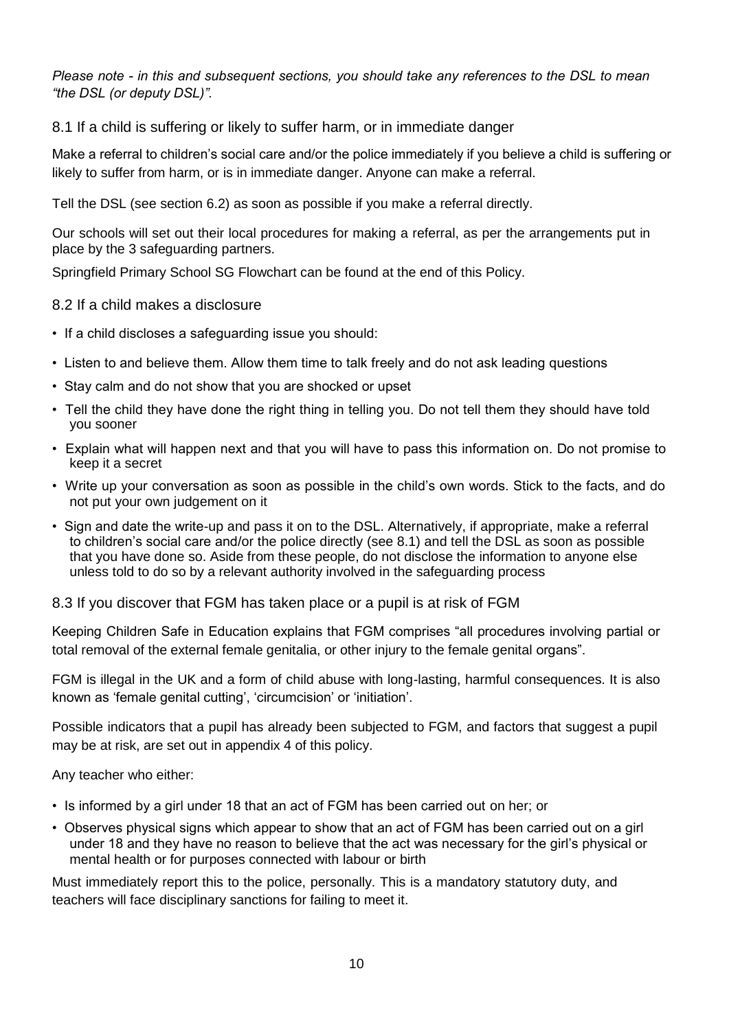*Please note - in this and subsequent sections, you should take any references to the DSL to mean "the DSL (or deputy DSL)".*

### 8.1 If a child is suffering or likely to suffer harm, or in immediate danger

Make a referral to children's social care and/or the police immediately if you believe a child is suffering or likely to suffer from harm, or is in immediate danger. Anyone can make a referral.

Tell the DSL (see section 6.2) as soon as possible if you make a referral directly.

Our schools will set out their local procedures for making a referral, as per the arrangements put in place by the 3 safeguarding partners.

Springfield Primary School SG Flowchart can be found at the end of this Policy.

### 8.2 If a child makes a disclosure

- If a child discloses a safeguarding issue you should:
- Listen to and believe them. Allow them time to talk freely and do not ask leading questions
- Stay calm and do not show that you are shocked or upset
- Tell the child they have done the right thing in telling you. Do not tell them they should have told you sooner
- Explain what will happen next and that you will have to pass this information on. Do not promise to keep it a secret
- Write up your conversation as soon as possible in the child's own words. Stick to the facts, and do not put your own judgement on it
- Sign and date the write-up and pass it on to the DSL. Alternatively, if appropriate, make a referral to children's social care and/or the police directly (see 8.1) and tell the DSL as soon as possible that you have done so. Aside from these people, do not disclose the information to anyone else unless told to do so by a relevant authority involved in the safeguarding process

### 8.3 If you discover that FGM has taken place or a pupil is at risk of FGM

Keeping Children Safe in Education explains that FGM comprises "all procedures involving partial or total removal of the external female genitalia, or other injury to the female genital organs".

FGM is illegal in the UK and a form of child abuse with long-lasting, harmful consequences. It is also known as 'female genital cutting', 'circumcision' or 'initiation'.

Possible indicators that a pupil has already been subjected to FGM, and factors that suggest a pupil may be at risk, are set out in appendix 4 of this policy.

Any teacher who either:

- Is informed by a girl under 18 that an act of FGM has been carried out on her; or
- Observes physical signs which appear to show that an act of FGM has been carried out on a girl under 18 and they have no reason to believe that the act was necessary for the girl's physical or mental health or for purposes connected with labour or birth

Must immediately report this to the police, personally. This is a mandatory statutory duty, and teachers will face disciplinary sanctions for failing to meet it.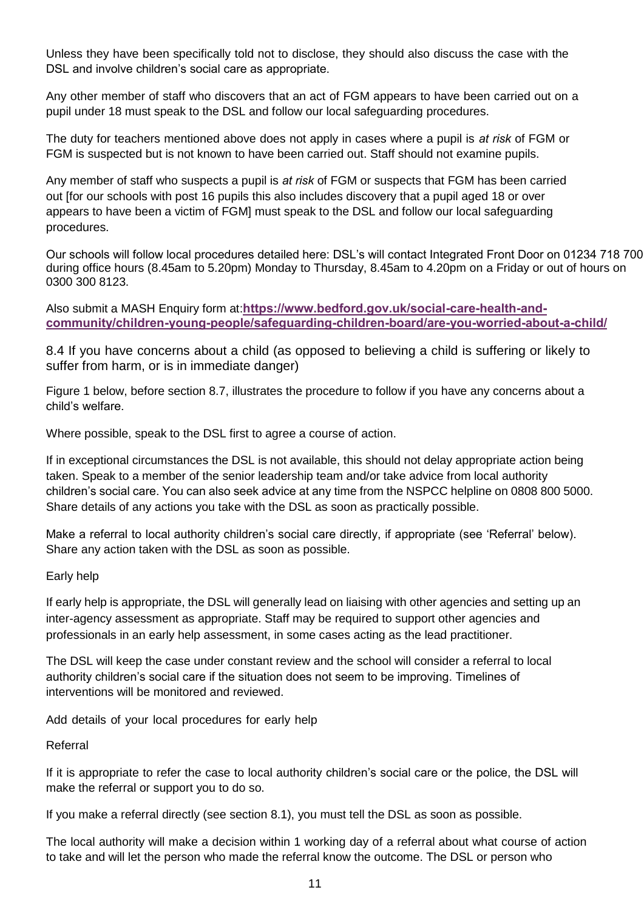Unless they have been specifically told not to disclose, they should also discuss the case with the DSL and involve children's social care as appropriate.

Any other member of staff who discovers that an act of FGM appears to have been carried out on a pupil under 18 must speak to the DSL and follow our local safeguarding procedures.

The duty for teachers mentioned above does not apply in cases where a pupil is *at risk* of FGM or FGM is suspected but is not known to have been carried out. Staff should not examine pupils.

Any member of staff who suspects a pupil is *at risk* of FGM or suspects that FGM has been carried out [for our schools with post 16 pupils this also includes discovery that a pupil aged 18 or over appears to have been a victim of FGM] must speak to the DSL and follow our local safeguarding procedures.

Our schools will follow local procedures detailed here: DSL's will contact Integrated Front Door on 01234 718 700 during office hours (8.45am to 5.20pm) Monday to Thursday, 8.45am to 4.20pm on a Friday or out of hours on 0300 300 8123.

Also submit a MASH Enquiry form at:**https://www.bedford.gov.uk/social-care-health-and-community/children-young-people/safeguarding-children-board/are-you-worried-about-a-child/**

### 8.4 If you have concerns about a child (as opposed to believing a child is suffering or likely to suffer from harm, or is in immediate danger)

Figure 1 below, before section 8.7, illustrates the procedure to follow if you have any concerns about a child's welfare.

Where possible, speak to the DSL first to agree a course of action.

If in exceptional circumstances the DSL is not available, this should not delay appropriate action being taken. Speak to a member of the senior leadership team and/or take advice from local authority children's social care. You can also seek advice at any time from the NSPCC helpline on 0808 800 5000. Share details of any actions you take with the DSL as soon as practically possible.

Make a referral to local authority children's social care directly, if appropriate (see 'Referral' below). Share any action taken with the DSL as soon as possible.

Early help

If early help is appropriate, the DSL will generally lead on liaising with other agencies and setting up an inter-agency assessment as appropriate. Staff may be required to support other agencies and professionals in an early help assessment, in some cases acting as the lead practitioner.

The DSL will keep the case under constant review and the school will consider a referral to local authority children's social care if the situation does not seem to be improving. Timelines of interventions will be monitored and reviewed.

Add details of your local procedures for early help

Referral

If it is appropriate to refer the case to local authority children's social care or the police, the DSL will make the referral or support you to do so.

If you make a referral directly (see section 8.1), you must tell the DSL as soon as possible.

The local authority will make a decision within 1 working day of a referral about what course of action to take and will let the person who made the referral know the outcome. The DSL or person who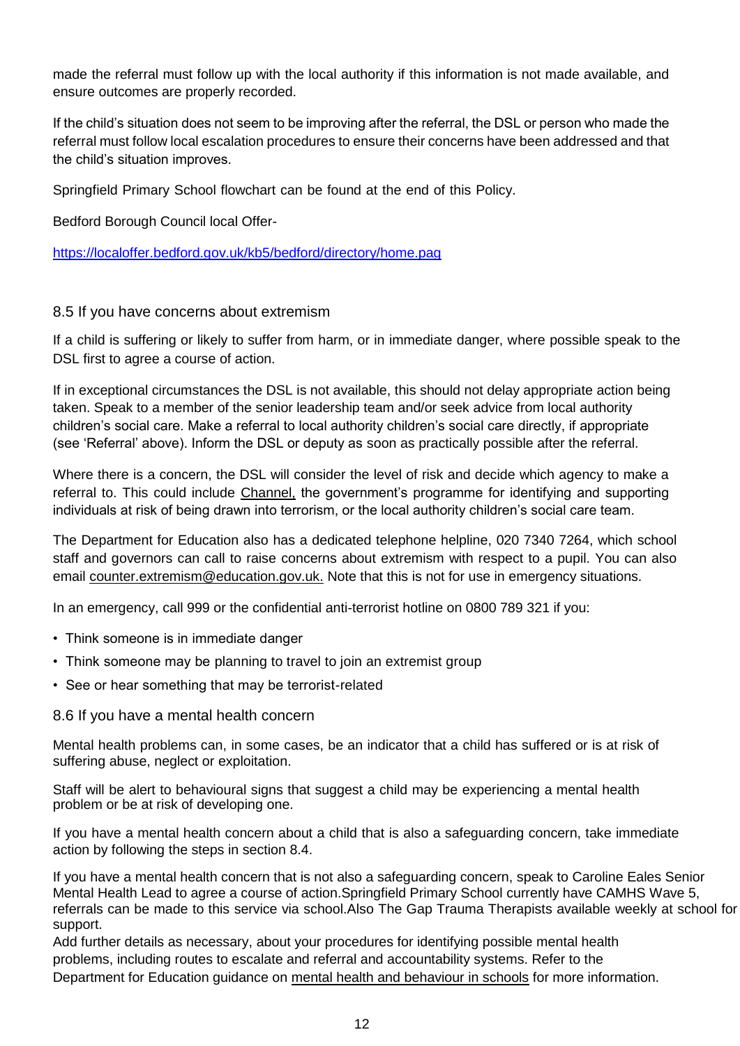made the referral must follow up with the local authority if this information is not made available, and ensure outcomes are properly recorded.

If the child's situation does not seem to be improving after the referral, the DSL or person who made the referral must follow local escalation procedures to ensure their concerns have been addressed and that the child's situation improves.

Springfield Primary School flowchart can be found at the end of this Policy.

Bedford Borough Council local Offer-

https://localoffer.bedford.gov.uk/kb5/bedford/directory/home.pag

## 8.5 If you have concerns about extremism

If a child is suffering or likely to suffer from harm, or in immediate danger, where possible speak to the DSL first to agree a course of action.

If in exceptional circumstances the DSL is not available, this should not delay appropriate action being taken. Speak to a member of the senior leadership team and/or seek advice from local authority children's social care. Make a referral to local authority children's social care directly, if appropriate (see 'Referral' above). Inform the DSL or deputy as soon as practically possible after the referral.

Where there is a concern, the DSL will consider the level of risk and decide which agency to make a referral to. This could include Channel, the government's programme for identifying and supporting individuals at risk of being drawn into terrorism, or the local authority children's social care team.

The Department for Education also has a dedicated telephone helpline, 020 7340 7264, which school staff and governors can call to raise concerns about extremism with respect to a pupil. You can also email counter.extremism@education.gov.uk. Note that this is not for use in emergency situations.

In an emergency, call 999 or the confidential anti-terrorist hotline on 0800 789 321 if you:

- Think someone is in immediate danger
- Think someone may be planning to travel to join an extremist group
- See or hear something that may be terrorist-related

## 8.6 If you have a mental health concern

Mental health problems can, in some cases, be an indicator that a child has suffered or is at risk of suffering abuse, neglect or exploitation.

Staff will be alert to behavioural signs that suggest a child may be experiencing a mental health problem or be at risk of developing one.

If you have a mental health concern about a child that is also a safeguarding concern, take immediate action by following the steps in section 8.4.

If you have a mental health concern that is not also a safeguarding concern, speak to Caroline Eales Senior Mental Health Lead to agree a course of action.Springfield Primary School currently have CAMHS Wave 5, referrals can be made to this service via school.Also The Gap Trauma Therapists available weekly at school for support.
Add further details as necessary, about your procedures for identifying possible mental health problems, including routes to escalate and referral and accountability systems. Refer to the Department for Education guidance on mental health and behaviour in schools for more information.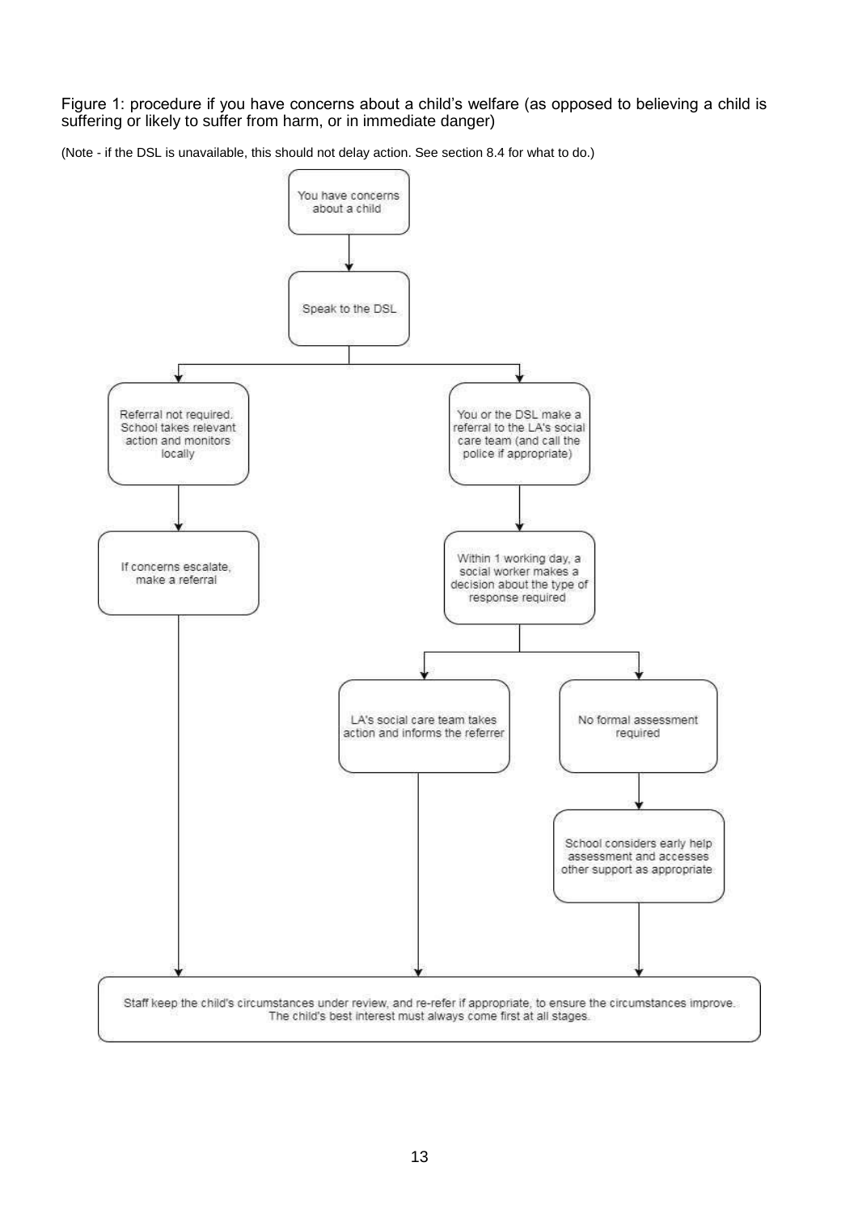Figure 1: procedure if you have concerns about a child's welfare (as opposed to believing a child is suffering or likely to suffer from harm, or in immediate danger)

(Note - if the DSL is unavailable, this should not delay action. See section 8.4 for what to do.)

You have concerns about a child

Speak to the DSL

Referral not required. School takes relevant action and monitors locally

If concerns escalate, make a referral

You or the DSL make a referral to the LA's social care team (and call the police if appropriate)

Within 1 working day, a social worker makes a decision about the type of response required

LA's social care team takes action and informs the referrer

No formal assessment required

School considers early help assessment and accesses other support as appropriate

Staff keep the child's circumstances under review, and re-refer if appropriate, to ensure the circumstances improve. The child's best interest must always come first at all stages.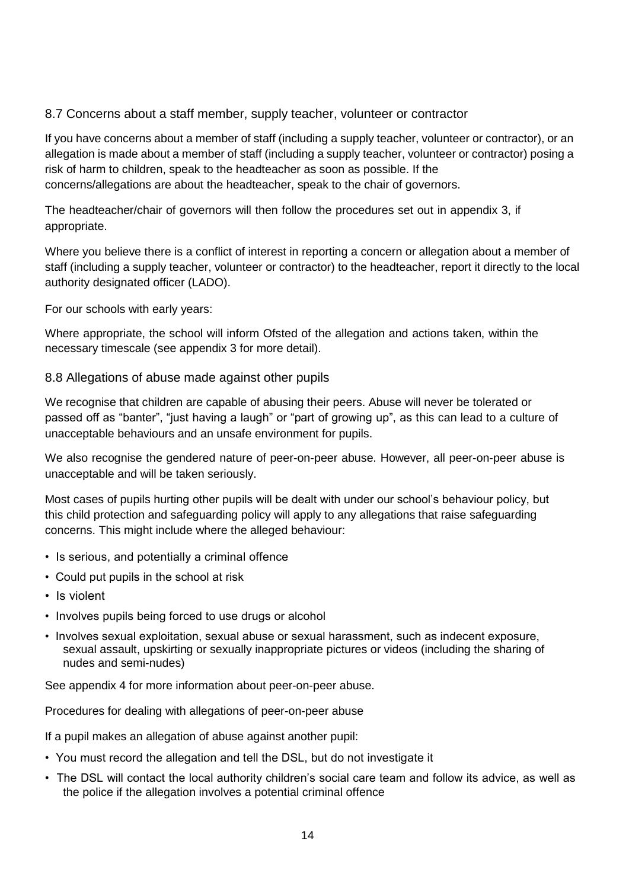### 8.7 Concerns about a staff member, supply teacher, volunteer or contractor

If you have concerns about a member of staff (including a supply teacher, volunteer or contractor), or an allegation is made about a member of staff (including a supply teacher, volunteer or contractor) posing a risk of harm to children, speak to the headteacher as soon as possible. If the concerns/allegations are about the headteacher, speak to the chair of governors.

The headteacher/chair of governors will then follow the procedures set out in appendix 3, if appropriate.

Where you believe there is a conflict of interest in reporting a concern or allegation about a member of staff (including a supply teacher, volunteer or contractor) to the headteacher, report it directly to the local authority designated officer (LADO).

For our schools with early years:

Where appropriate, the school will inform Ofsted of the allegation and actions taken, within the necessary timescale (see appendix 3 for more detail).

### 8.8 Allegations of abuse made against other pupils

We recognise that children are capable of abusing their peers. Abuse will never be tolerated or passed off as "banter", "just having a laugh" or "part of growing up", as this can lead to a culture of unacceptable behaviours and an unsafe environment for pupils.

We also recognise the gendered nature of peer-on-peer abuse. However, all peer-on-peer abuse is unacceptable and will be taken seriously.

Most cases of pupils hurting other pupils will be dealt with under our school's behaviour policy, but this child protection and safeguarding policy will apply to any allegations that raise safeguarding concerns. This might include where the alleged behaviour:

- Is serious, and potentially a criminal offence
- Could put pupils in the school at risk
- Is violent
- Involves pupils being forced to use drugs or alcohol
- Involves sexual exploitation, sexual abuse or sexual harassment, such as indecent exposure, sexual assault, upskirting or sexually inappropriate pictures or videos (including the sharing of nudes and semi-nudes)

See appendix 4 for more information about peer-on-peer abuse.

Procedures for dealing with allegations of peer-on-peer abuse

If a pupil makes an allegation of abuse against another pupil:

- You must record the allegation and tell the DSL, but do not investigate it
- The DSL will contact the local authority children's social care team and follow its advice, as well as the police if the allegation involves a potential criminal offence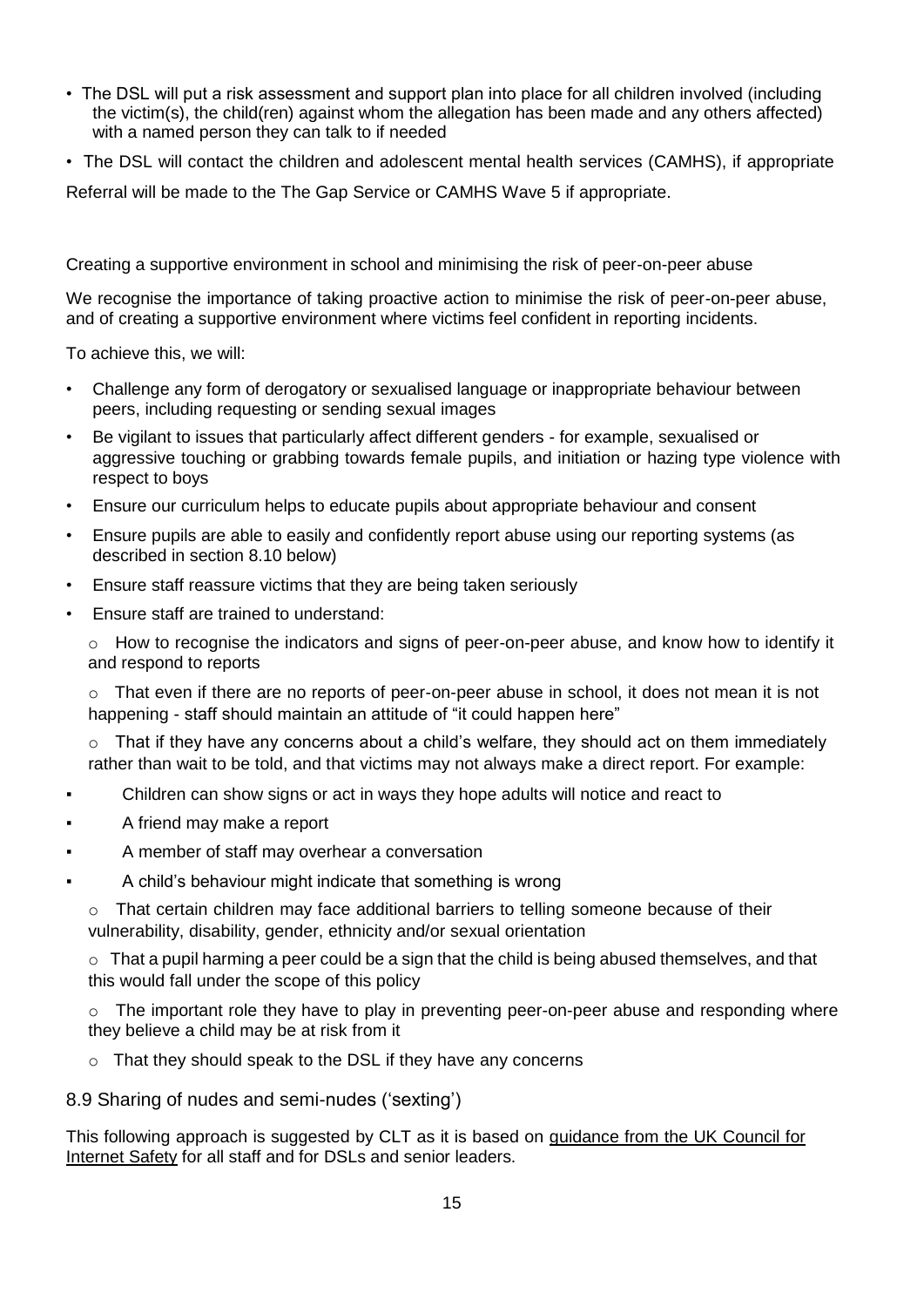- The DSL will put a risk assessment and support plan into place for all children involved (including the victim(s), the child(ren) against whom the allegation has been made and any others affected) with a named person they can talk to if needed
- The DSL will contact the children and adolescent mental health services (CAMHS), if appropriate

Referral will be made to the The Gap Service or CAMHS Wave 5 if appropriate.

Creating a supportive environment in school and minimising the risk of peer-on-peer abuse

We recognise the importance of taking proactive action to minimise the risk of peer-on-peer abuse, and of creating a supportive environment where victims feel confident in reporting incidents.

To achieve this, we will:

- Challenge any form of derogatory or sexualised language or inappropriate behaviour between peers, including requesting or sending sexual images
- Be vigilant to issues that particularly affect different genders - for example, sexualised or aggressive touching or grabbing towards female pupils, and initiation or hazing type violence with respect to boys
- Ensure our curriculum helps to educate pupils about appropriate behaviour and consent
- Ensure pupils are able to easily and confidently report abuse using our reporting systems (as described in section 8.10 below)
- Ensure staff reassure victims that they are being taken seriously
- Ensure staff are trained to understand:
  - How to recognise the indicators and signs of peer-on-peer abuse, and know how to identify it and respond to reports
  - That even if there are no reports of peer-on-peer abuse in school, it does not mean it is not happening - staff should maintain an attitude of "it could happen here"
  - That if they have any concerns about a child's welfare, they should act on them immediately rather than wait to be told, and that victims may not always make a direct report. For example:
    - Children can show signs or act in ways they hope adults will notice and react to
    - A friend may make a report
    - A member of staff may overhear a conversation
    - A child's behaviour might indicate that something is wrong
  - That certain children may face additional barriers to telling someone because of their vulnerability, disability, gender, ethnicity and/or sexual orientation
  - That a pupil harming a peer could be a sign that the child is being abused themselves, and that this would fall under the scope of this policy
  - The important role they have to play in preventing peer-on-peer abuse and responding where they believe a child may be at risk from it
  - That they should speak to the DSL if they have any concerns

## 8.9 Sharing of nudes and semi-nudes ('sexting')

This following approach is suggested by CLT as it is based on guidance from the UK Council for Internet Safety for all staff and for DSLs and senior leaders.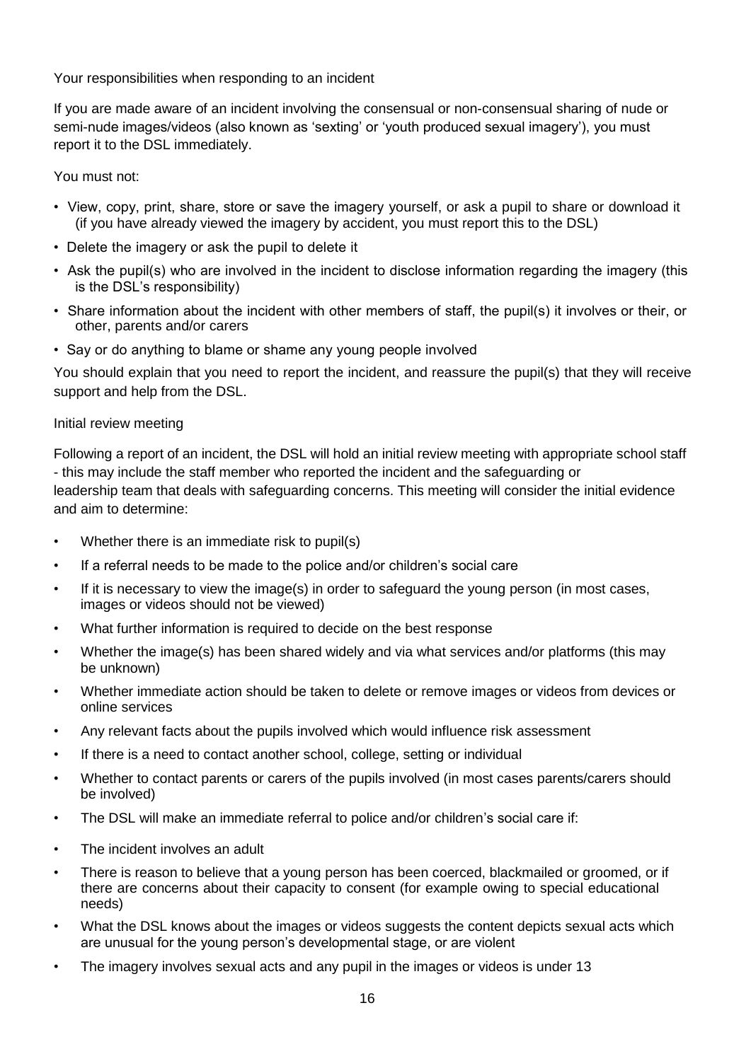### Your responsibilities when responding to an incident

If you are made aware of an incident involving the consensual or non-consensual sharing of nude or semi-nude images/videos (also known as 'sexting' or 'youth produced sexual imagery'), you must report it to the DSL immediately.

You must not:

- View, copy, print, share, store or save the imagery yourself, or ask a pupil to share or download it (if you have already viewed the imagery by accident, you must report this to the DSL)
- Delete the imagery or ask the pupil to delete it
- Ask the pupil(s) who are involved in the incident to disclose information regarding the imagery (this is the DSL's responsibility)
- Share information about the incident with other members of staff, the pupil(s) it involves or their, or other, parents and/or carers
- Say or do anything to blame or shame any young people involved

You should explain that you need to report the incident, and reassure the pupil(s) that they will receive support and help from the DSL.

### Initial review meeting

Following a report of an incident, the DSL will hold an initial review meeting with appropriate school staff - this may include the staff member who reported the incident and the safeguarding or leadership team that deals with safeguarding concerns. This meeting will consider the initial evidence and aim to determine:

- Whether there is an immediate risk to pupil(s)
- If a referral needs to be made to the police and/or children's social care
- If it is necessary to view the image(s) in order to safeguard the young person (in most cases, images or videos should not be viewed)
- What further information is required to decide on the best response
- Whether the image(s) has been shared widely and via what services and/or platforms (this may be unknown)
- Whether immediate action should be taken to delete or remove images or videos from devices or online services
- Any relevant facts about the pupils involved which would influence risk assessment
- If there is a need to contact another school, college, setting or individual
- Whether to contact parents or carers of the pupils involved (in most cases parents/carers should be involved)
- The DSL will make an immediate referral to police and/or children's social care if:
- The incident involves an adult
- There is reason to believe that a young person has been coerced, blackmailed or groomed, or if there are concerns about their capacity to consent (for example owing to special educational needs)
- What the DSL knows about the images or videos suggests the content depicts sexual acts which are unusual for the young person's developmental stage, or are violent
- The imagery involves sexual acts and any pupil in the images or videos is under 13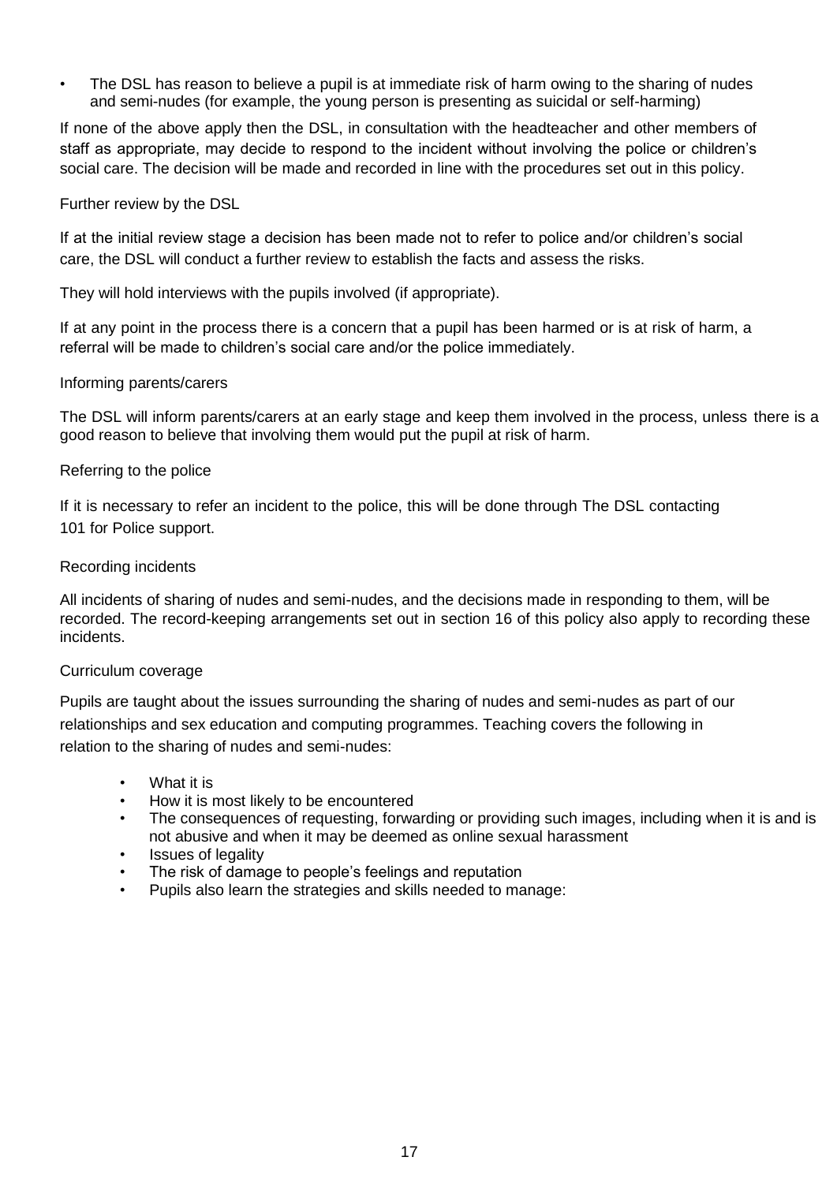- The DSL has reason to believe a pupil is at immediate risk of harm owing to the sharing of nudes and semi-nudes (for example, the young person is presenting as suicidal or self-harming)

If none of the above apply then the DSL, in consultation with the headteacher and other members of staff as appropriate, may decide to respond to the incident without involving the police or children's social care. The decision will be made and recorded in line with the procedures set out in this policy.

Further review by the DSL

If at the initial review stage a decision has been made not to refer to police and/or children's social care, the DSL will conduct a further review to establish the facts and assess the risks.

They will hold interviews with the pupils involved (if appropriate).

If at any point in the process there is a concern that a pupil has been harmed or is at risk of harm, a referral will be made to children's social care and/or the police immediately.

Informing parents/carers

The DSL will inform parents/carers at an early stage and keep them involved in the process, unless there is a good reason to believe that involving them would put the pupil at risk of harm.

Referring to the police

If it is necessary to refer an incident to the police, this will be done through The DSL contacting 101 for Police support.

Recording incidents

All incidents of sharing of nudes and semi-nudes, and the decisions made in responding to them, will be recorded. The record-keeping arrangements set out in section 16 of this policy also apply to recording these incidents.

Curriculum coverage

Pupils are taught about the issues surrounding the sharing of nudes and semi-nudes as part of our relationships and sex education and computing programmes. Teaching covers the following in relation to the sharing of nudes and semi-nudes:

- What it is
- How it is most likely to be encountered
- The consequences of requesting, forwarding or providing such images, including when it is and is not abusive and when it may be deemed as online sexual harassment
- Issues of legality
- The risk of damage to people's feelings and reputation
- Pupils also learn the strategies and skills needed to manage: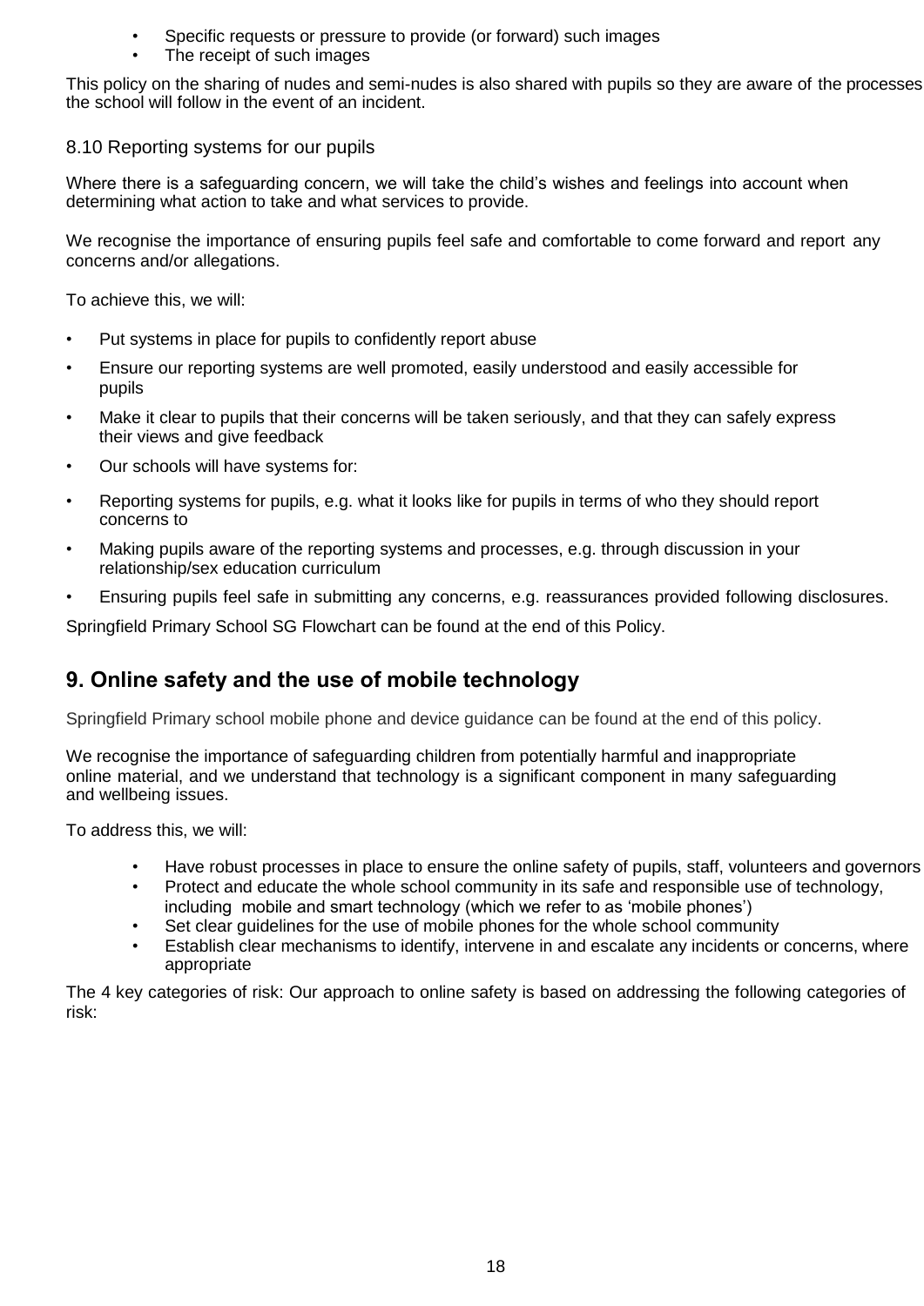- Specific requests or pressure to provide (or forward) such images
- The receipt of such images

This policy on the sharing of nudes and semi-nudes is also shared with pupils so they are aware of the processes the school will follow in the event of an incident.

### 8.10 Reporting systems for our pupils

Where there is a safeguarding concern, we will take the child's wishes and feelings into account when determining what action to take and what services to provide.

We recognise the importance of ensuring pupils feel safe and comfortable to come forward and report any concerns and/or allegations.

To achieve this, we will:

- Put systems in place for pupils to confidently report abuse
- Ensure our reporting systems are well promoted, easily understood and easily accessible for pupils
- Make it clear to pupils that their concerns will be taken seriously, and that they can safely express their views and give feedback
- Our schools will have systems for:
- Reporting systems for pupils, e.g. what it looks like for pupils in terms of who they should report concerns to
- Making pupils aware of the reporting systems and processes, e.g. through discussion in your relationship/sex education curriculum
- Ensuring pupils feel safe in submitting any concerns, e.g. reassurances provided following disclosures.

Springfield Primary School SG Flowchart can be found at the end of this Policy.

## 9. Online safety and the use of mobile technology

Springfield Primary school mobile phone and device guidance can be found at the end of this policy.

We recognise the importance of safeguarding children from potentially harmful and inappropriate online material, and we understand that technology is a significant component in many safeguarding and wellbeing issues.

To address this, we will:

- Have robust processes in place to ensure the online safety of pupils, staff, volunteers and governors
- Protect and educate the whole school community in its safe and responsible use of technology, including mobile and smart technology (which we refer to as 'mobile phones')
- Set clear guidelines for the use of mobile phones for the whole school community
- Establish clear mechanisms to identify, intervene in and escalate any incidents or concerns, where appropriate

The 4 key categories of risk: Our approach to online safety is based on addressing the following categories of risk: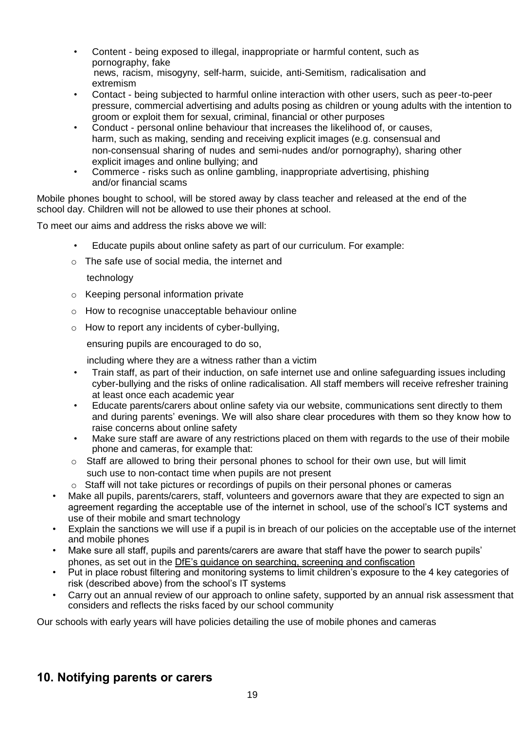- Content - being exposed to illegal, inappropriate or harmful content, such as pornography, fake news, racism, misogyny, self-harm, suicide, anti-Semitism, radicalisation and extremism
- Contact - being subjected to harmful online interaction with other users, such as peer-to-peer pressure, commercial advertising and adults posing as children or young adults with the intention to groom or exploit them for sexual, criminal, financial or other purposes
- Conduct - personal online behaviour that increases the likelihood of, or causes, harm, such as making, sending and receiving explicit images (e.g. consensual and non-consensual sharing of nudes and semi-nudes and/or pornography), sharing other explicit images and online bullying; and
- Commerce - risks such as online gambling, inappropriate advertising, phishing and/or financial scams

Mobile phones bought to school, will be stored away by class teacher and released at the end of the school day. Children will not be allowed to use their phones at school.

To meet our aims and address the risks above we will:

- Educate pupils about online safety as part of our curriculum. For example:
  - The safe use of social media, the internet and technology
  - Keeping personal information private
  - How to recognise unacceptable behaviour online
  - How to report any incidents of cyber-bullying, ensuring pupils are encouraged to do so, including where they are a witness rather than a victim
- Train staff, as part of their induction, on safe internet use and online safeguarding issues including cyber-bullying and the risks of online radicalisation. All staff members will receive refresher training at least once each academic year
- Educate parents/carers about online safety via our website, communications sent directly to them and during parents' evenings. We will also share clear procedures with them so they know how to raise concerns about online safety
- Make sure staff are aware of any restrictions placed on them with regards to the use of their mobile phone and cameras, for example that:
  - Staff are allowed to bring their personal phones to school for their own use, but will limit such use to non-contact time when pupils are not present
  - Staff will not take pictures or recordings of pupils on their personal phones or cameras
- Make all pupils, parents/carers, staff, volunteers and governors aware that they are expected to sign an agreement regarding the acceptable use of the internet in school, use of the school's ICT systems and use of their mobile and smart technology
- Explain the sanctions we will use if a pupil is in breach of our policies on the acceptable use of the internet and mobile phones
- Make sure all staff, pupils and parents/carers are aware that staff have the power to search pupils' phones, as set out in the DfE's guidance on searching, screening and confiscation
- Put in place robust filtering and monitoring systems to limit children's exposure to the 4 key categories of risk (described above) from the school's IT systems
- Carry out an annual review of our approach to online safety, supported by an annual risk assessment that considers and reflects the risks faced by our school community

Our schools with early years will have policies detailing the use of mobile phones and cameras

## 10. Notifying parents or carers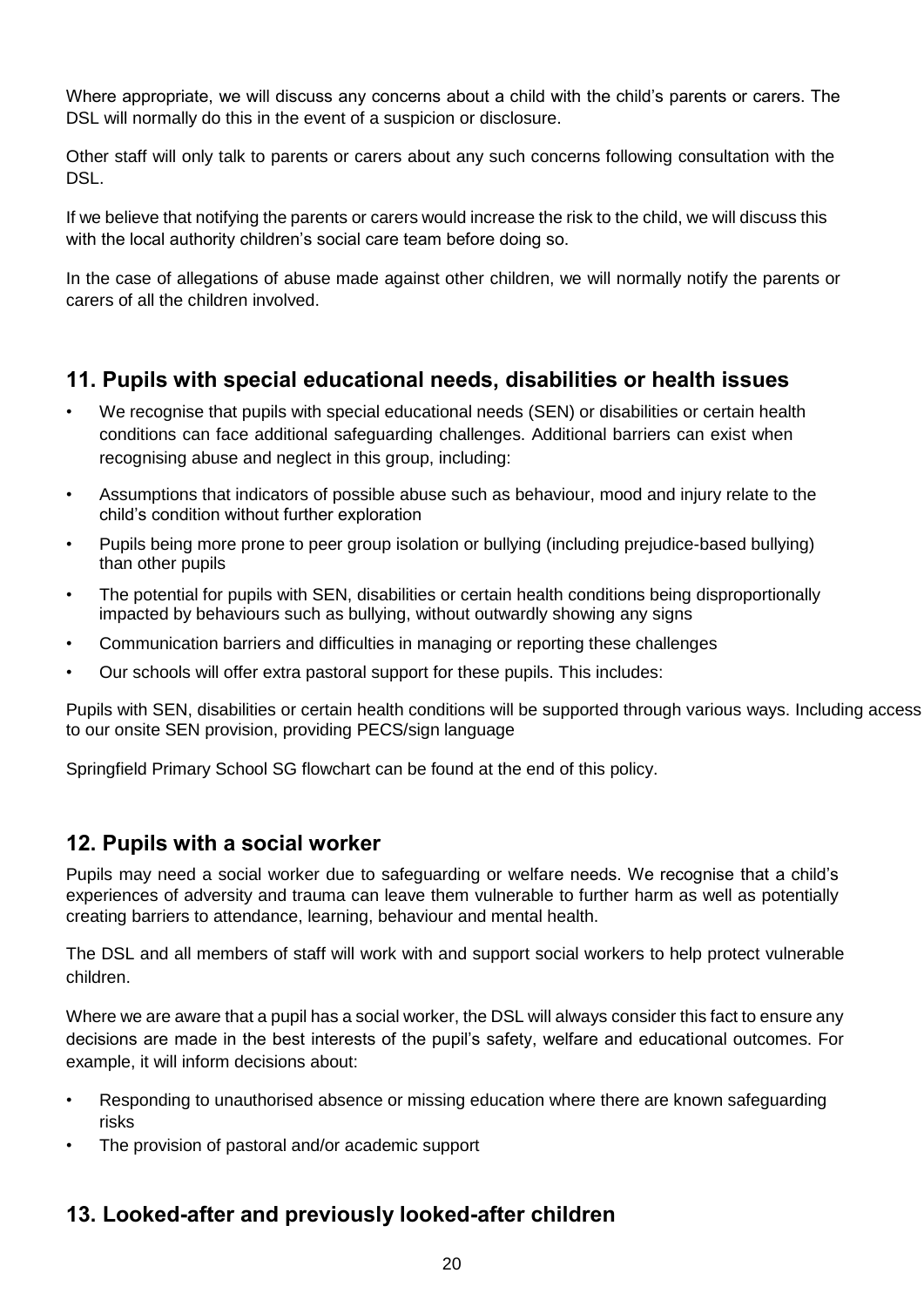Where appropriate, we will discuss any concerns about a child with the child's parents or carers. The DSL will normally do this in the event of a suspicion or disclosure.

Other staff will only talk to parents or carers about any such concerns following consultation with the DSL.

If we believe that notifying the parents or carers would increase the risk to the child, we will discuss this with the local authority children's social care team before doing so.

In the case of allegations of abuse made against other children, we will normally notify the parents or carers of all the children involved.

## 11. Pupils with special educational needs, disabilities or health issues

- We recognise that pupils with special educational needs (SEN) or disabilities or certain health conditions can face additional safeguarding challenges. Additional barriers can exist when recognising abuse and neglect in this group, including:
- Assumptions that indicators of possible abuse such as behaviour, mood and injury relate to the child's condition without further exploration
- Pupils being more prone to peer group isolation or bullying (including prejudice-based bullying) than other pupils
- The potential for pupils with SEN, disabilities or certain health conditions being disproportionally impacted by behaviours such as bullying, without outwardly showing any signs
- Communication barriers and difficulties in managing or reporting these challenges
- Our schools will offer extra pastoral support for these pupils. This includes:

Pupils with SEN, disabilities or certain health conditions will be supported through various ways. Including access to our onsite SEN provision, providing PECS/sign language

Springfield Primary School SG flowchart can be found at the end of this policy.

## 12. Pupils with a social worker

Pupils may need a social worker due to safeguarding or welfare needs. We recognise that a child's experiences of adversity and trauma can leave them vulnerable to further harm as well as potentially creating barriers to attendance, learning, behaviour and mental health.

The DSL and all members of staff will work with and support social workers to help protect vulnerable children.

Where we are aware that a pupil has a social worker, the DSL will always consider this fact to ensure any decisions are made in the best interests of the pupil's safety, welfare and educational outcomes. For example, it will inform decisions about:

- Responding to unauthorised absence or missing education where there are known safeguarding risks
- The provision of pastoral and/or academic support

## 13. Looked-after and previously looked-after children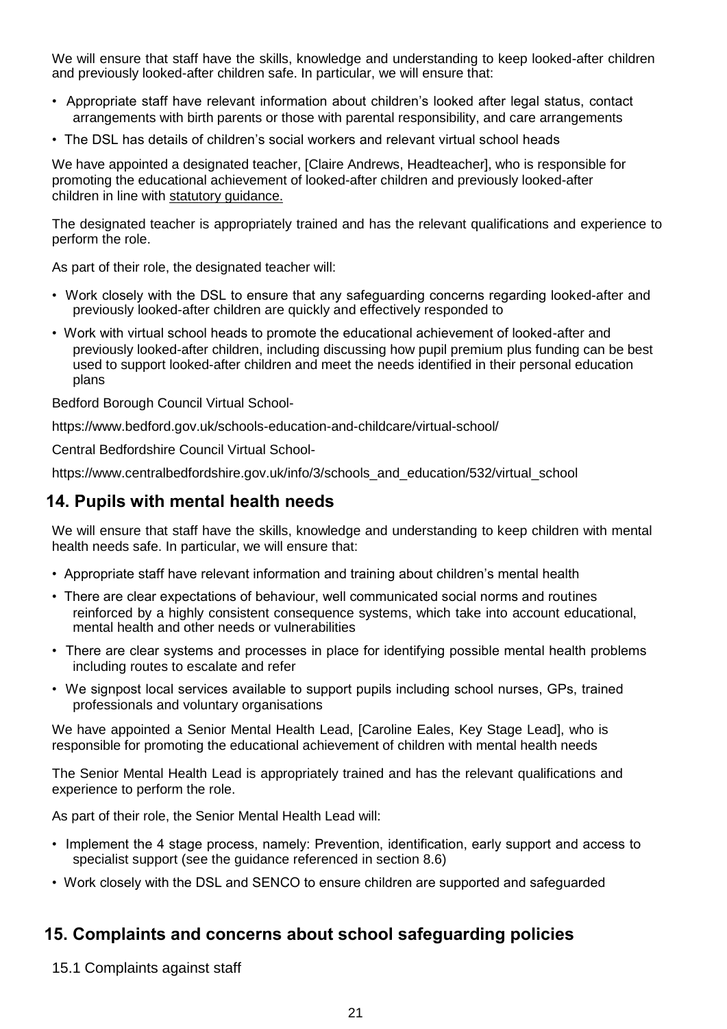We will ensure that staff have the skills, knowledge and understanding to keep looked-after children and previously looked-after children safe. In particular, we will ensure that:

- Appropriate staff have relevant information about children's looked after legal status, contact arrangements with birth parents or those with parental responsibility, and care arrangements
- The DSL has details of children's social workers and relevant virtual school heads

We have appointed a designated teacher, [Claire Andrews, Headteacher], who is responsible for promoting the educational achievement of looked-after children and previously looked-after children in line with statutory guidance.

The designated teacher is appropriately trained and has the relevant qualifications and experience to perform the role.

As part of their role, the designated teacher will:

- Work closely with the DSL to ensure that any safeguarding concerns regarding looked-after and previously looked-after children are quickly and effectively responded to
- Work with virtual school heads to promote the educational achievement of looked-after and previously looked-after children, including discussing how pupil premium plus funding can be best used to support looked-after children and meet the needs identified in their personal education plans

Bedford Borough Council Virtual School-

https://www.bedford.gov.uk/schools-education-and-childcare/virtual-school/

Central Bedfordshire Council Virtual School-

https://www.centralbedfordshire.gov.uk/info/3/schools_and_education/532/virtual_school

## 14. Pupils with mental health needs

We will ensure that staff have the skills, knowledge and understanding to keep children with mental health needs safe. In particular, we will ensure that:

- Appropriate staff have relevant information and training about children's mental health
- There are clear expectations of behaviour, well communicated social norms and routines reinforced by a highly consistent consequence systems, which take into account educational, mental health and other needs or vulnerabilities
- There are clear systems and processes in place for identifying possible mental health problems including routes to escalate and refer
- We signpost local services available to support pupils including school nurses, GPs, trained professionals and voluntary organisations

We have appointed a Senior Mental Health Lead, [Caroline Eales, Key Stage Lead], who is responsible for promoting the educational achievement of children with mental health needs

The Senior Mental Health Lead is appropriately trained and has the relevant qualifications and experience to perform the role.

As part of their role, the Senior Mental Health Lead will:

- Implement the 4 stage process, namely: Prevention, identification, early support and access to specialist support (see the guidance referenced in section 8.6)
- Work closely with the DSL and SENCO to ensure children are supported and safeguarded

## 15. Complaints and concerns about school safeguarding policies

15.1 Complaints against staff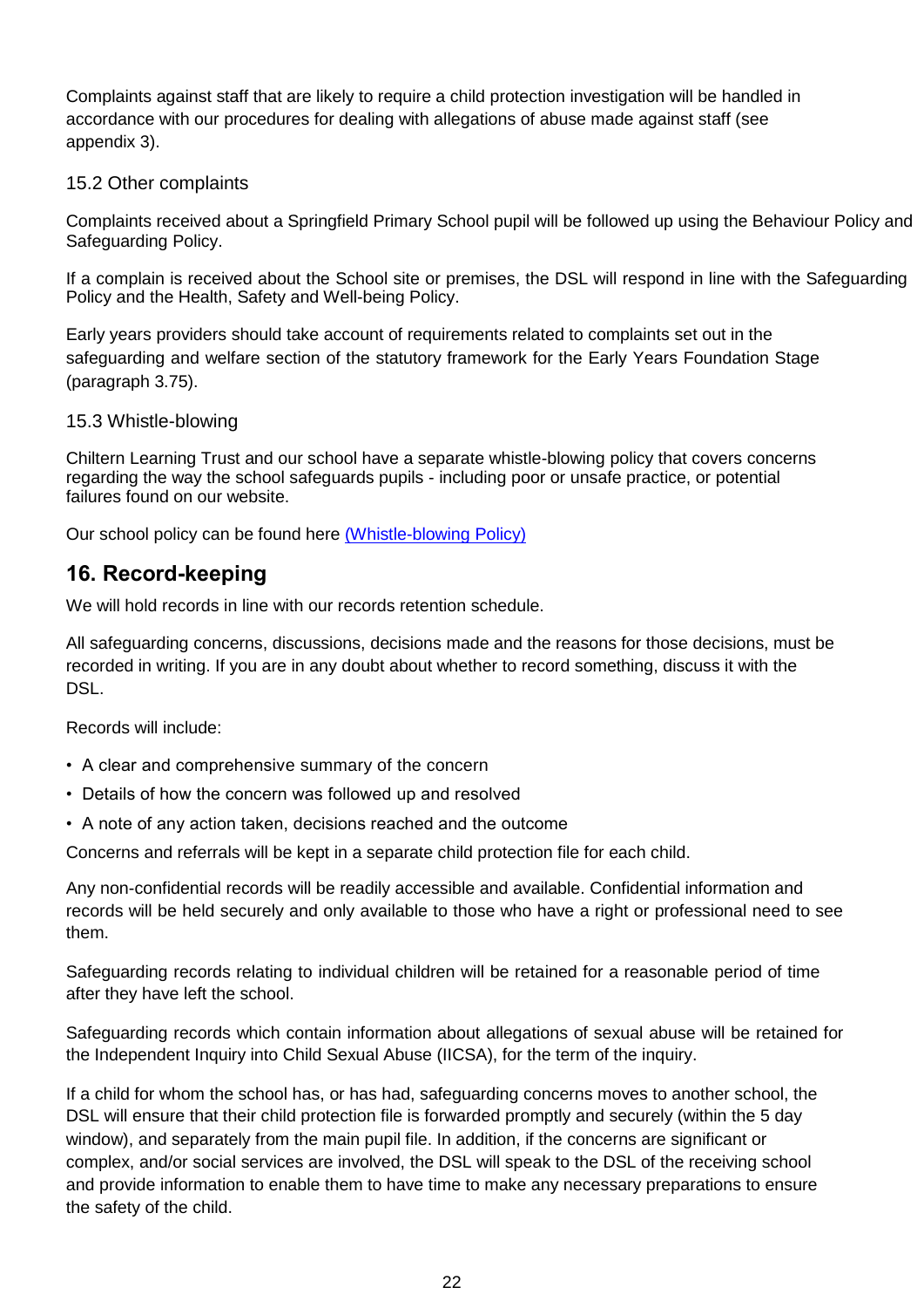Complaints against staff that are likely to require a child protection investigation will be handled in accordance with our procedures for dealing with allegations of abuse made against staff (see appendix 3).

### 15.2 Other complaints

Complaints received about a Springfield Primary School pupil will be followed up using the Behaviour Policy and Safeguarding Policy.

If a complain is received about the School site or premises, the DSL will respond in line with the Safeguarding Policy and the Health, Safety and Well-being Policy.

Early years providers should take account of requirements related to complaints set out in the safeguarding and welfare section of the statutory framework for the Early Years Foundation Stage (paragraph 3.75).

### 15.3 Whistle-blowing

Chiltern Learning Trust and our school have a separate whistle-blowing policy that covers concerns regarding the way the school safeguards pupils - including poor or unsafe practice, or potential failures found on our website.

Our school policy can be found here [(Whistle-blowing Policy)]()

## 16. Record-keeping

We will hold records in line with our records retention schedule.

All safeguarding concerns, discussions, decisions made and the reasons for those decisions, must be recorded in writing. If you are in any doubt about whether to record something, discuss it with the DSL.

Records will include:

- A clear and comprehensive summary of the concern
- Details of how the concern was followed up and resolved
- A note of any action taken, decisions reached and the outcome

Concerns and referrals will be kept in a separate child protection file for each child.

Any non-confidential records will be readily accessible and available. Confidential information and records will be held securely and only available to those who have a right or professional need to see them.

Safeguarding records relating to individual children will be retained for a reasonable period of time after they have left the school.

Safeguarding records which contain information about allegations of sexual abuse will be retained for the Independent Inquiry into Child Sexual Abuse (IICSA), for the term of the inquiry.

If a child for whom the school has, or has had, safeguarding concerns moves to another school, the DSL will ensure that their child protection file is forwarded promptly and securely (within the 5 day window), and separately from the main pupil file. In addition, if the concerns are significant or complex, and/or social services are involved, the DSL will speak to the DSL of the receiving school and provide information to enable them to have time to make any necessary preparations to ensure the safety of the child.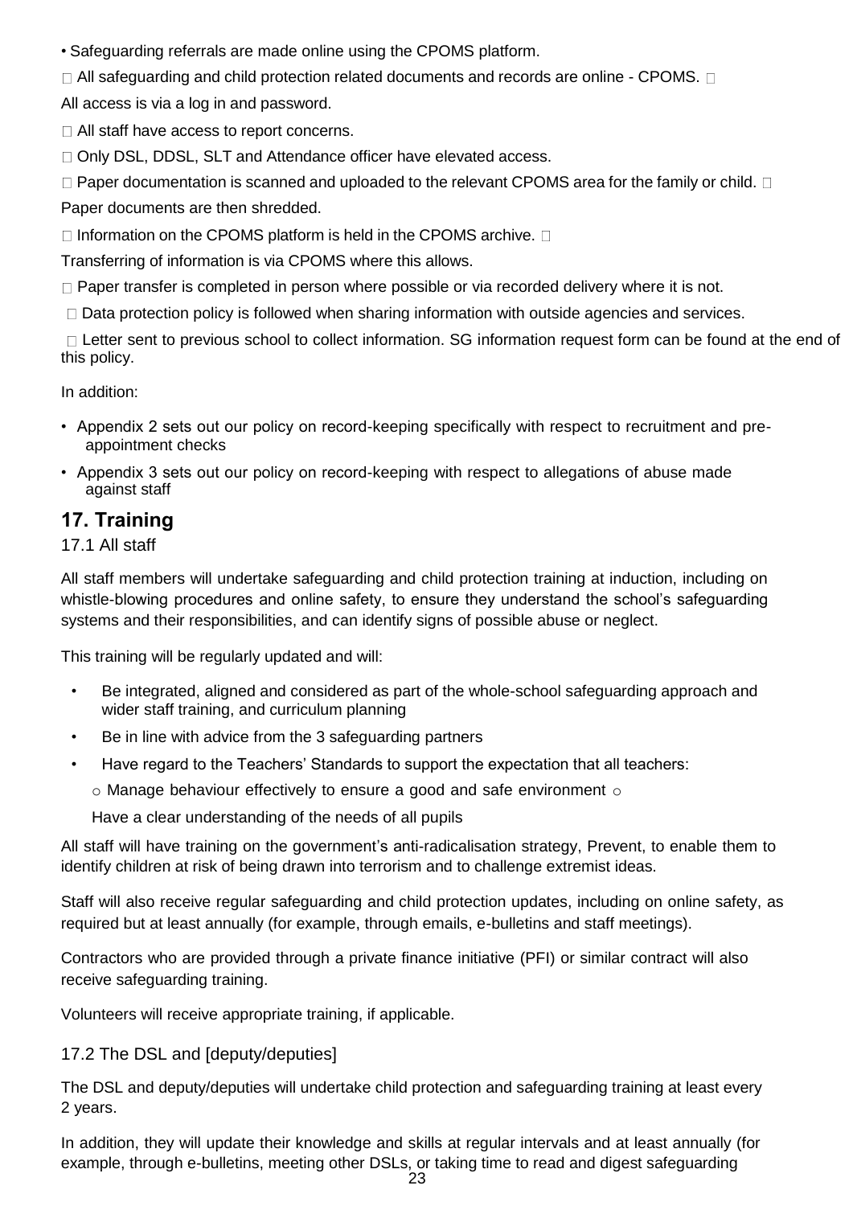- Safeguarding referrals are made online using the CPOMS platform.
- All safeguarding and child protection related documents and records are online - CPOMS.
- All access is via a log in and password.
- All staff have access to report concerns.
- Only DSL, DDSL, SLT and Attendance officer have elevated access.
- Paper documentation is scanned and uploaded to the relevant CPOMS area for the family or child.
- Paper documents are then shredded.
- Information on the CPOMS platform is held in the CPOMS archive.
- Transferring of information is via CPOMS where this allows.
- Paper transfer is completed in person where possible or via recorded delivery where it is not.
- Data protection policy is followed when sharing information with outside agencies and services.
- Letter sent to previous school to collect information. SG information request form can be found at the end of this policy.

In addition:

- Appendix 2 sets out our policy on record-keeping specifically with respect to recruitment and pre-appointment checks
- Appendix 3 sets out our policy on record-keeping with respect to allegations of abuse made against staff

## 17. Training

### 17.1 All staff

All staff members will undertake safeguarding and child protection training at induction, including on whistle-blowing procedures and online safety, to ensure they understand the school's safeguarding systems and their responsibilities, and can identify signs of possible abuse or neglect.

This training will be regularly updated and will:

- Be integrated, aligned and considered as part of the whole-school safeguarding approach and wider staff training, and curriculum planning
- Be in line with advice from the 3 safeguarding partners
- Have regard to the Teachers' Standards to support the expectation that all teachers:
  - Manage behaviour effectively to ensure a good and safe environment
  - Have a clear understanding of the needs of all pupils

All staff will have training on the government's anti-radicalisation strategy, Prevent, to enable them to identify children at risk of being drawn into terrorism and to challenge extremist ideas.

Staff will also receive regular safeguarding and child protection updates, including on online safety, as required but at least annually (for example, through emails, e-bulletins and staff meetings).

Contractors who are provided through a private finance initiative (PFI) or similar contract will also receive safeguarding training.

Volunteers will receive appropriate training, if applicable.

### 17.2 The DSL and [deputy/deputies]

The DSL and deputy/deputies will undertake child protection and safeguarding training at least every 2 years.

In addition, they will update their knowledge and skills at regular intervals and at least annually (for example, through e-bulletins, meeting other DSLs, or taking time to read and digest safeguarding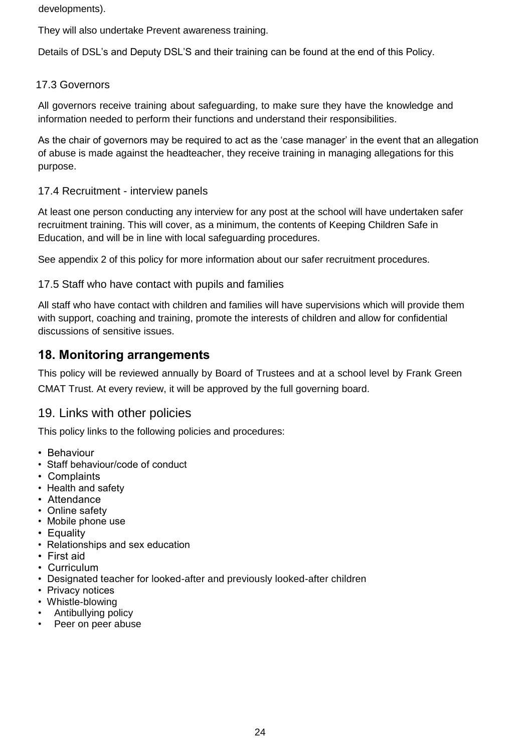developments).

They will also undertake Prevent awareness training.

Details of DSL's and Deputy DSL'S and their training can be found at the end of this Policy.

### 17.3 Governors

All governors receive training about safeguarding, to make sure they have the knowledge and information needed to perform their functions and understand their responsibilities.

As the chair of governors may be required to act as the 'case manager' in the event that an allegation of abuse is made against the headteacher, they receive training in managing allegations for this purpose.

### 17.4 Recruitment - interview panels

At least one person conducting any interview for any post at the school will have undertaken safer recruitment training. This will cover, as a minimum, the contents of Keeping Children Safe in Education, and will be in line with local safeguarding procedures.

See appendix 2 of this policy for more information about our safer recruitment procedures.

### 17.5 Staff who have contact with pupils and families

All staff who have contact with children and families will have supervisions which will provide them with support, coaching and training, promote the interests of children and allow for confidential discussions of sensitive issues.

## 18. Monitoring arrangements

This policy will be reviewed annually by Board of Trustees and at a school level by Frank Green CMAT Trust. At every review, it will be approved by the full governing board.

## 19. Links with other policies

This policy links to the following policies and procedures:

- Behaviour
- Staff behaviour/code of conduct
- Complaints
- Health and safety
- Attendance
- Online safety
- Mobile phone use
- Equality
- Relationships and sex education
- First aid
- Curriculum
- Designated teacher for looked-after and previously looked-after children
- Privacy notices
- Whistle-blowing
- Antibullying policy
- Peer on peer abuse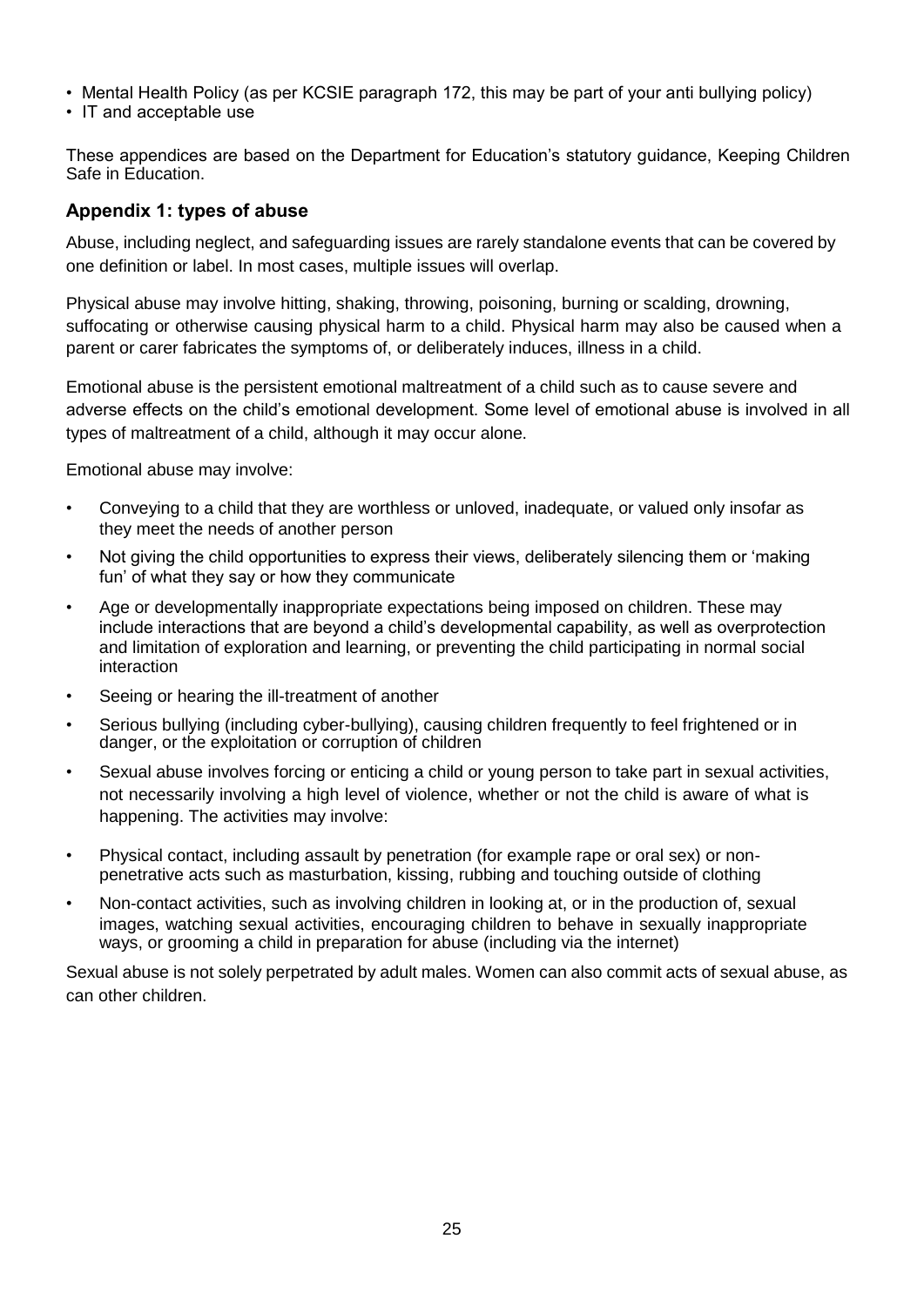- Mental Health Policy (as per KCSIE paragraph 172, this may be part of your anti bullying policy)
- IT and acceptable use

These appendices are based on the Department for Education's statutory guidance, Keeping Children Safe in Education.

### Appendix 1: types of abuse

Abuse, including neglect, and safeguarding issues are rarely standalone events that can be covered by one definition or label. In most cases, multiple issues will overlap.

Physical abuse may involve hitting, shaking, throwing, poisoning, burning or scalding, drowning, suffocating or otherwise causing physical harm to a child. Physical harm may also be caused when a parent or carer fabricates the symptoms of, or deliberately induces, illness in a child.

Emotional abuse is the persistent emotional maltreatment of a child such as to cause severe and adverse effects on the child's emotional development. Some level of emotional abuse is involved in all types of maltreatment of a child, although it may occur alone.

Emotional abuse may involve:

- Conveying to a child that they are worthless or unloved, inadequate, or valued only insofar as they meet the needs of another person
- Not giving the child opportunities to express their views, deliberately silencing them or 'making fun' of what they say or how they communicate
- Age or developmentally inappropriate expectations being imposed on children. These may include interactions that are beyond a child's developmental capability, as well as overprotection and limitation of exploration and learning, or preventing the child participating in normal social interaction
- Seeing or hearing the ill-treatment of another
- Serious bullying (including cyber-bullying), causing children frequently to feel frightened or in danger, or the exploitation or corruption of children
- Sexual abuse involves forcing or enticing a child or young person to take part in sexual activities, not necessarily involving a high level of violence, whether or not the child is aware of what is happening. The activities may involve:
- Physical contact, including assault by penetration (for example rape or oral sex) or non-penetrative acts such as masturbation, kissing, rubbing and touching outside of clothing
- Non-contact activities, such as involving children in looking at, or in the production of, sexual images, watching sexual activities, encouraging children to behave in sexually inappropriate ways, or grooming a child in preparation for abuse (including via the internet)

Sexual abuse is not solely perpetrated by adult males. Women can also commit acts of sexual abuse, as can other children.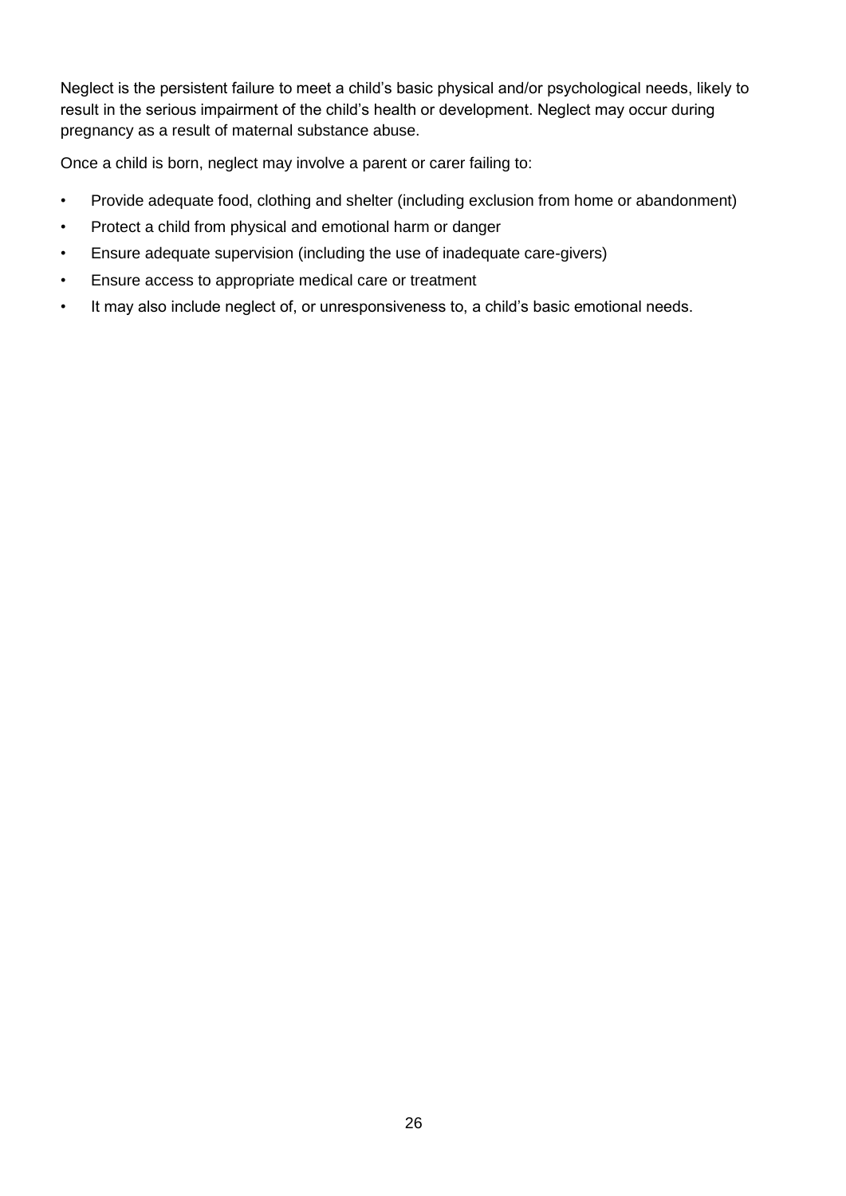Neglect is the persistent failure to meet a child's basic physical and/or psychological needs, likely to result in the serious impairment of the child's health or development. Neglect may occur during pregnancy as a result of maternal substance abuse.

Once a child is born, neglect may involve a parent or carer failing to:

- Provide adequate food, clothing and shelter (including exclusion from home or abandonment)
- Protect a child from physical and emotional harm or danger
- Ensure adequate supervision (including the use of inadequate care-givers)
- Ensure access to appropriate medical care or treatment
- It may also include neglect of, or unresponsiveness to, a child's basic emotional needs.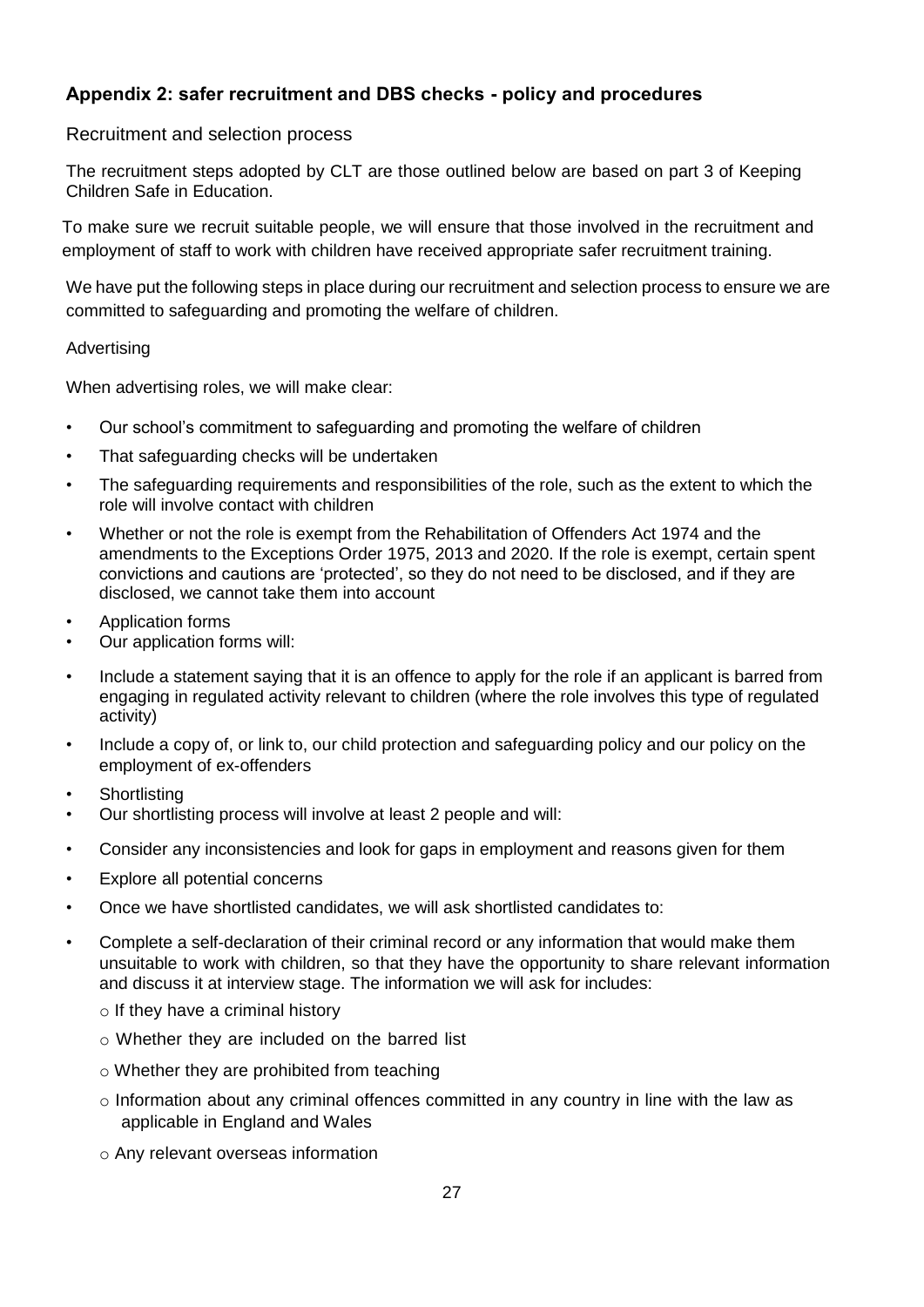### Appendix 2: safer recruitment and DBS checks - policy and procedures

Recruitment and selection process

The recruitment steps adopted by CLT are those outlined below are based on part 3 of Keeping Children Safe in Education.

To make sure we recruit suitable people, we will ensure that those involved in the recruitment and employment of staff to work with children have received appropriate safer recruitment training.

We have put the following steps in place during our recruitment and selection process to ensure we are committed to safeguarding and promoting the welfare of children.

Advertising

When advertising roles, we will make clear:

- Our school's commitment to safeguarding and promoting the welfare of children
- That safeguarding checks will be undertaken
- The safeguarding requirements and responsibilities of the role, such as the extent to which the role will involve contact with children
- Whether or not the role is exempt from the Rehabilitation of Offenders Act 1974 and the amendments to the Exceptions Order 1975, 2013 and 2020. If the role is exempt, certain spent convictions and cautions are 'protected', so they do not need to be disclosed, and if they are disclosed, we cannot take them into account
- Application forms
- Our application forms will:
- Include a statement saying that it is an offence to apply for the role if an applicant is barred from engaging in regulated activity relevant to children (where the role involves this type of regulated activity)
- Include a copy of, or link to, our child protection and safeguarding policy and our policy on the employment of ex-offenders
- Shortlisting
- Our shortlisting process will involve at least 2 people and will:
- Consider any inconsistencies and look for gaps in employment and reasons given for them
- Explore all potential concerns
- Once we have shortlisted candidates, we will ask shortlisted candidates to:
- Complete a self-declaration of their criminal record or any information that would make them unsuitable to work with children, so that they have the opportunity to share relevant information and discuss it at interview stage. The information we will ask for includes:
  - If they have a criminal history
  - Whether they are included on the barred list
  - Whether they are prohibited from teaching
  - Information about any criminal offences committed in any country in line with the law as applicable in England and Wales
  - Any relevant overseas information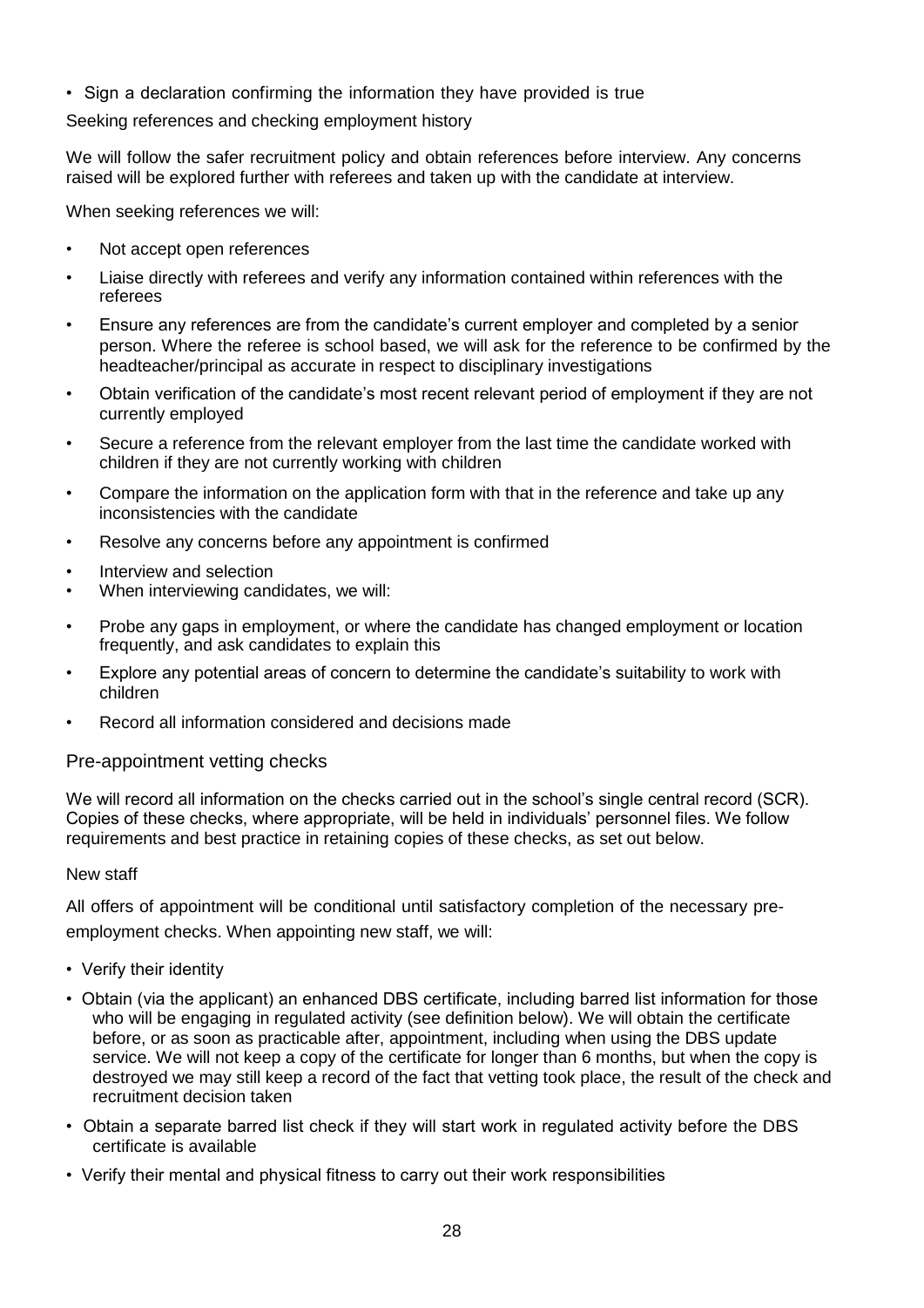- Sign a declaration confirming the information they have provided is true

Seeking references and checking employment history

We will follow the safer recruitment policy and obtain references before interview. Any concerns raised will be explored further with referees and taken up with the candidate at interview.

When seeking references we will:

- Not accept open references
- Liaise directly with referees and verify any information contained within references with the referees
- Ensure any references are from the candidate's current employer and completed by a senior person. Where the referee is school based, we will ask for the reference to be confirmed by the headteacher/principal as accurate in respect to disciplinary investigations
- Obtain verification of the candidate's most recent relevant period of employment if they are not currently employed
- Secure a reference from the relevant employer from the last time the candidate worked with children if they are not currently working with children
- Compare the information on the application form with that in the reference and take up any inconsistencies with the candidate
- Resolve any concerns before any appointment is confirmed
- Interview and selection
- When interviewing candidates, we will:
- Probe any gaps in employment, or where the candidate has changed employment or location frequently, and ask candidates to explain this
- Explore any potential areas of concern to determine the candidate's suitability to work with children
- Record all information considered and decisions made

## Pre-appointment vetting checks

We will record all information on the checks carried out in the school's single central record (SCR). Copies of these checks, where appropriate, will be held in individuals' personnel files. We follow requirements and best practice in retaining copies of these checks, as set out below.

New staff

All offers of appointment will be conditional until satisfactory completion of the necessary pre-employment checks. When appointing new staff, we will:

- Verify their identity
- Obtain (via the applicant) an enhanced DBS certificate, including barred list information for those who will be engaging in regulated activity (see definition below). We will obtain the certificate before, or as soon as practicable after, appointment, including when using the DBS update service. We will not keep a copy of the certificate for longer than 6 months, but when the copy is destroyed we may still keep a record of the fact that vetting took place, the result of the check and recruitment decision taken
- Obtain a separate barred list check if they will start work in regulated activity before the DBS certificate is available
- Verify their mental and physical fitness to carry out their work responsibilities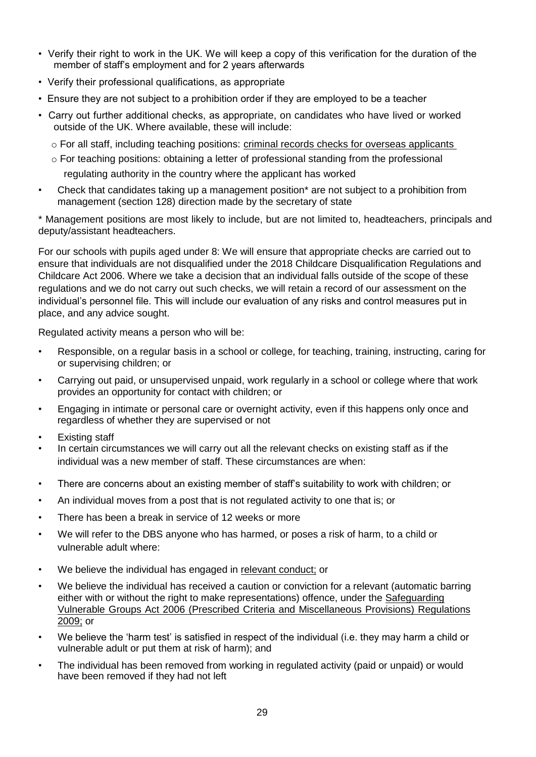- Verify their right to work in the UK. We will keep a copy of this verification for the duration of the member of staff's employment and for 2 years afterwards
- Verify their professional qualifications, as appropriate
- Ensure they are not subject to a prohibition order if they are employed to be a teacher
- Carry out further additional checks, as appropriate, on candidates who have lived or worked outside of the UK. Where available, these will include:
  - For all staff, including teaching positions: criminal records checks for overseas applicants
  - For teaching positions: obtaining a letter of professional standing from the professional regulating authority in the country where the applicant has worked
- Check that candidates taking up a management position* are not subject to a prohibition from management (section 128) direction made by the secretary of state

* Management positions are most likely to include, but are not limited to, headteachers, principals and deputy/assistant headteachers.

For our schools with pupils aged under 8: We will ensure that appropriate checks are carried out to ensure that individuals are not disqualified under the 2018 Childcare Disqualification Regulations and Childcare Act 2006. Where we take a decision that an individual falls outside of the scope of these regulations and we do not carry out such checks, we will retain a record of our assessment on the individual's personnel file. This will include our evaluation of any risks and control measures put in place, and any advice sought.

Regulated activity means a person who will be:

- Responsible, on a regular basis in a school or college, for teaching, training, instructing, caring for or supervising children; or
- Carrying out paid, or unsupervised unpaid, work regularly in a school or college where that work provides an opportunity for contact with children; or
- Engaging in intimate or personal care or overnight activity, even if this happens only once and regardless of whether they are supervised or not
- Existing staff
- In certain circumstances we will carry out all the relevant checks on existing staff as if the individual was a new member of staff. These circumstances are when:
- There are concerns about an existing member of staff's suitability to work with children; or
- An individual moves from a post that is not regulated activity to one that is; or
- There has been a break in service of 12 weeks or more
- We will refer to the DBS anyone who has harmed, or poses a risk of harm, to a child or vulnerable adult where:
- We believe the individual has engaged in relevant conduct; or
- We believe the individual has received a caution or conviction for a relevant (automatic barring either with or without the right to make representations) offence, under the Safeguarding Vulnerable Groups Act 2006 (Prescribed Criteria and Miscellaneous Provisions) Regulations 2009; or
- We believe the 'harm test' is satisfied in respect of the individual (i.e. they may harm a child or vulnerable adult or put them at risk of harm); and
- The individual has been removed from working in regulated activity (paid or unpaid) or would have been removed if they had not left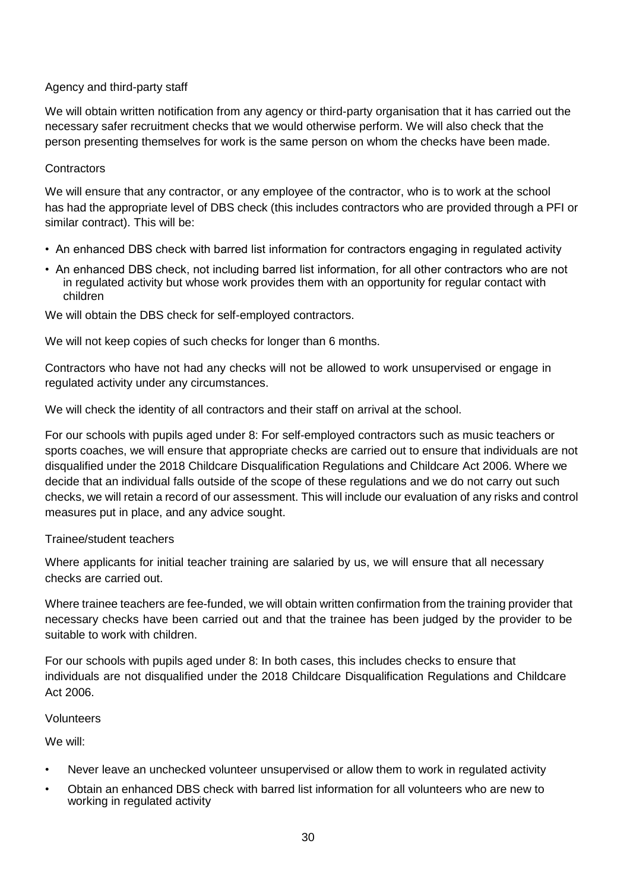### Agency and third-party staff

We will obtain written notification from any agency or third-party organisation that it has carried out the necessary safer recruitment checks that we would otherwise perform. We will also check that the person presenting themselves for work is the same person on whom the checks have been made.

### Contractors

We will ensure that any contractor, or any employee of the contractor, who is to work at the school has had the appropriate level of DBS check (this includes contractors who are provided through a PFI or similar contract). This will be:

- An enhanced DBS check with barred list information for contractors engaging in regulated activity
- An enhanced DBS check, not including barred list information, for all other contractors who are not in regulated activity but whose work provides them with an opportunity for regular contact with children

We will obtain the DBS check for self-employed contractors.

We will not keep copies of such checks for longer than 6 months.

Contractors who have not had any checks will not be allowed to work unsupervised or engage in regulated activity under any circumstances.

We will check the identity of all contractors and their staff on arrival at the school.

For our schools with pupils aged under 8: For self-employed contractors such as music teachers or sports coaches, we will ensure that appropriate checks are carried out to ensure that individuals are not disqualified under the 2018 Childcare Disqualification Regulations and Childcare Act 2006. Where we decide that an individual falls outside of the scope of these regulations and we do not carry out such checks, we will retain a record of our assessment. This will include our evaluation of any risks and control measures put in place, and any advice sought.

### Trainee/student teachers

Where applicants for initial teacher training are salaried by us, we will ensure that all necessary checks are carried out.

Where trainee teachers are fee-funded, we will obtain written confirmation from the training provider that necessary checks have been carried out and that the trainee has been judged by the provider to be suitable to work with children.

For our schools with pupils aged under 8: In both cases, this includes checks to ensure that individuals are not disqualified under the 2018 Childcare Disqualification Regulations and Childcare Act 2006.

### Volunteers

We will:

- Never leave an unchecked volunteer unsupervised or allow them to work in regulated activity
- Obtain an enhanced DBS check with barred list information for all volunteers who are new to working in regulated activity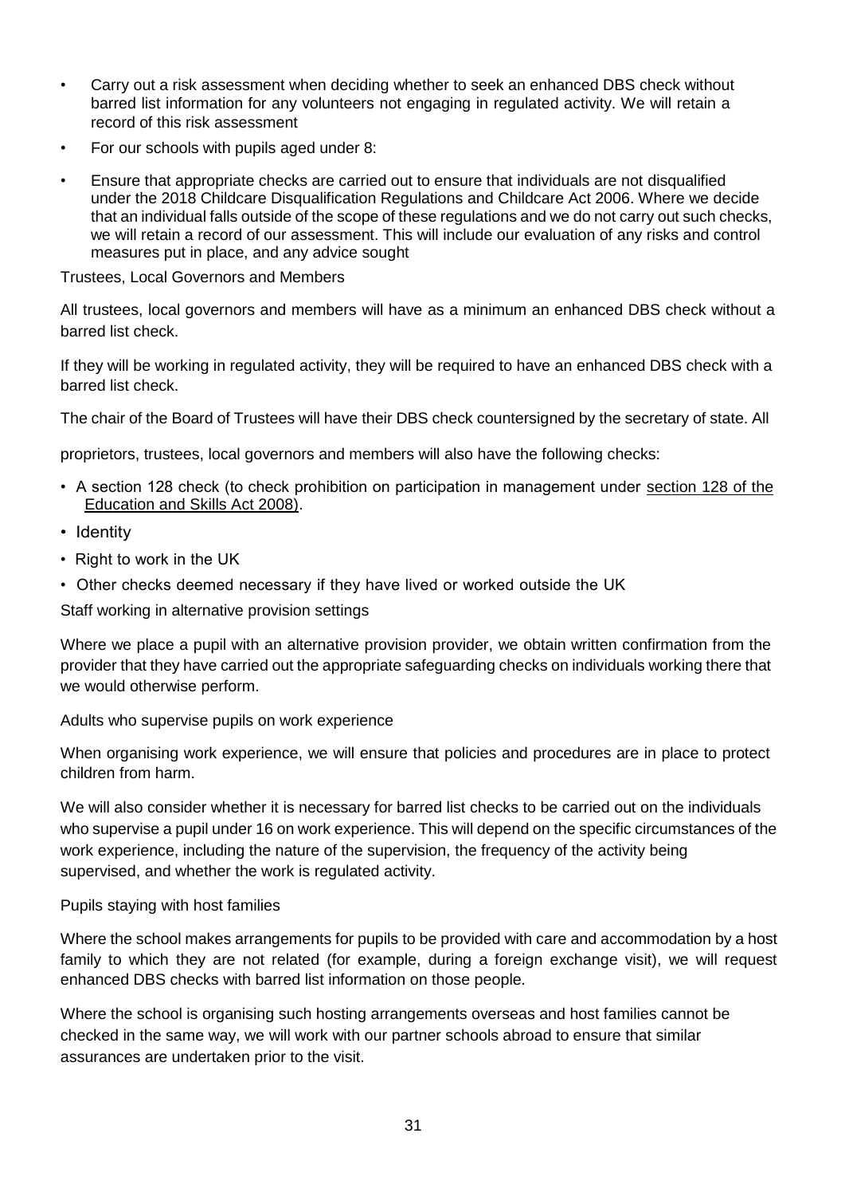- Carry out a risk assessment when deciding whether to seek an enhanced DBS check without barred list information for any volunteers not engaging in regulated activity. We will retain a record of this risk assessment
- For our schools with pupils aged under 8:
- Ensure that appropriate checks are carried out to ensure that individuals are not disqualified under the 2018 Childcare Disqualification Regulations and Childcare Act 2006. Where we decide that an individual falls outside of the scope of these regulations and we do not carry out such checks, we will retain a record of our assessment. This will include our evaluation of any risks and control measures put in place, and any advice sought

### Trustees, Local Governors and Members

All trustees, local governors and members will have as a minimum an enhanced DBS check without a barred list check.

If they will be working in regulated activity, they will be required to have an enhanced DBS check with a barred list check.

The chair of the Board of Trustees will have their DBS check countersigned by the secretary of state. All proprietors, trustees, local governors and members will also have the following checks:

- A section 128 check (to check prohibition on participation in management under section 128 of the Education and Skills Act 2008).
- Identity
- Right to work in the UK
- Other checks deemed necessary if they have lived or worked outside the UK

### Staff working in alternative provision settings

Where we place a pupil with an alternative provision provider, we obtain written confirmation from the provider that they have carried out the appropriate safeguarding checks on individuals working there that we would otherwise perform.

### Adults who supervise pupils on work experience

When organising work experience, we will ensure that policies and procedures are in place to protect children from harm.

We will also consider whether it is necessary for barred list checks to be carried out on the individuals who supervise a pupil under 16 on work experience. This will depend on the specific circumstances of the work experience, including the nature of the supervision, the frequency of the activity being supervised, and whether the work is regulated activity.

### Pupils staying with host families

Where the school makes arrangements for pupils to be provided with care and accommodation by a host family to which they are not related (for example, during a foreign exchange visit), we will request enhanced DBS checks with barred list information on those people.

Where the school is organising such hosting arrangements overseas and host families cannot be checked in the same way, we will work with our partner schools abroad to ensure that similar assurances are undertaken prior to the visit.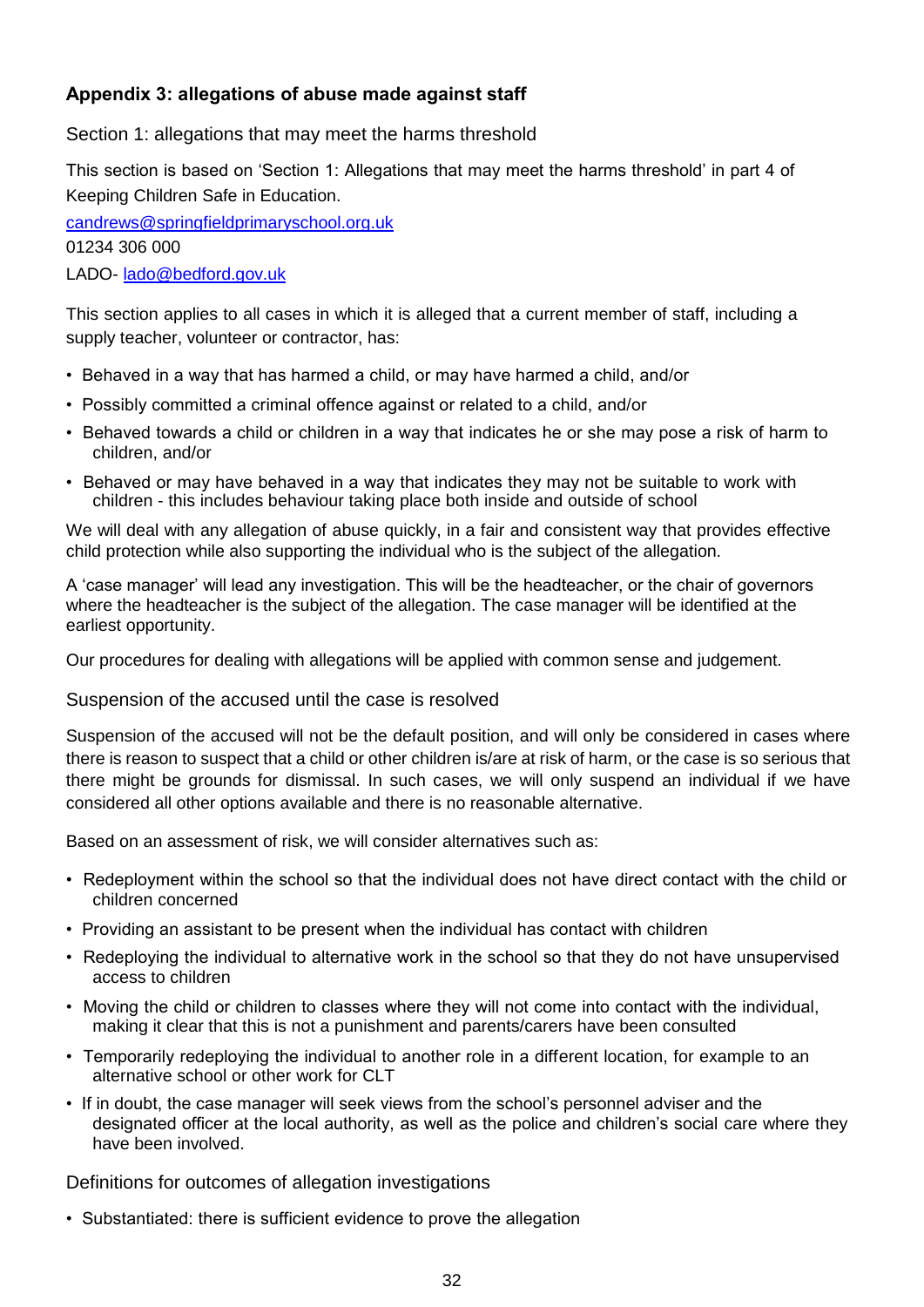## Appendix 3: allegations of abuse made against staff

### Section 1: allegations that may meet the harms threshold

This section is based on 'Section 1: Allegations that may meet the harms threshold' in part 4 of Keeping Children Safe in Education.

candrews@springfieldprimaryschool.org.uk

01234 306 000

LADO- lado@bedford.gov.uk

This section applies to all cases in which it is alleged that a current member of staff, including a supply teacher, volunteer or contractor, has:

- Behaved in a way that has harmed a child, or may have harmed a child, and/or
- Possibly committed a criminal offence against or related to a child, and/or
- Behaved towards a child or children in a way that indicates he or she may pose a risk of harm to children, and/or
- Behaved or may have behaved in a way that indicates they may not be suitable to work with children - this includes behaviour taking place both inside and outside of school

We will deal with any allegation of abuse quickly, in a fair and consistent way that provides effective child protection while also supporting the individual who is the subject of the allegation.

A 'case manager' will lead any investigation. This will be the headteacher, or the chair of governors where the headteacher is the subject of the allegation. The case manager will be identified at the earliest opportunity.

Our procedures for dealing with allegations will be applied with common sense and judgement.

### Suspension of the accused until the case is resolved

Suspension of the accused will not be the default position, and will only be considered in cases where there is reason to suspect that a child or other children is/are at risk of harm, or the case is so serious that there might be grounds for dismissal. In such cases, we will only suspend an individual if we have considered all other options available and there is no reasonable alternative.

Based on an assessment of risk, we will consider alternatives such as:

- Redeployment within the school so that the individual does not have direct contact with the child or children concerned
- Providing an assistant to be present when the individual has contact with children
- Redeploying the individual to alternative work in the school so that they do not have unsupervised access to children
- Moving the child or children to classes where they will not come into contact with the individual, making it clear that this is not a punishment and parents/carers have been consulted
- Temporarily redeploying the individual to another role in a different location, for example to an alternative school or other work for CLT
- If in doubt, the case manager will seek views from the school's personnel adviser and the designated officer at the local authority, as well as the police and children's social care where they have been involved.

### Definitions for outcomes of allegation investigations

- Substantiated: there is sufficient evidence to prove the allegation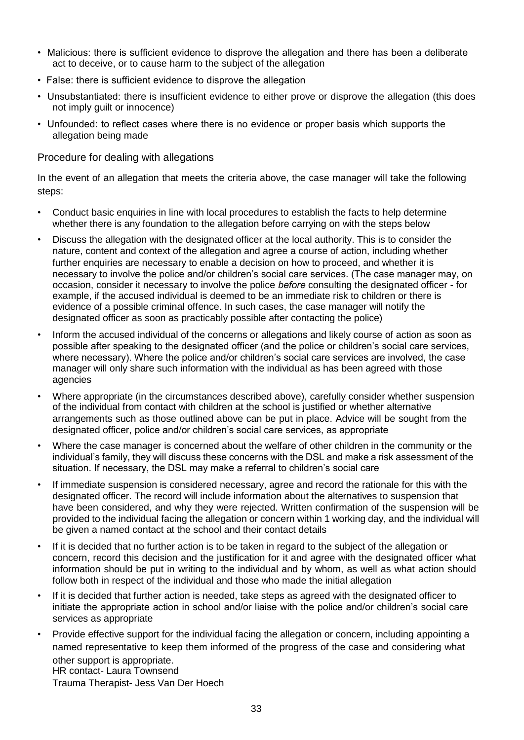- Malicious: there is sufficient evidence to disprove the allegation and there has been a deliberate act to deceive, or to cause harm to the subject of the allegation
- False: there is sufficient evidence to disprove the allegation
- Unsubstantiated: there is insufficient evidence to either prove or disprove the allegation (this does not imply guilt or innocence)
- Unfounded: to reflect cases where there is no evidence or proper basis which supports the allegation being made

## Procedure for dealing with allegations

In the event of an allegation that meets the criteria above, the case manager will take the following steps:

- Conduct basic enquiries in line with local procedures to establish the facts to help determine whether there is any foundation to the allegation before carrying on with the steps below
- Discuss the allegation with the designated officer at the local authority. This is to consider the nature, content and context of the allegation and agree a course of action, including whether further enquiries are necessary to enable a decision on how to proceed, and whether it is necessary to involve the police and/or children's social care services. (The case manager may, on occasion, consider it necessary to involve the police *before* consulting the designated officer - for example, if the accused individual is deemed to be an immediate risk to children or there is evidence of a possible criminal offence. In such cases, the case manager will notify the designated officer as soon as practicably possible after contacting the police)
- Inform the accused individual of the concerns or allegations and likely course of action as soon as possible after speaking to the designated officer (and the police or children's social care services, where necessary). Where the police and/or children's social care services are involved, the case manager will only share such information with the individual as has been agreed with those agencies
- Where appropriate (in the circumstances described above), carefully consider whether suspension of the individual from contact with children at the school is justified or whether alternative arrangements such as those outlined above can be put in place. Advice will be sought from the designated officer, police and/or children's social care services, as appropriate
- Where the case manager is concerned about the welfare of other children in the community or the individual's family, they will discuss these concerns with the DSL and make a risk assessment of the situation. If necessary, the DSL may make a referral to children's social care
- If immediate suspension is considered necessary, agree and record the rationale for this with the designated officer. The record will include information about the alternatives to suspension that have been considered, and why they were rejected. Written confirmation of the suspension will be provided to the individual facing the allegation or concern within 1 working day, and the individual will be given a named contact at the school and their contact details
- If it is decided that no further action is to be taken in regard to the subject of the allegation or concern, record this decision and the justification for it and agree with the designated officer what information should be put in writing to the individual and by whom, as well as what action should follow both in respect of the individual and those who made the initial allegation
- If it is decided that further action is needed, take steps as agreed with the designated officer to initiate the appropriate action in school and/or liaise with the police and/or children's social care services as appropriate
- Provide effective support for the individual facing the allegation or concern, including appointing a named representative to keep them informed of the progress of the case and considering what other support is appropriate.
  HR contact- Laura Townsend
  Trauma Therapist- Jess Van Der Hoech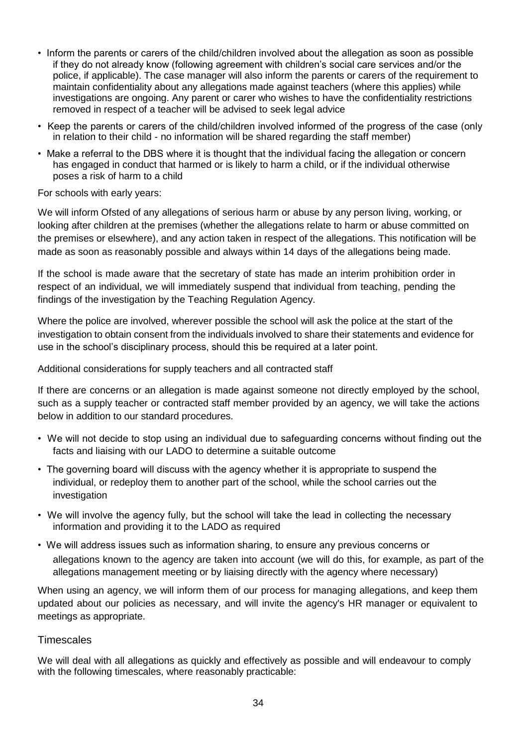- Inform the parents or carers of the child/children involved about the allegation as soon as possible if they do not already know (following agreement with children's social care services and/or the police, if applicable). The case manager will also inform the parents or carers of the requirement to maintain confidentiality about any allegations made against teachers (where this applies) while investigations are ongoing. Any parent or carer who wishes to have the confidentiality restrictions removed in respect of a teacher will be advised to seek legal advice
- Keep the parents or carers of the child/children involved informed of the progress of the case (only in relation to their child - no information will be shared regarding the staff member)
- Make a referral to the DBS where it is thought that the individual facing the allegation or concern has engaged in conduct that harmed or is likely to harm a child, or if the individual otherwise poses a risk of harm to a child

For schools with early years:

We will inform Ofsted of any allegations of serious harm or abuse by any person living, working, or looking after children at the premises (whether the allegations relate to harm or abuse committed on the premises or elsewhere), and any action taken in respect of the allegations. This notification will be made as soon as reasonably possible and always within 14 days of the allegations being made.

If the school is made aware that the secretary of state has made an interim prohibition order in respect of an individual, we will immediately suspend that individual from teaching, pending the findings of the investigation by the Teaching Regulation Agency.

Where the police are involved, wherever possible the school will ask the police at the start of the investigation to obtain consent from the individuals involved to share their statements and evidence for use in the school's disciplinary process, should this be required at a later point.

Additional considerations for supply teachers and all contracted staff

If there are concerns or an allegation is made against someone not directly employed by the school, such as a supply teacher or contracted staff member provided by an agency, we will take the actions below in addition to our standard procedures.

- We will not decide to stop using an individual due to safeguarding concerns without finding out the facts and liaising with our LADO to determine a suitable outcome
- The governing board will discuss with the agency whether it is appropriate to suspend the individual, or redeploy them to another part of the school, while the school carries out the investigation
- We will involve the agency fully, but the school will take the lead in collecting the necessary information and providing it to the LADO as required
- We will address issues such as information sharing, to ensure any previous concerns or allegations known to the agency are taken into account (we will do this, for example, as part of the allegations management meeting or by liaising directly with the agency where necessary)

When using an agency, we will inform them of our process for managing allegations, and keep them updated about our policies as necessary, and will invite the agency's HR manager or equivalent to meetings as appropriate.

### Timescales

We will deal with all allegations as quickly and effectively as possible and will endeavour to comply with the following timescales, where reasonably practicable: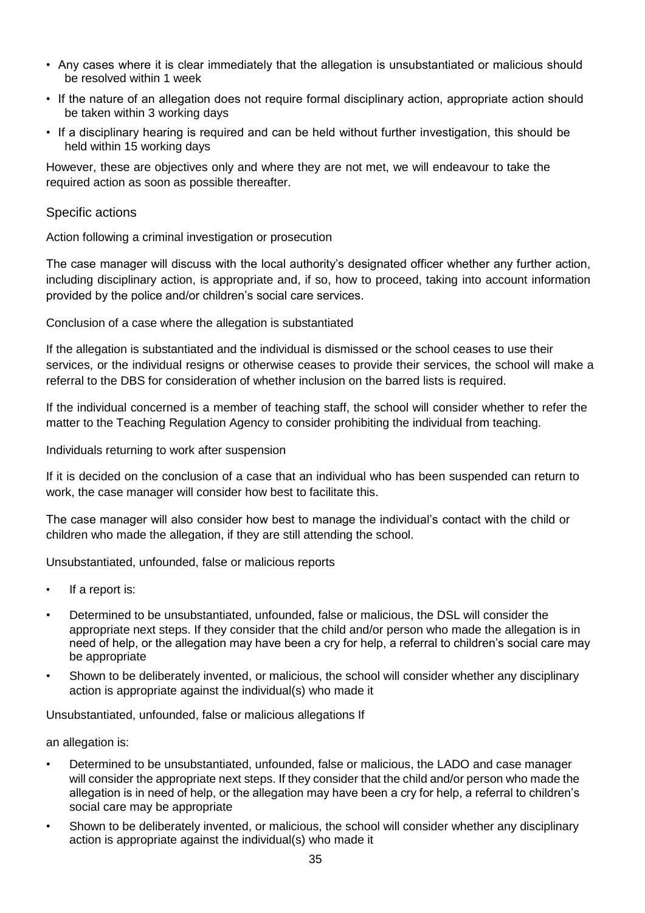- Any cases where it is clear immediately that the allegation is unsubstantiated or malicious should be resolved within 1 week
- If the nature of an allegation does not require formal disciplinary action, appropriate action should be taken within 3 working days
- If a disciplinary hearing is required and can be held without further investigation, this should be held within 15 working days

However, these are objectives only and where they are not met, we will endeavour to take the required action as soon as possible thereafter.

## Specific actions

Action following a criminal investigation or prosecution

The case manager will discuss with the local authority's designated officer whether any further action, including disciplinary action, is appropriate and, if so, how to proceed, taking into account information provided by the police and/or children's social care services.

Conclusion of a case where the allegation is substantiated

If the allegation is substantiated and the individual is dismissed or the school ceases to use their services, or the individual resigns or otherwise ceases to provide their services, the school will make a referral to the DBS for consideration of whether inclusion on the barred lists is required.

If the individual concerned is a member of teaching staff, the school will consider whether to refer the matter to the Teaching Regulation Agency to consider prohibiting the individual from teaching.

Individuals returning to work after suspension

If it is decided on the conclusion of a case that an individual who has been suspended can return to work, the case manager will consider how best to facilitate this.

The case manager will also consider how best to manage the individual's contact with the child or children who made the allegation, if they are still attending the school.

Unsubstantiated, unfounded, false or malicious reports

- If a report is:
- Determined to be unsubstantiated, unfounded, false or malicious, the DSL will consider the appropriate next steps. If they consider that the child and/or person who made the allegation is in need of help, or the allegation may have been a cry for help, a referral to children's social care may be appropriate
- Shown to be deliberately invented, or malicious, the school will consider whether any disciplinary action is appropriate against the individual(s) who made it

Unsubstantiated, unfounded, false or malicious allegations If

an allegation is:

- Determined to be unsubstantiated, unfounded, false or malicious, the LADO and case manager will consider the appropriate next steps. If they consider that the child and/or person who made the allegation is in need of help, or the allegation may have been a cry for help, a referral to children's social care may be appropriate
- Shown to be deliberately invented, or malicious, the school will consider whether any disciplinary action is appropriate against the individual(s) who made it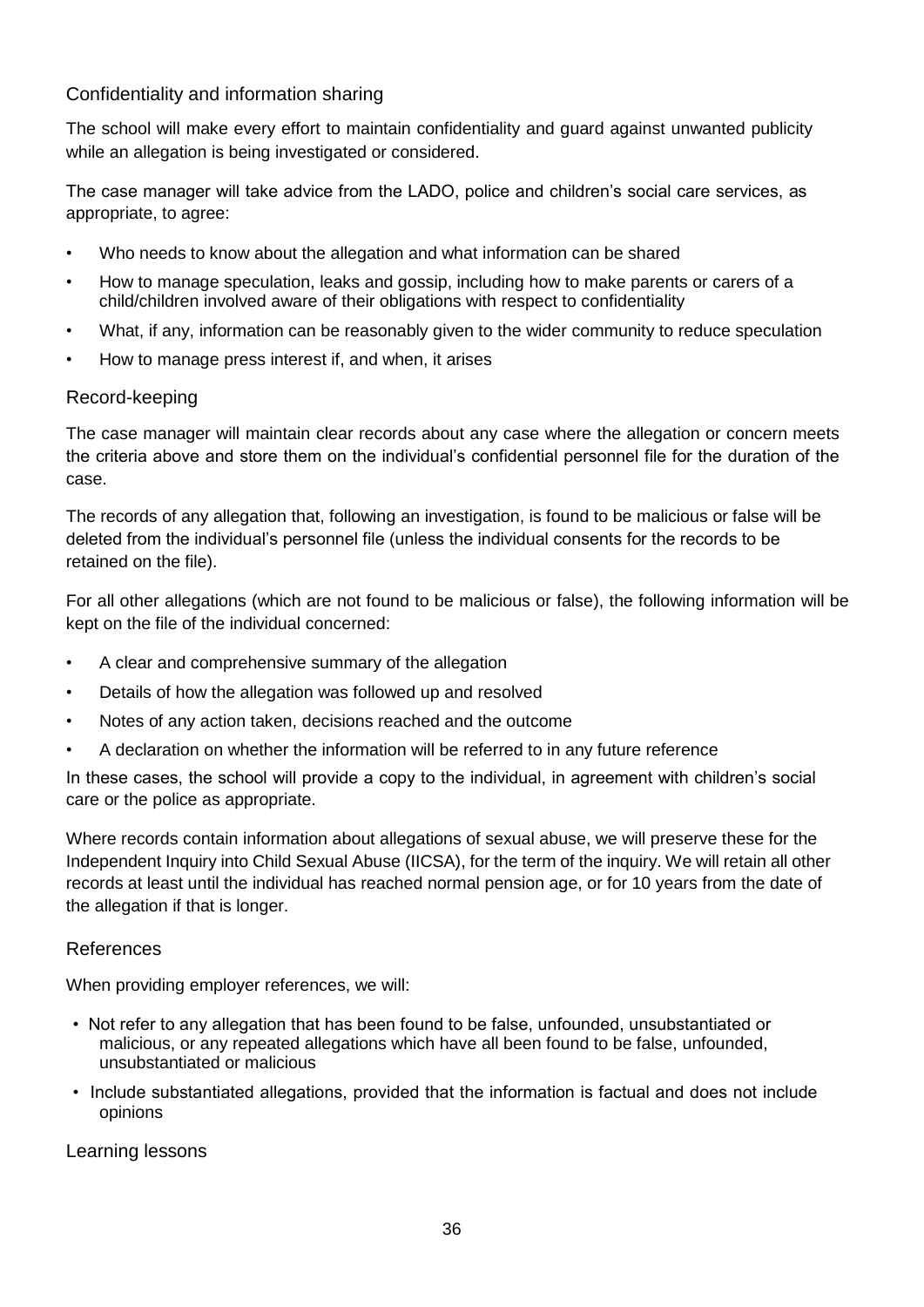### Confidentiality and information sharing

The school will make every effort to maintain confidentiality and guard against unwanted publicity while an allegation is being investigated or considered.

The case manager will take advice from the LADO, police and children's social care services, as appropriate, to agree:

- Who needs to know about the allegation and what information can be shared
- How to manage speculation, leaks and gossip, including how to make parents or carers of a child/children involved aware of their obligations with respect to confidentiality
- What, if any, information can be reasonably given to the wider community to reduce speculation
- How to manage press interest if, and when, it arises

### Record-keeping

The case manager will maintain clear records about any case where the allegation or concern meets the criteria above and store them on the individual's confidential personnel file for the duration of the case.

The records of any allegation that, following an investigation, is found to be malicious or false will be deleted from the individual's personnel file (unless the individual consents for the records to be retained on the file).

For all other allegations (which are not found to be malicious or false), the following information will be kept on the file of the individual concerned:

- A clear and comprehensive summary of the allegation
- Details of how the allegation was followed up and resolved
- Notes of any action taken, decisions reached and the outcome
- A declaration on whether the information will be referred to in any future reference

In these cases, the school will provide a copy to the individual, in agreement with children's social care or the police as appropriate.

Where records contain information about allegations of sexual abuse, we will preserve these for the Independent Inquiry into Child Sexual Abuse (IICSA), for the term of the inquiry. We will retain all other records at least until the individual has reached normal pension age, or for 10 years from the date of the allegation if that is longer.

### References

When providing employer references, we will:

- Not refer to any allegation that has been found to be false, unfounded, unsubstantiated or malicious, or any repeated allegations which have all been found to be false, unfounded, unsubstantiated or malicious
- Include substantiated allegations, provided that the information is factual and does not include opinions

### Learning lessons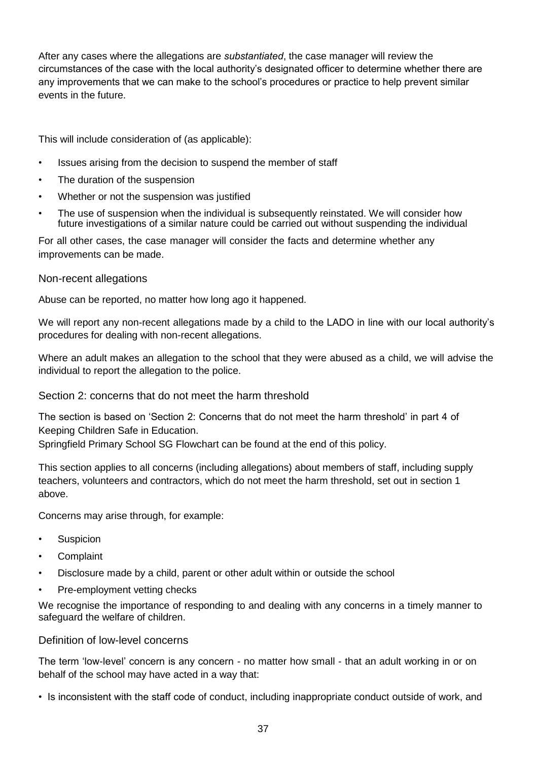After any cases where the allegations are *substantiated*, the case manager will review the circumstances of the case with the local authority's designated officer to determine whether there are any improvements that we can make to the school's procedures or practice to help prevent similar events in the future.

This will include consideration of (as applicable):

- Issues arising from the decision to suspend the member of staff
- The duration of the suspension
- Whether or not the suspension was justified
- The use of suspension when the individual is subsequently reinstated. We will consider how future investigations of a similar nature could be carried out without suspending the individual

For all other cases, the case manager will consider the facts and determine whether any improvements can be made.

### Non-recent allegations

Abuse can be reported, no matter how long ago it happened.

We will report any non-recent allegations made by a child to the LADO in line with our local authority's procedures for dealing with non-recent allegations.

Where an adult makes an allegation to the school that they were abused as a child, we will advise the individual to report the allegation to the police.

### Section 2: concerns that do not meet the harm threshold

The section is based on 'Section 2: Concerns that do not meet the harm threshold' in part 4 of Keeping Children Safe in Education.
Springfield Primary School SG Flowchart can be found at the end of this policy.

This section applies to all concerns (including allegations) about members of staff, including supply teachers, volunteers and contractors, which do not meet the harm threshold, set out in section 1 above.

Concerns may arise through, for example:

- Suspicion
- Complaint
- Disclosure made by a child, parent or other adult within or outside the school
- Pre-employment vetting checks

We recognise the importance of responding to and dealing with any concerns in a timely manner to safeguard the welfare of children.

### Definition of low-level concerns

The term 'low-level' concern is any concern - no matter how small - that an adult working in or on behalf of the school may have acted in a way that:

- Is inconsistent with the staff code of conduct, including inappropriate conduct outside of work, and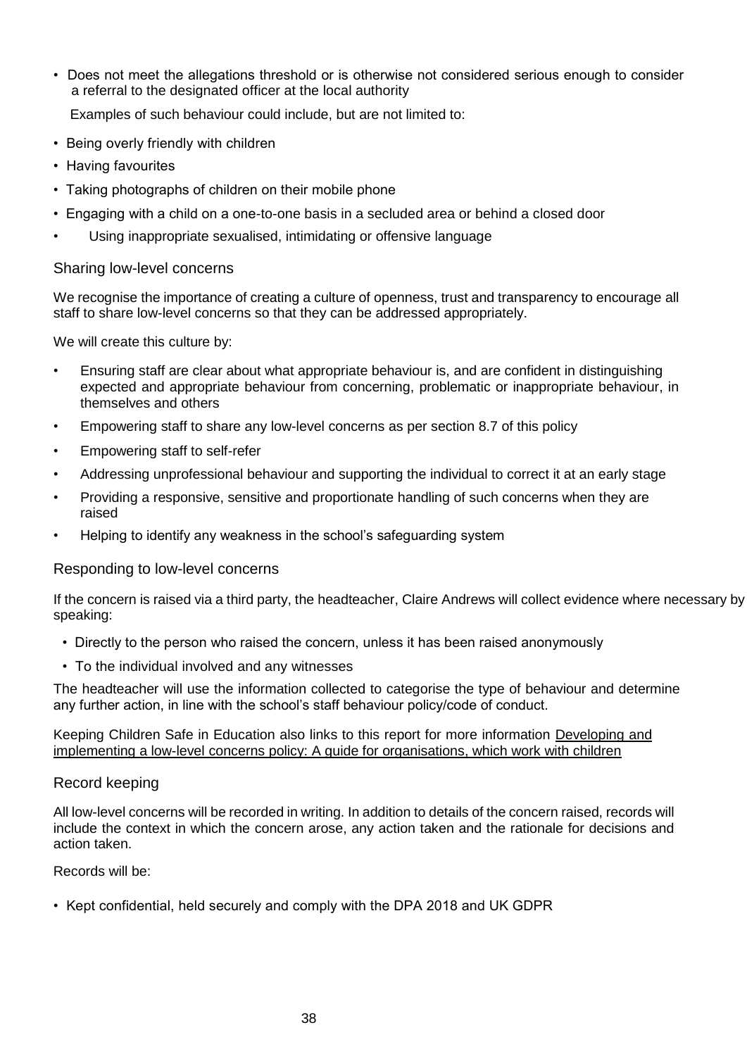- Does not meet the allegations threshold or is otherwise not considered serious enough to consider a referral to the designated officer at the local authority

Examples of such behaviour could include, but are not limited to:

- Being overly friendly with children
- Having favourites
- Taking photographs of children on their mobile phone
- Engaging with a child on a one-to-one basis in a secluded area or behind a closed door
- Using inappropriate sexualised, intimidating or offensive language

### Sharing low-level concerns

We recognise the importance of creating a culture of openness, trust and transparency to encourage all staff to share low-level concerns so that they can be addressed appropriately.

We will create this culture by:

- Ensuring staff are clear about what appropriate behaviour is, and are confident in distinguishing expected and appropriate behaviour from concerning, problematic or inappropriate behaviour, in themselves and others
- Empowering staff to share any low-level concerns as per section 8.7 of this policy
- Empowering staff to self-refer
- Addressing unprofessional behaviour and supporting the individual to correct it at an early stage
- Providing a responsive, sensitive and proportionate handling of such concerns when they are raised
- Helping to identify any weakness in the school's safeguarding system

### Responding to low-level concerns

If the concern is raised via a third party, the headteacher, Claire Andrews will collect evidence where necessary by speaking:

- Directly to the person who raised the concern, unless it has been raised anonymously
- To the individual involved and any witnesses

The headteacher will use the information collected to categorise the type of behaviour and determine any further action, in line with the school's staff behaviour policy/code of conduct.

Keeping Children Safe in Education also links to this report for more information Developing and implementing a low-level concerns policy: A guide for organisations, which work with children

### Record keeping

All low-level concerns will be recorded in writing. In addition to details of the concern raised, records will include the context in which the concern arose, any action taken and the rationale for decisions and action taken.

Records will be:

- Kept confidential, held securely and comply with the DPA 2018 and UK GDPR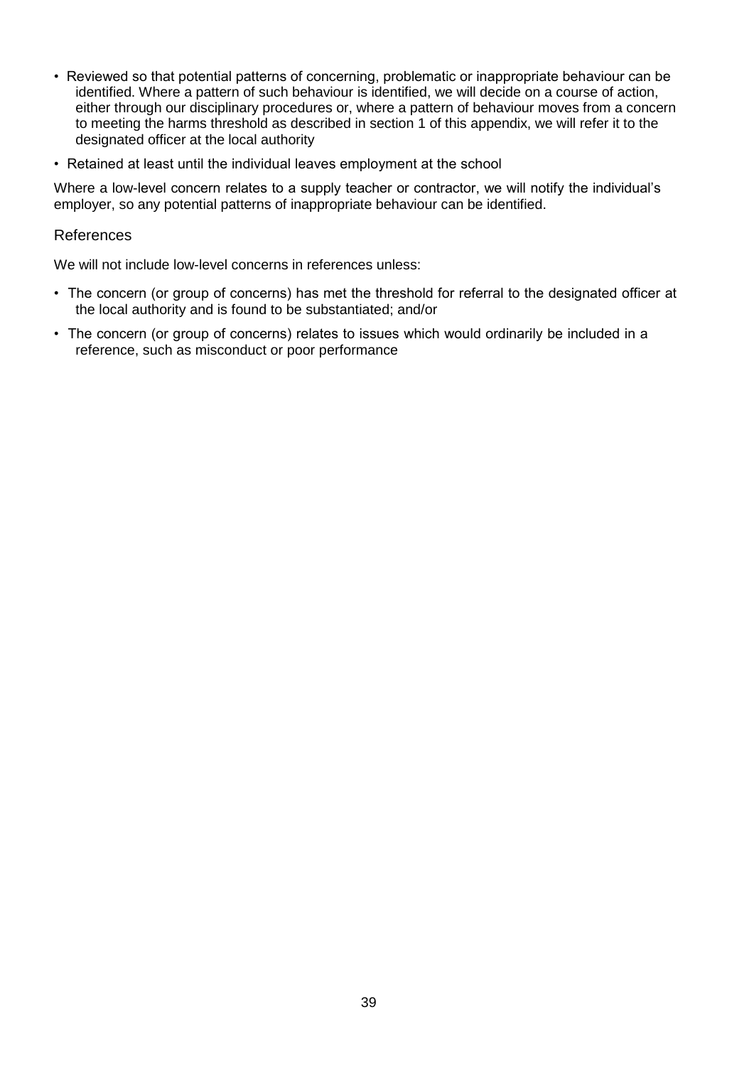- Reviewed so that potential patterns of concerning, problematic or inappropriate behaviour can be identified. Where a pattern of such behaviour is identified, we will decide on a course of action, either through our disciplinary procedures or, where a pattern of behaviour moves from a concern to meeting the harms threshold as described in section 1 of this appendix, we will refer it to the designated officer at the local authority
- Retained at least until the individual leaves employment at the school

Where a low-level concern relates to a supply teacher or contractor, we will notify the individual's employer, so any potential patterns of inappropriate behaviour can be identified.

### References

We will not include low-level concerns in references unless:

- The concern (or group of concerns) has met the threshold for referral to the designated officer at the local authority and is found to be substantiated; and/or
- The concern (or group of concerns) relates to issues which would ordinarily be included in a reference, such as misconduct or poor performance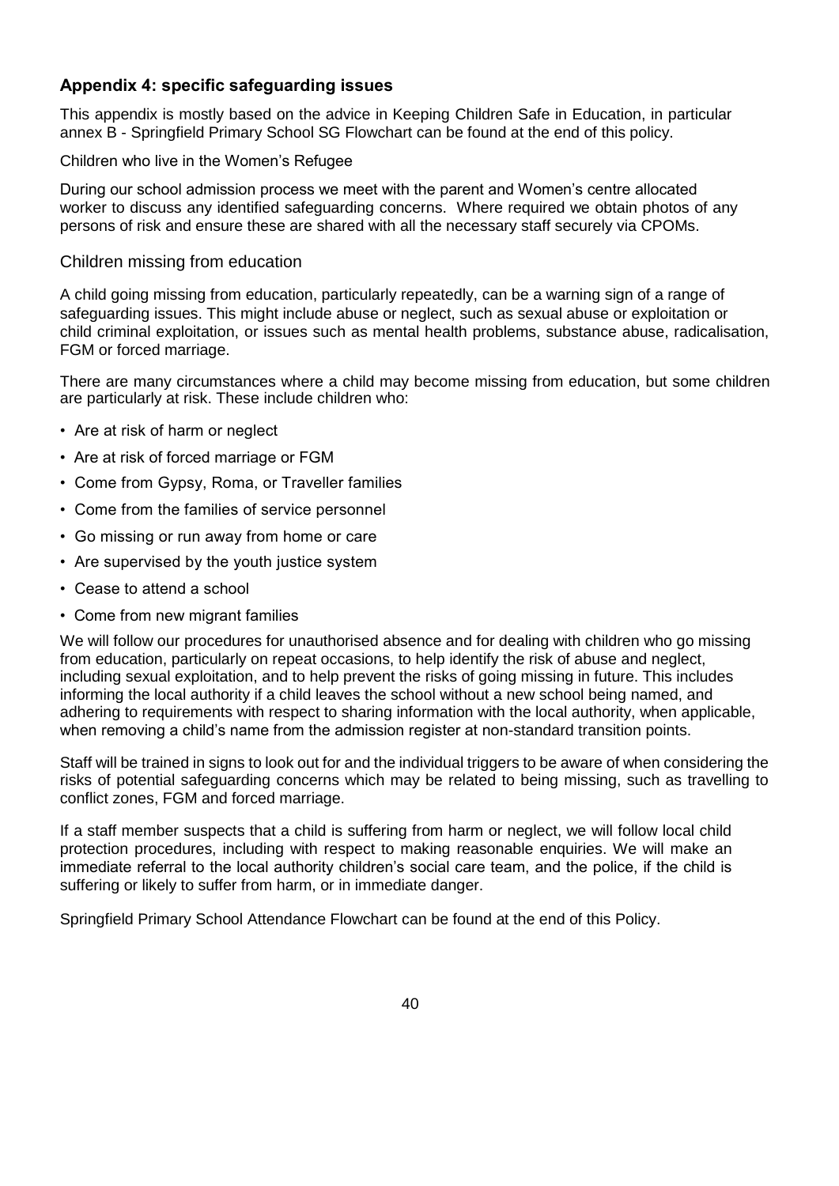### Appendix 4: specific safeguarding issues

This appendix is mostly based on the advice in Keeping Children Safe in Education, in particular annex B - Springfield Primary School SG Flowchart can be found at the end of this policy.

Children who live in the Women's Refugee

During our school admission process we meet with the parent and Women's centre allocated worker to discuss any identified safeguarding concerns. Where required we obtain photos of any persons of risk and ensure these are shared with all the necessary staff securely via CPOMs.

#### Children missing from education

A child going missing from education, particularly repeatedly, can be a warning sign of a range of safeguarding issues. This might include abuse or neglect, such as sexual abuse or exploitation or child criminal exploitation, or issues such as mental health problems, substance abuse, radicalisation, FGM or forced marriage.

There are many circumstances where a child may become missing from education, but some children are particularly at risk. These include children who:

- Are at risk of harm or neglect
- Are at risk of forced marriage or FGM
- Come from Gypsy, Roma, or Traveller families
- Come from the families of service personnel
- Go missing or run away from home or care
- Are supervised by the youth justice system
- Cease to attend a school
- Come from new migrant families

We will follow our procedures for unauthorised absence and for dealing with children who go missing from education, particularly on repeat occasions, to help identify the risk of abuse and neglect, including sexual exploitation, and to help prevent the risks of going missing in future. This includes informing the local authority if a child leaves the school without a new school being named, and adhering to requirements with respect to sharing information with the local authority, when applicable, when removing a child's name from the admission register at non-standard transition points.

Staff will be trained in signs to look out for and the individual triggers to be aware of when considering the risks of potential safeguarding concerns which may be related to being missing, such as travelling to conflict zones, FGM and forced marriage.

If a staff member suspects that a child is suffering from harm or neglect, we will follow local child protection procedures, including with respect to making reasonable enquiries. We will make an immediate referral to the local authority children's social care team, and the police, if the child is suffering or likely to suffer from harm, or in immediate danger.

Springfield Primary School Attendance Flowchart can be found at the end of this Policy.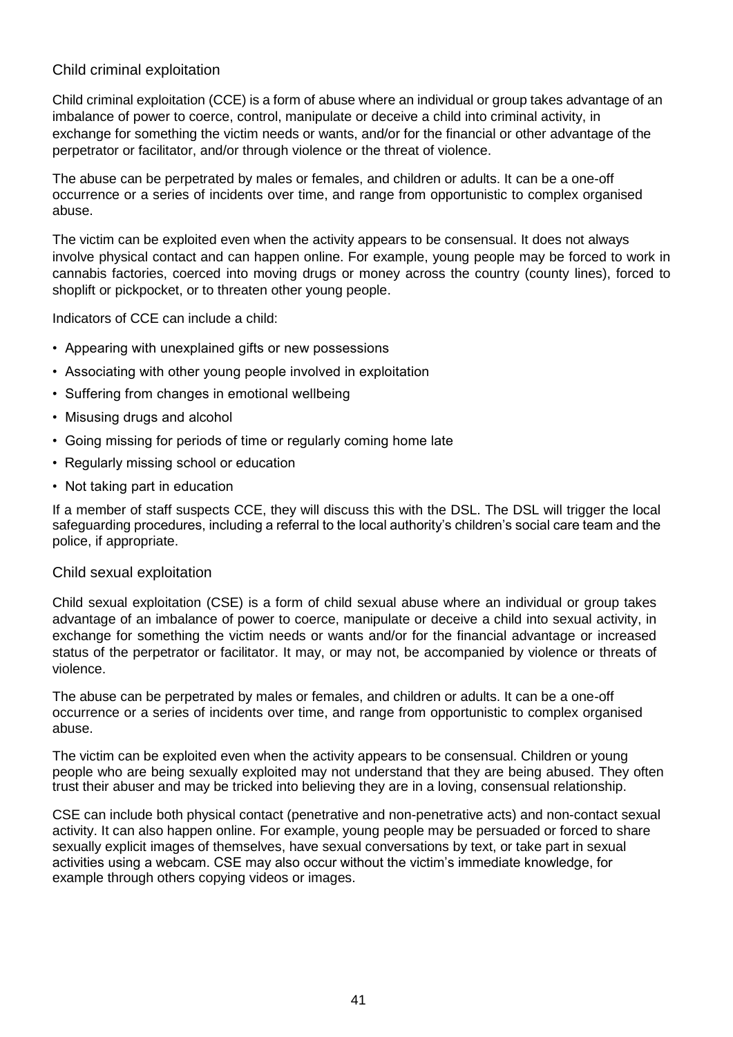### Child criminal exploitation

Child criminal exploitation (CCE) is a form of abuse where an individual or group takes advantage of an imbalance of power to coerce, control, manipulate or deceive a child into criminal activity, in exchange for something the victim needs or wants, and/or for the financial or other advantage of the perpetrator or facilitator, and/or through violence or the threat of violence.

The abuse can be perpetrated by males or females, and children or adults. It can be a one-off occurrence or a series of incidents over time, and range from opportunistic to complex organised abuse.

The victim can be exploited even when the activity appears to be consensual. It does not always involve physical contact and can happen online. For example, young people may be forced to work in cannabis factories, coerced into moving drugs or money across the country (county lines), forced to shoplift or pickpocket, or to threaten other young people.

Indicators of CCE can include a child:

- Appearing with unexplained gifts or new possessions
- Associating with other young people involved in exploitation
- Suffering from changes in emotional wellbeing
- Misusing drugs and alcohol
- Going missing for periods of time or regularly coming home late
- Regularly missing school or education
- Not taking part in education

If a member of staff suspects CCE, they will discuss this with the DSL. The DSL will trigger the local safeguarding procedures, including a referral to the local authority's children's social care team and the police, if appropriate.

### Child sexual exploitation

Child sexual exploitation (CSE) is a form of child sexual abuse where an individual or group takes advantage of an imbalance of power to coerce, manipulate or deceive a child into sexual activity, in exchange for something the victim needs or wants and/or for the financial advantage or increased status of the perpetrator or facilitator. It may, or may not, be accompanied by violence or threats of violence.

The abuse can be perpetrated by males or females, and children or adults. It can be a one-off occurrence or a series of incidents over time, and range from opportunistic to complex organised abuse.

The victim can be exploited even when the activity appears to be consensual. Children or young people who are being sexually exploited may not understand that they are being abused. They often trust their abuser and may be tricked into believing they are in a loving, consensual relationship.

CSE can include both physical contact (penetrative and non-penetrative acts) and non-contact sexual activity. It can also happen online. For example, young people may be persuaded or forced to share sexually explicit images of themselves, have sexual conversations by text, or take part in sexual activities using a webcam. CSE may also occur without the victim's immediate knowledge, for example through others copying videos or images.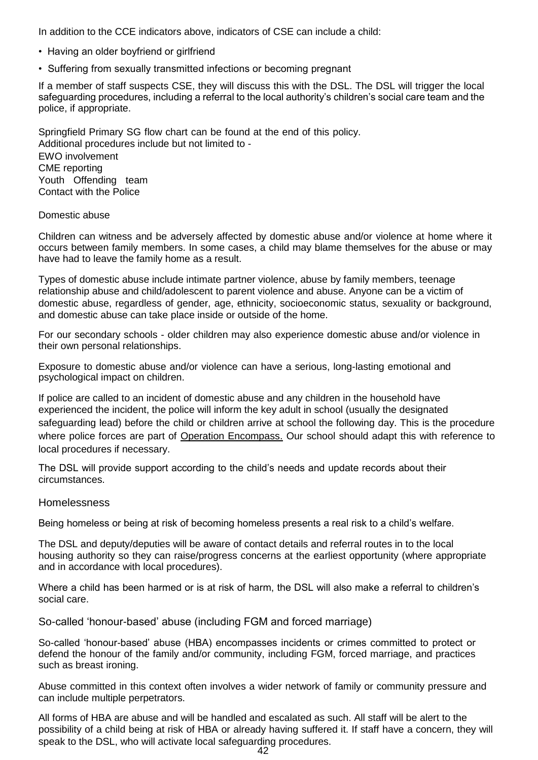In addition to the CCE indicators above, indicators of CSE can include a child:

- Having an older boyfriend or girlfriend
- Suffering from sexually transmitted infections or becoming pregnant

If a member of staff suspects CSE, they will discuss this with the DSL. The DSL will trigger the local safeguarding procedures, including a referral to the local authority's children's social care team and the police, if appropriate.

Springfield Primary SG flow chart can be found at the end of this policy.
Additional procedures include but not limited to -
EWO involvement
CME reporting
Youth Offending team
Contact with the Police

### Domestic abuse

Children can witness and be adversely affected by domestic abuse and/or violence at home where it occurs between family members. In some cases, a child may blame themselves for the abuse or may have had to leave the family home as a result.

Types of domestic abuse include intimate partner violence, abuse by family members, teenage relationship abuse and child/adolescent to parent violence and abuse. Anyone can be a victim of domestic abuse, regardless of gender, age, ethnicity, socioeconomic status, sexuality or background, and domestic abuse can take place inside or outside of the home.

For our secondary schools - older children may also experience domestic abuse and/or violence in their own personal relationships.

Exposure to domestic abuse and/or violence can have a serious, long-lasting emotional and psychological impact on children.

If police are called to an incident of domestic abuse and any children in the household have experienced the incident, the police will inform the key adult in school (usually the designated safeguarding lead) before the child or children arrive at school the following day. This is the procedure where police forces are part of Operation Encompass. Our school should adapt this with reference to local procedures if necessary.

The DSL will provide support according to the child's needs and update records about their circumstances.

### Homelessness

Being homeless or being at risk of becoming homeless presents a real risk to a child's welfare.

The DSL and deputy/deputies will be aware of contact details and referral routes in to the local housing authority so they can raise/progress concerns at the earliest opportunity (where appropriate and in accordance with local procedures).

Where a child has been harmed or is at risk of harm, the DSL will also make a referral to children's social care.

### So-called 'honour-based' abuse (including FGM and forced marriage)

So-called 'honour-based' abuse (HBA) encompasses incidents or crimes committed to protect or defend the honour of the family and/or community, including FGM, forced marriage, and practices such as breast ironing.

Abuse committed in this context often involves a wider network of family or community pressure and can include multiple perpetrators.

All forms of HBA are abuse and will be handled and escalated as such. All staff will be alert to the possibility of a child being at risk of HBA or already having suffered it. If staff have a concern, they will speak to the DSL, who will activate local safeguarding procedures.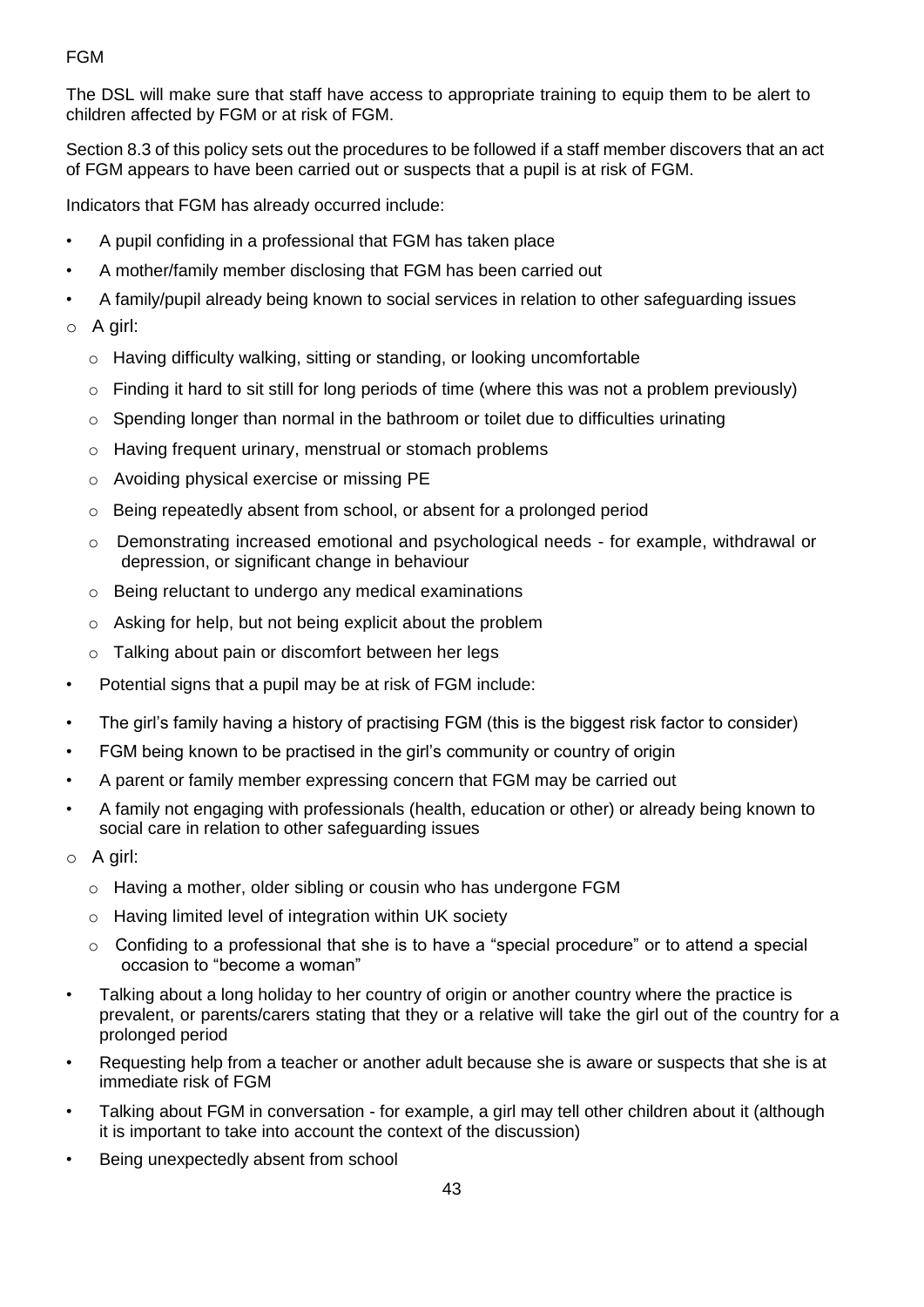FGM

The DSL will make sure that staff have access to appropriate training to equip them to be alert to children affected by FGM or at risk of FGM.

Section 8.3 of this policy sets out the procedures to be followed if a staff member discovers that an act of FGM appears to have been carried out or suspects that a pupil is at risk of FGM.

Indicators that FGM has already occurred include:

- A pupil confiding in a professional that FGM has taken place
- A mother/family member disclosing that FGM has been carried out
- A family/pupil already being known to social services in relation to other safeguarding issues
- A girl:
  - Having difficulty walking, sitting or standing, or looking uncomfortable
  - Finding it hard to sit still for long periods of time (where this was not a problem previously)
  - Spending longer than normal in the bathroom or toilet due to difficulties urinating
  - Having frequent urinary, menstrual or stomach problems
  - Avoiding physical exercise or missing PE
  - Being repeatedly absent from school, or absent for a prolonged period
  - Demonstrating increased emotional and psychological needs - for example, withdrawal or depression, or significant change in behaviour
  - Being reluctant to undergo any medical examinations
  - Asking for help, but not being explicit about the problem
  - Talking about pain or discomfort between her legs
- Potential signs that a pupil may be at risk of FGM include:
- The girl's family having a history of practising FGM (this is the biggest risk factor to consider)
- FGM being known to be practised in the girl's community or country of origin
- A parent or family member expressing concern that FGM may be carried out
- A family not engaging with professionals (health, education or other) or already being known to social care in relation to other safeguarding issues
- A girl:
  - Having a mother, older sibling or cousin who has undergone FGM
  - Having limited level of integration within UK society
  - Confiding to a professional that she is to have a "special procedure" or to attend a special occasion to "become a woman"
- Talking about a long holiday to her country of origin or another country where the practice is prevalent, or parents/carers stating that they or a relative will take the girl out of the country for a prolonged period
- Requesting help from a teacher or another adult because she is aware or suspects that she is at immediate risk of FGM
- Talking about FGM in conversation - for example, a girl may tell other children about it (although it is important to take into account the context of the discussion)
- Being unexpectedly absent from school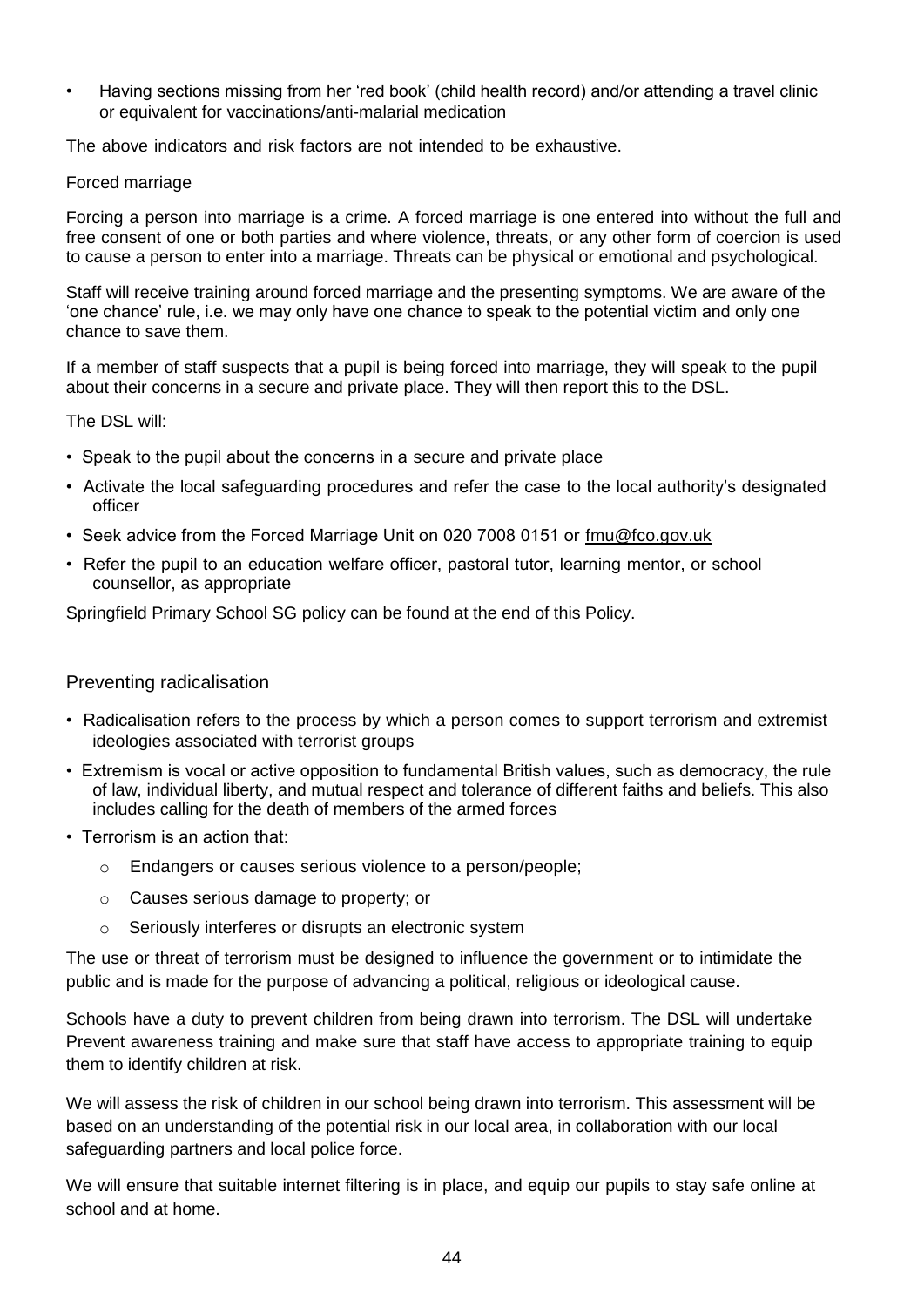- Having sections missing from her 'red book' (child health record) and/or attending a travel clinic or equivalent for vaccinations/anti-malarial medication

The above indicators and risk factors are not intended to be exhaustive.

Forced marriage

Forcing a person into marriage is a crime. A forced marriage is one entered into without the full and free consent of one or both parties and where violence, threats, or any other form of coercion is used to cause a person to enter into a marriage. Threats can be physical or emotional and psychological.

Staff will receive training around forced marriage and the presenting symptoms. We are aware of the 'one chance' rule, i.e. we may only have one chance to speak to the potential victim and only one chance to save them.

If a member of staff suspects that a pupil is being forced into marriage, they will speak to the pupil about their concerns in a secure and private place. They will then report this to the DSL.

The DSL will:

- Speak to the pupil about the concerns in a secure and private place
- Activate the local safeguarding procedures and refer the case to the local authority's designated officer
- Seek advice from the Forced Marriage Unit on 020 7008 0151 or fmu@fco.gov.uk
- Refer the pupil to an education welfare officer, pastoral tutor, learning mentor, or school counsellor, as appropriate

Springfield Primary School SG policy can be found at the end of this Policy.

## Preventing radicalisation

- Radicalisation refers to the process by which a person comes to support terrorism and extremist ideologies associated with terrorist groups
- Extremism is vocal or active opposition to fundamental British values, such as democracy, the rule of law, individual liberty, and mutual respect and tolerance of different faiths and beliefs. This also includes calling for the death of members of the armed forces
- Terrorism is an action that:
  - Endangers or causes serious violence to a person/people;
  - Causes serious damage to property; or
  - Seriously interferes or disrupts an electronic system

The use or threat of terrorism must be designed to influence the government or to intimidate the public and is made for the purpose of advancing a political, religious or ideological cause.

Schools have a duty to prevent children from being drawn into terrorism. The DSL will undertake Prevent awareness training and make sure that staff have access to appropriate training to equip them to identify children at risk.

We will assess the risk of children in our school being drawn into terrorism. This assessment will be based on an understanding of the potential risk in our local area, in collaboration with our local safeguarding partners and local police force.

We will ensure that suitable internet filtering is in place, and equip our pupils to stay safe online at school and at home.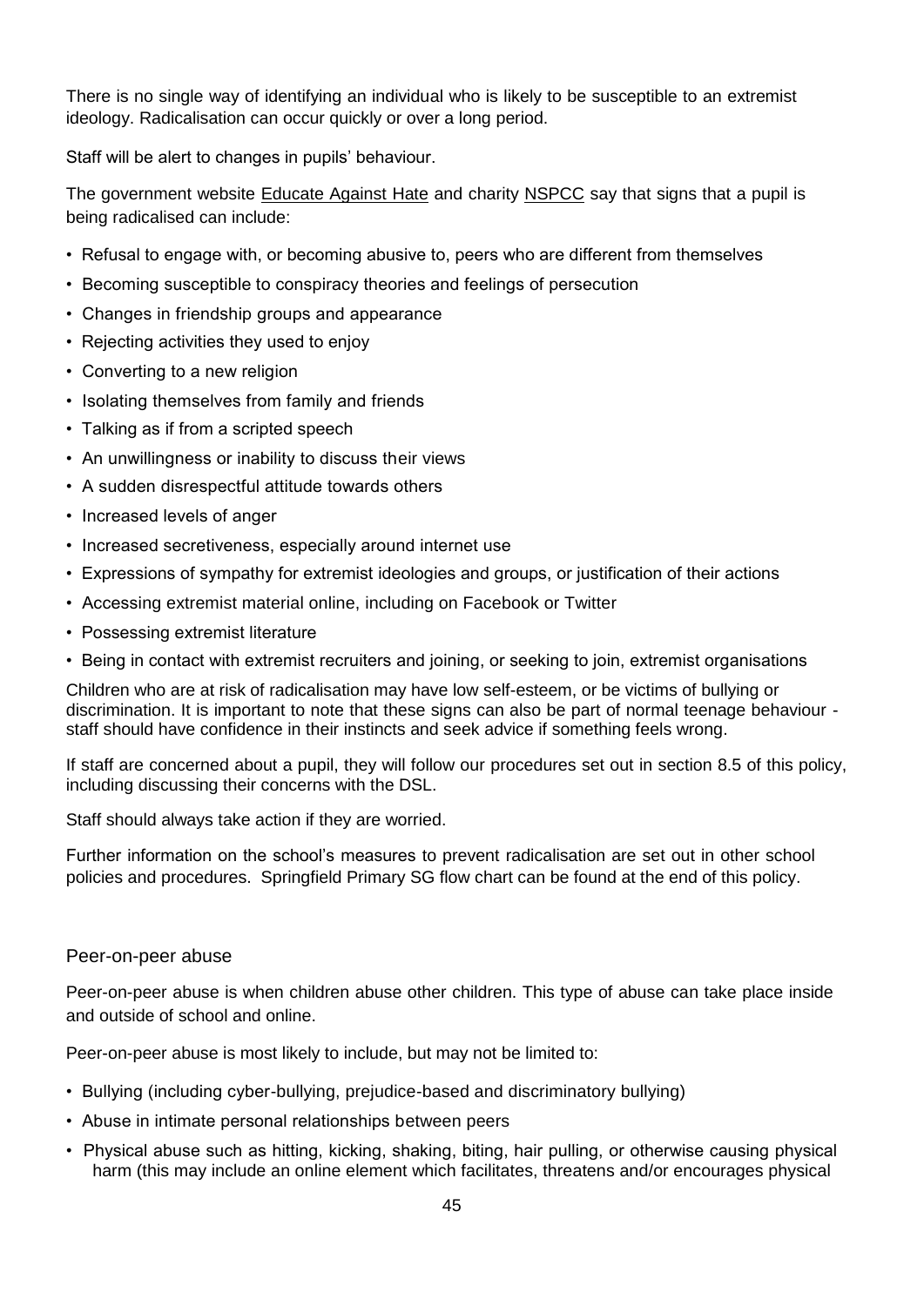There is no single way of identifying an individual who is likely to be susceptible to an extremist ideology. Radicalisation can occur quickly or over a long period.

Staff will be alert to changes in pupils' behaviour.

The government website Educate Against Hate and charity NSPCC say that signs that a pupil is being radicalised can include:

- Refusal to engage with, or becoming abusive to, peers who are different from themselves
- Becoming susceptible to conspiracy theories and feelings of persecution
- Changes in friendship groups and appearance
- Rejecting activities they used to enjoy
- Converting to a new religion
- Isolating themselves from family and friends
- Talking as if from a scripted speech
- An unwillingness or inability to discuss their views
- A sudden disrespectful attitude towards others
- Increased levels of anger
- Increased secretiveness, especially around internet use
- Expressions of sympathy for extremist ideologies and groups, or justification of their actions
- Accessing extremist material online, including on Facebook or Twitter
- Possessing extremist literature
- Being in contact with extremist recruiters and joining, or seeking to join, extremist organisations

Children who are at risk of radicalisation may have low self-esteem, or be victims of bullying or discrimination. It is important to note that these signs can also be part of normal teenage behaviour - staff should have confidence in their instincts and seek advice if something feels wrong.

If staff are concerned about a pupil, they will follow our procedures set out in section 8.5 of this policy, including discussing their concerns with the DSL.

Staff should always take action if they are worried.

Further information on the school's measures to prevent radicalisation are set out in other school policies and procedures. Springfield Primary SG flow chart can be found at the end of this policy.

## Peer-on-peer abuse

Peer-on-peer abuse is when children abuse other children. This type of abuse can take place inside and outside of school and online.

Peer-on-peer abuse is most likely to include, but may not be limited to:

- Bullying (including cyber-bullying, prejudice-based and discriminatory bullying)
- Abuse in intimate personal relationships between peers
- Physical abuse such as hitting, kicking, shaking, biting, hair pulling, or otherwise causing physical harm (this may include an online element which facilitates, threatens and/or encourages physical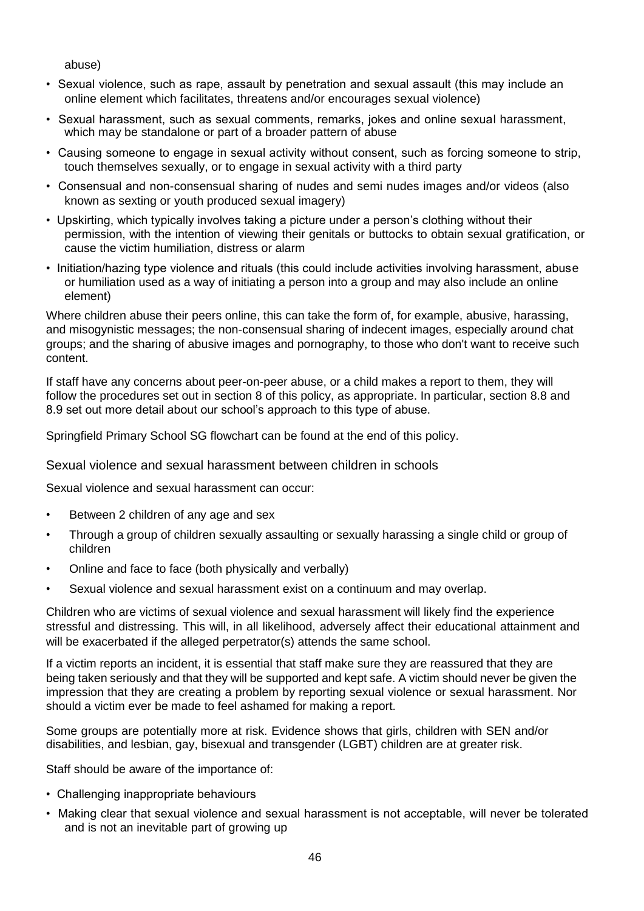abuse)

- Sexual violence, such as rape, assault by penetration and sexual assault (this may include an online element which facilitates, threatens and/or encourages sexual violence)
- Sexual harassment, such as sexual comments, remarks, jokes and online sexual harassment, which may be standalone or part of a broader pattern of abuse
- Causing someone to engage in sexual activity without consent, such as forcing someone to strip, touch themselves sexually, or to engage in sexual activity with a third party
- Consensual and non-consensual sharing of nudes and semi nudes images and/or videos (also known as sexting or youth produced sexual imagery)
- Upskirting, which typically involves taking a picture under a person's clothing without their permission, with the intention of viewing their genitals or buttocks to obtain sexual gratification, or cause the victim humiliation, distress or alarm
- Initiation/hazing type violence and rituals (this could include activities involving harassment, abuse or humiliation used as a way of initiating a person into a group and may also include an online element)

Where children abuse their peers online, this can take the form of, for example, abusive, harassing, and misogynistic messages; the non-consensual sharing of indecent images, especially around chat groups; and the sharing of abusive images and pornography, to those who don't want to receive such content.

If staff have any concerns about peer-on-peer abuse, or a child makes a report to them, they will follow the procedures set out in section 8 of this policy, as appropriate. In particular, section 8.8 and 8.9 set out more detail about our school's approach to this type of abuse.

Springfield Primary School SG flowchart can be found at the end of this policy.

## Sexual violence and sexual harassment between children in schools

Sexual violence and sexual harassment can occur:

- Between 2 children of any age and sex
- Through a group of children sexually assaulting or sexually harassing a single child or group of children
- Online and face to face (both physically and verbally)
- Sexual violence and sexual harassment exist on a continuum and may overlap.

Children who are victims of sexual violence and sexual harassment will likely find the experience stressful and distressing. This will, in all likelihood, adversely affect their educational attainment and will be exacerbated if the alleged perpetrator(s) attends the same school.

If a victim reports an incident, it is essential that staff make sure they are reassured that they are being taken seriously and that they will be supported and kept safe. A victim should never be given the impression that they are creating a problem by reporting sexual violence or sexual harassment. Nor should a victim ever be made to feel ashamed for making a report.

Some groups are potentially more at risk. Evidence shows that girls, children with SEN and/or disabilities, and lesbian, gay, bisexual and transgender (LGBT) children are at greater risk.

Staff should be aware of the importance of:

- Challenging inappropriate behaviours
- Making clear that sexual violence and sexual harassment is not acceptable, will never be tolerated and is not an inevitable part of growing up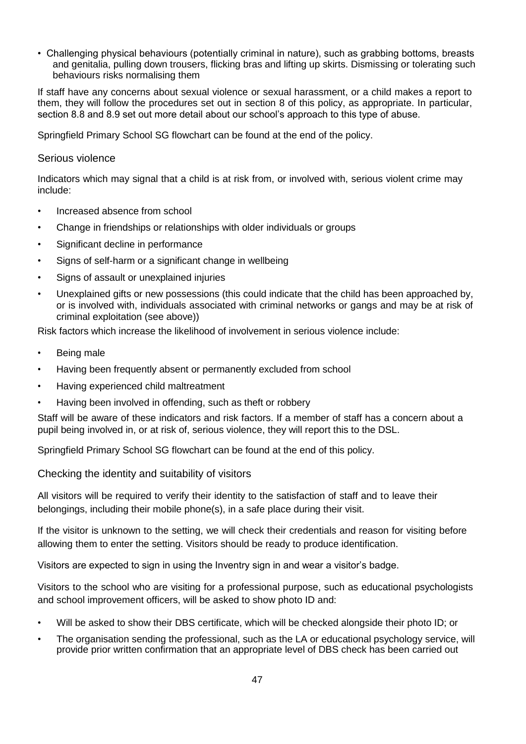- Challenging physical behaviours (potentially criminal in nature), such as grabbing bottoms, breasts and genitalia, pulling down trousers, flicking bras and lifting up skirts. Dismissing or tolerating such behaviours risks normalising them

If staff have any concerns about sexual violence or sexual harassment, or a child makes a report to them, they will follow the procedures set out in section 8 of this policy, as appropriate. In particular, section 8.8 and 8.9 set out more detail about our school's approach to this type of abuse.

Springfield Primary School SG flowchart can be found at the end of the policy.

### Serious violence

Indicators which may signal that a child is at risk from, or involved with, serious violent crime may include:

- Increased absence from school
- Change in friendships or relationships with older individuals or groups
- Significant decline in performance
- Signs of self-harm or a significant change in wellbeing
- Signs of assault or unexplained injuries
- Unexplained gifts or new possessions (this could indicate that the child has been approached by, or is involved with, individuals associated with criminal networks or gangs and may be at risk of criminal exploitation (see above))

Risk factors which increase the likelihood of involvement in serious violence include:

- Being male
- Having been frequently absent or permanently excluded from school
- Having experienced child maltreatment
- Having been involved in offending, such as theft or robbery

Staff will be aware of these indicators and risk factors. If a member of staff has a concern about a pupil being involved in, or at risk of, serious violence, they will report this to the DSL.

Springfield Primary School SG flowchart can be found at the end of this policy.

### Checking the identity and suitability of visitors

All visitors will be required to verify their identity to the satisfaction of staff and to leave their belongings, including their mobile phone(s), in a safe place during their visit.

If the visitor is unknown to the setting, we will check their credentials and reason for visiting before allowing them to enter the setting. Visitors should be ready to produce identification.

Visitors are expected to sign in using the Inventry sign in and wear a visitor's badge.

Visitors to the school who are visiting for a professional purpose, such as educational psychologists and school improvement officers, will be asked to show photo ID and:

- Will be asked to show their DBS certificate, which will be checked alongside their photo ID; or
- The organisation sending the professional, such as the LA or educational psychology service, will provide prior written confirmation that an appropriate level of DBS check has been carried out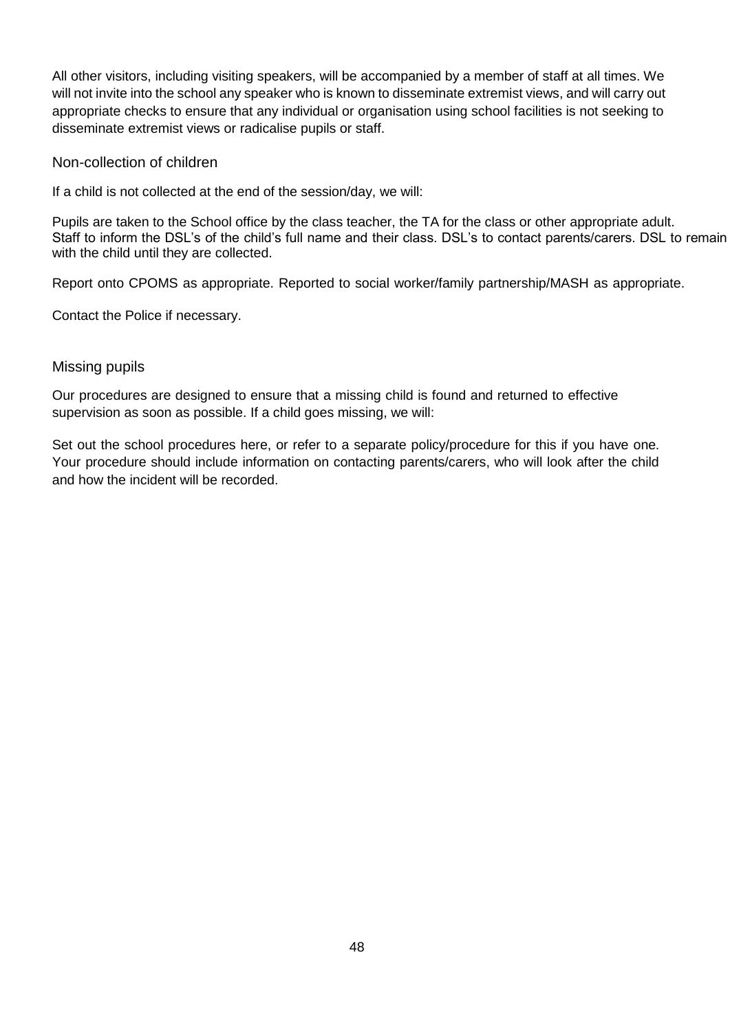All other visitors, including visiting speakers, will be accompanied by a member of staff at all times. We will not invite into the school any speaker who is known to disseminate extremist views, and will carry out appropriate checks to ensure that any individual or organisation using school facilities is not seeking to disseminate extremist views or radicalise pupils or staff.

### Non-collection of children

If a child is not collected at the end of the session/day, we will:

Pupils are taken to the School office by the class teacher, the TA for the class or other appropriate adult. Staff to inform the DSL's of the child's full name and their class. DSL's to contact parents/carers. DSL to remain with the child until they are collected.

Report onto CPOMS as appropriate. Reported to social worker/family partnership/MASH as appropriate.

Contact the Police if necessary.

### Missing pupils

Our procedures are designed to ensure that a missing child is found and returned to effective supervision as soon as possible. If a child goes missing, we will:

Set out the school procedures here, or refer to a separate policy/procedure for this if you have one. Your procedure should include information on contacting parents/carers, who will look after the child and how the incident will be recorded.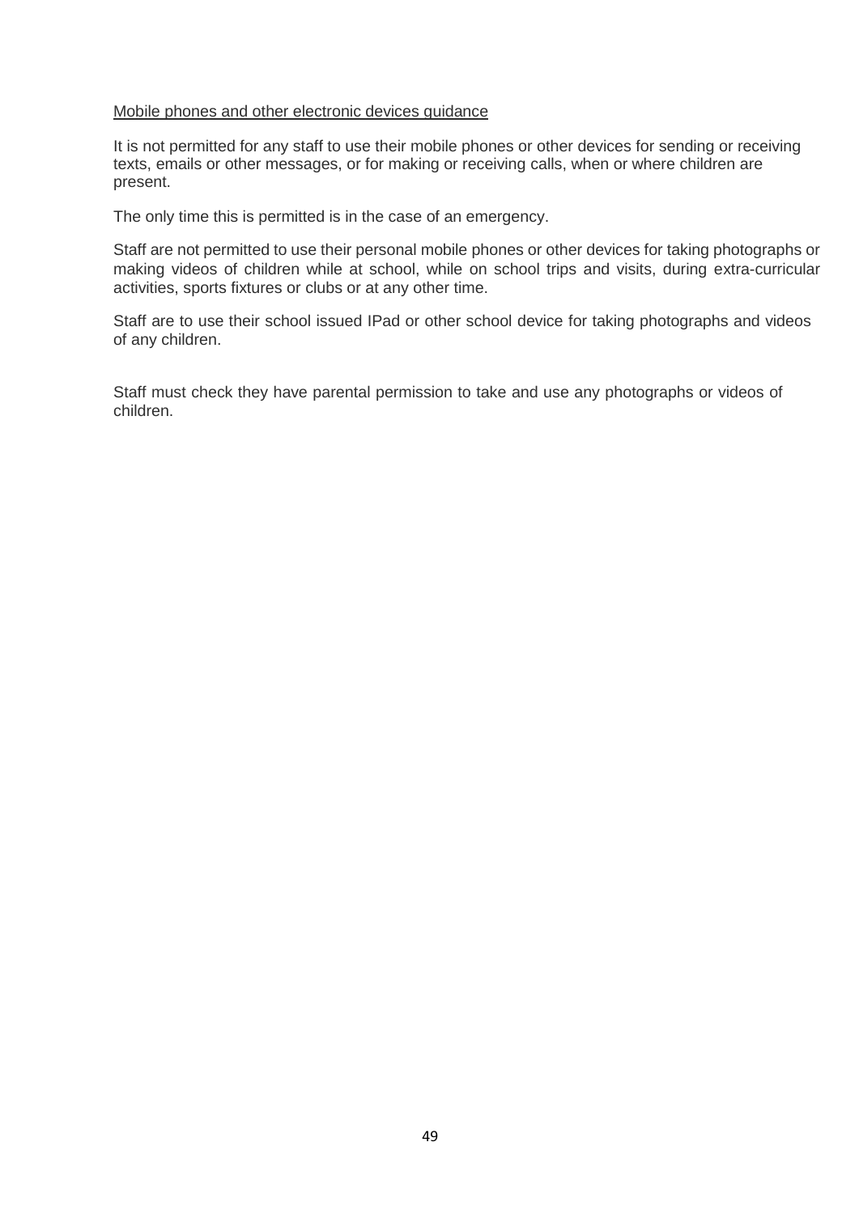<u>Mobile phones and other electronic devices guidance</u>

It is not permitted for any staff to use their mobile phones or other devices for sending or receiving texts, emails or other messages, or for making or receiving calls, when or where children are present.

The only time this is permitted is in the case of an emergency.

Staff are not permitted to use their personal mobile phones or other devices for taking photographs or making videos of children while at school, while on school trips and visits, during extra-curricular activities, sports fixtures or clubs or at any other time.

Staff are to use their school issued IPad or other school device for taking photographs and videos of any children.

Staff must check they have parental permission to take and use any photographs or videos of children.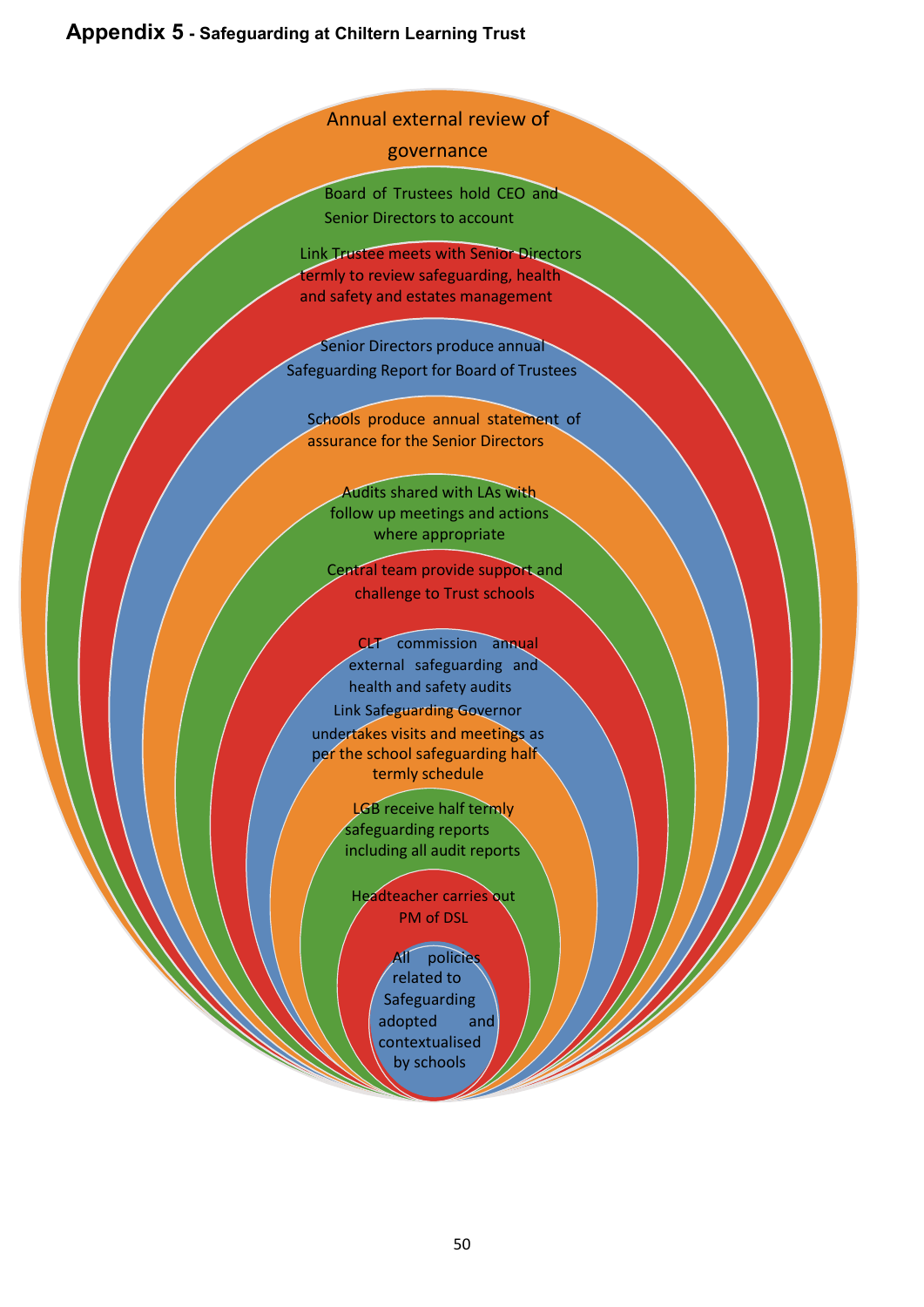# Appendix 5 - Safeguarding at Chiltern Learning Trust

Annual external review of governance

Board of Trustees hold CEO and Senior Directors to account

Link Trustee meets with Senior Directors termly to review safeguarding, health and safety and estates management

Senior Directors produce annual Safeguarding Report for Board of Trustees

Schools produce annual statement of assurance for the Senior Directors

Audits shared with LAs with follow up meetings and actions where appropriate

Central team provide support and challenge to Trust schools

CLT commission annual external safeguarding and health and safety audits

Link Safeguarding Governor undertakes visits and meetings as per the school safeguarding half termly schedule

LGB receive half termly safeguarding reports including all audit reports

Headteacher carries out PM of DSL

All policies related to Safeguarding adopted and contextualised by schools